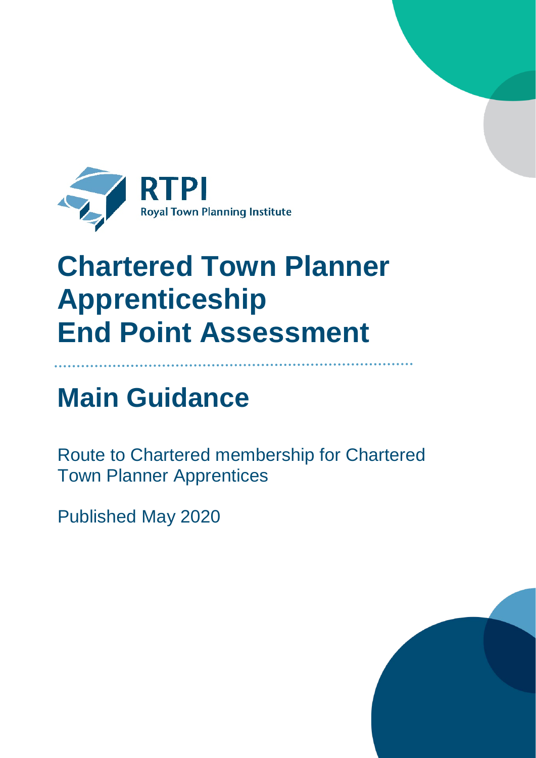RTPI
Royal Town Planning Institute

# Chartered Town Planner Apprenticeship End Point Assessment

## Main Guidance

Route to Chartered membership for Chartered Town Planner Apprentices

Published May 2020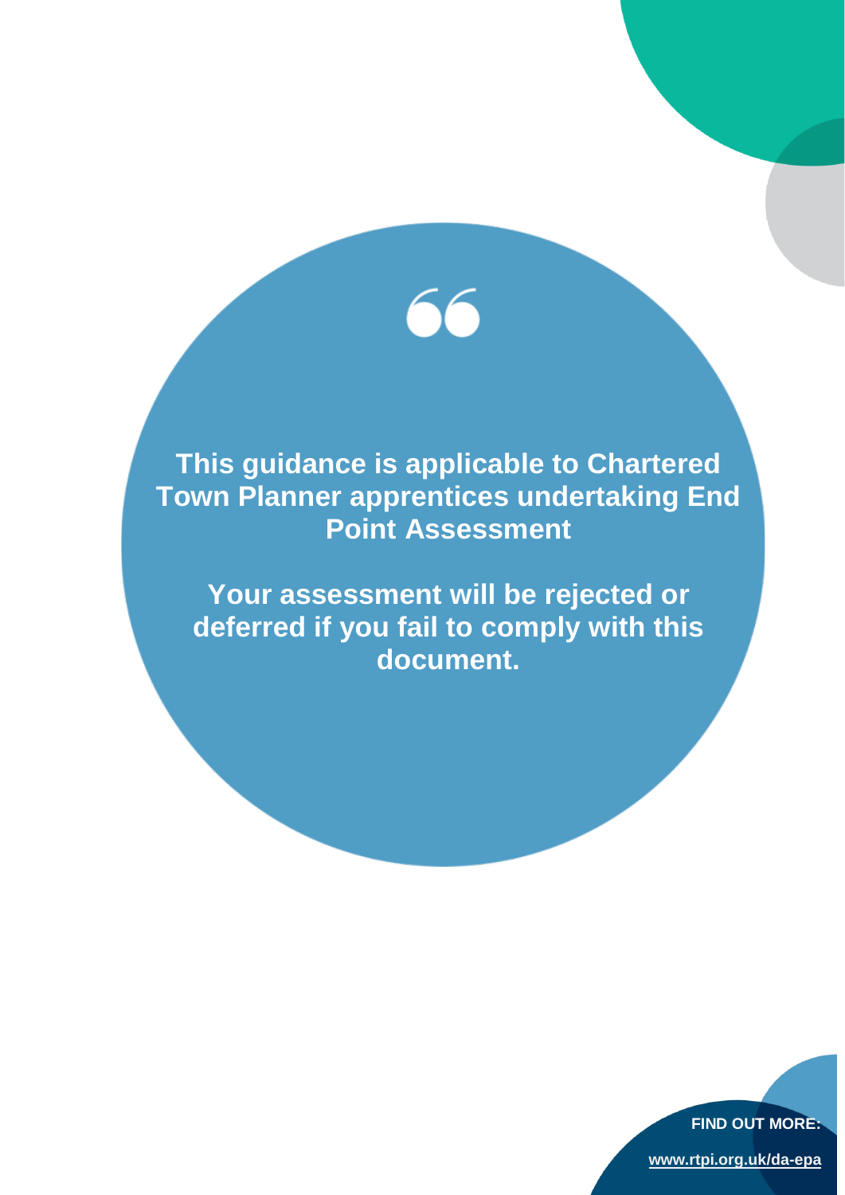**This guidance is applicable to Chartered Town Planner apprentices undertaking End Point Assessment**

**Your assessment will be rejected or deferred if you fail to comply with this document.**

**FIND OUT MORE:**

**www.rtpi.org.uk/da-epa**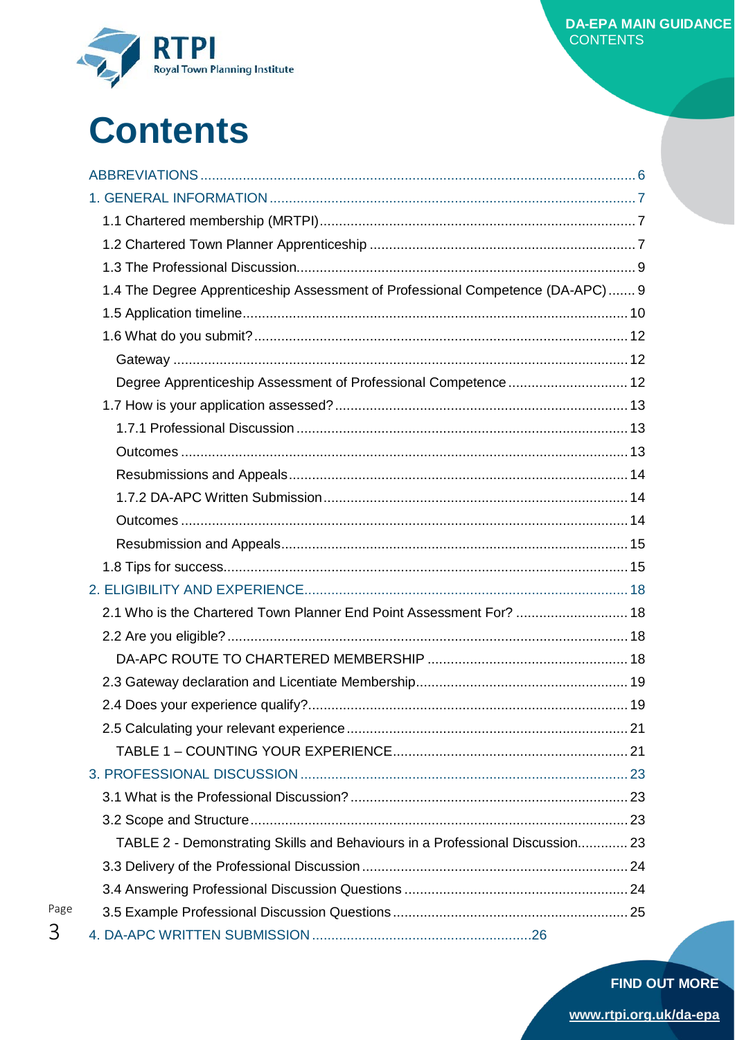# Contents

- ABBREVIATIONS .......... 6
- 1. GENERAL INFORMATION .......... 7
  - 1.1 Chartered membership (MRTPI) .......... 7
  - 1.2 Chartered Town Planner Apprenticeship .......... 7
  - 1.3 The Professional Discussion .......... 9
  - 1.4 The Degree Apprenticeship Assessment of Professional Competence (DA-APC) .......... 9
  - 1.5 Application timeline .......... 10
  - 1.6 What do you submit? .......... 12
    - Gateway .......... 12
    - Degree Apprenticeship Assessment of Professional Competence .......... 12
  - 1.7 How is your application assessed? .......... 13
    - 1.7.1 Professional Discussion .......... 13
    - Outcomes .......... 13
    - Resubmissions and Appeals .......... 14
    - 1.7.2 DA-APC Written Submission .......... 14
    - Outcomes .......... 14
    - Resubmission and Appeals .......... 15
  - 1.8 Tips for success .......... 15
- 2. ELIGIBILITY AND EXPERIENCE .......... 18
  - 2.1 Who is the Chartered Town Planner End Point Assessment For? .......... 18
  - 2.2 Are you eligible? .......... 18
    - DA-APC ROUTE TO CHARTERED MEMBERSHIP .......... 18
  - 2.3 Gateway declaration and Licentiate Membership .......... 19
  - 2.4 Does your experience qualify? .......... 19
  - 2.5 Calculating your relevant experience .......... 21
    - TABLE 1 – COUNTING YOUR EXPERIENCE .......... 21
- 3. PROFESSIONAL DISCUSSION .......... 23
  - 3.1 What is the Professional Discussion? .......... 23
  - 3.2 Scope and Structure .......... 23
    - TABLE 2 - Demonstrating Skills and Behaviours in a Professional Discussion .......... 23
  - 3.3 Delivery of the Professional Discussion .......... 24
  - 3.4 Answering Professional Discussion Questions .......... 24
  - 3.5 Example Professional Discussion Questions .......... 25
- 4. DA-APC WRITTEN SUBMISSION .......... 26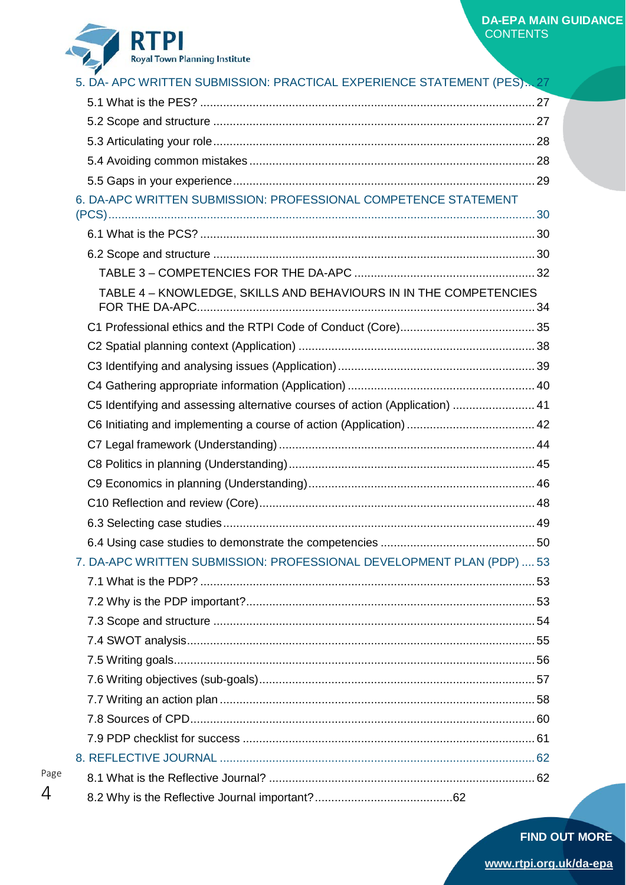5. DA- APC WRITTEN SUBMISSION: PRACTICAL EXPERIENCE STATEMENT (PES)... 27

- 5.1 What is the PES? ... 27
- 5.2 Scope and structure ... 27
- 5.3 Articulating your role ... 28
- 5.4 Avoiding common mistakes ... 28
- 5.5 Gaps in your experience ... 29

6. DA-APC WRITTEN SUBMISSION: PROFESSIONAL COMPETENCE STATEMENT (PCS) ... 30

- 6.1 What is the PCS? ... 30
- 6.2 Scope and structure ... 30
  - TABLE 3 – COMPETENCIES FOR THE DA-APC ... 32
  - TABLE 4 – KNOWLEDGE, SKILLS AND BEHAVIOURS IN IN THE COMPETENCIES FOR THE DA-APC ... 34
- C1 Professional ethics and the RTPI Code of Conduct (Core) ... 35
- C2 Spatial planning context (Application) ... 38
- C3 Identifying and analysing issues (Application) ... 39
- C4 Gathering appropriate information (Application) ... 40
- C5 Identifying and assessing alternative courses of action (Application) ... 41
- C6 Initiating and implementing a course of action (Application) ... 42
- C7 Legal framework (Understanding) ... 44
- C8 Politics in planning (Understanding) ... 45
- C9 Economics in planning (Understanding) ... 46
- C10 Reflection and review (Core) ... 48
- 6.3 Selecting case studies ... 49
- 6.4 Using case studies to demonstrate the competencies ... 50

7. DA-APC WRITTEN SUBMISSION: PROFESSIONAL DEVELOPMENT PLAN (PDP) .... 53

- 7.1 What is the PDP? ... 53
- 7.2 Why is the PDP important? ... 53
- 7.3 Scope and structure ... 54
- 7.4 SWOT analysis ... 55
- 7.5 Writing goals ... 56
- 7.6 Writing objectives (sub-goals) ... 57
- 7.7 Writing an action plan ... 58
- 7.8 Sources of CPD ... 60
- 7.9 PDP checklist for success ... 61

8. REFLECTIVE JOURNAL ... 62

- 8.1 What is the Reflective Journal? ... 62
- 8.2 Why is the Reflective Journal important? ... 62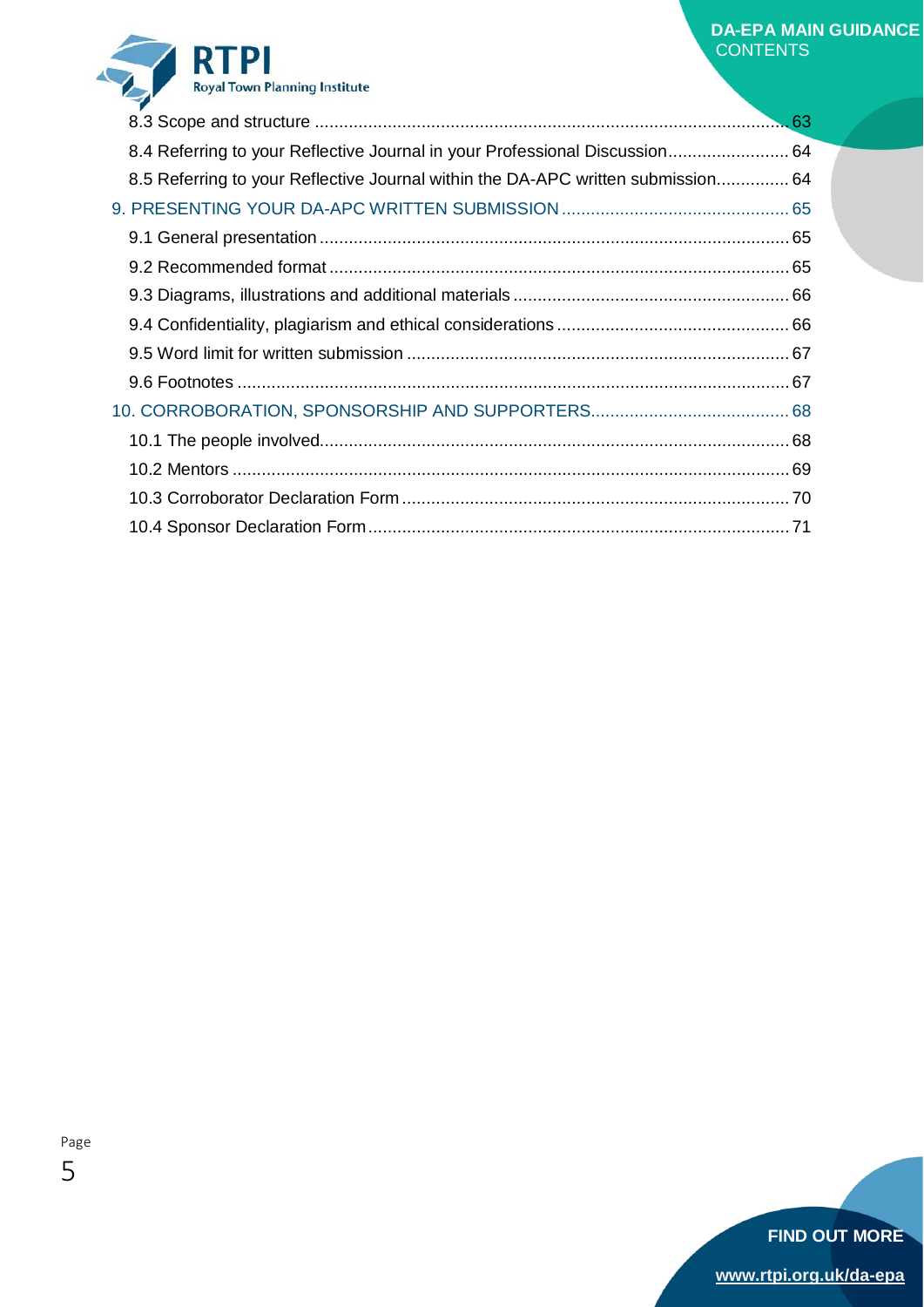8.3 Scope and structure ..... 63

8.4 Referring to your Reflective Journal in your Professional Discussion ..... 64

8.5 Referring to your Reflective Journal within the DA-APC written submission ..... 64

9. PRESENTING YOUR DA-APC WRITTEN SUBMISSION ..... 65

9.1 General presentation ..... 65

9.2 Recommended format ..... 65

9.3 Diagrams, illustrations and additional materials ..... 66

9.4 Confidentiality, plagiarism and ethical considerations ..... 66

9.5 Word limit for written submission ..... 67

9.6 Footnotes ..... 67

10. CORROBORATION, SPONSORSHIP AND SUPPORTERS ..... 68

10.1 The people involved ..... 68

10.2 Mentors ..... 69

10.3 Corroborator Declaration Form ..... 70

10.4 Sponsor Declaration Form ..... 71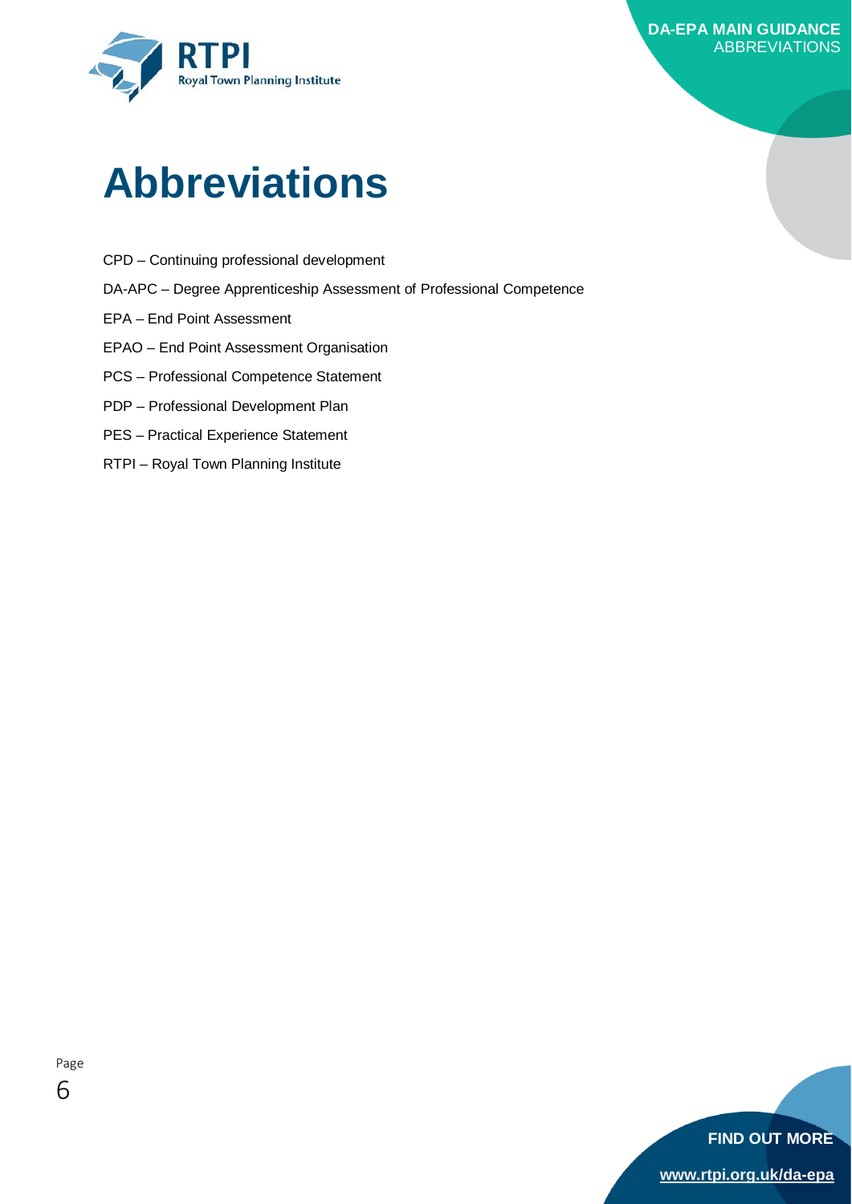# Abbreviations

CPD – Continuing professional development

DA-APC – Degree Apprenticeship Assessment of Professional Competence

EPA – End Point Assessment

EPAO – End Point Assessment Organisation

PCS – Professional Competence Statement

PDP – Professional Development Plan

PES – Practical Experience Statement

RTPI – Royal Town Planning Institute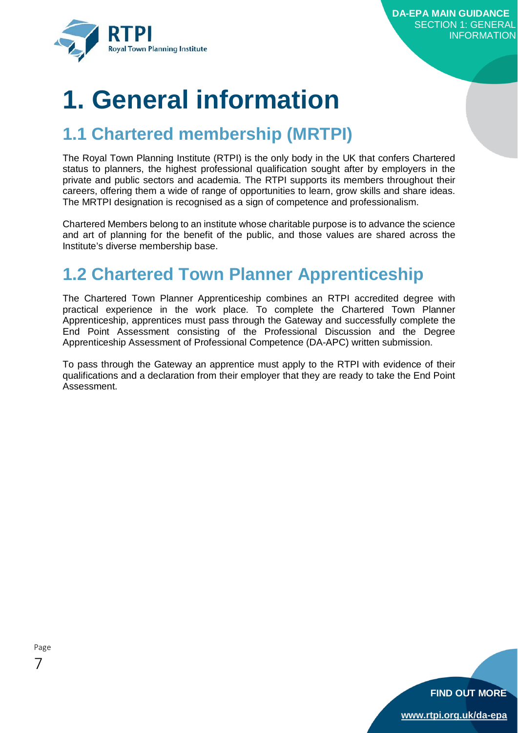# 1. General information

## 1.1 Chartered membership (MRTPI)

The Royal Town Planning Institute (RTPI) is the only body in the UK that confers Chartered status to planners, the highest professional qualification sought after by employers in the private and public sectors and academia. The RTPI supports its members throughout their careers, offering them a wide of range of opportunities to learn, grow skills and share ideas. The MRTPI designation is recognised as a sign of competence and professionalism.

Chartered Members belong to an institute whose charitable purpose is to advance the science and art of planning for the benefit of the public, and those values are shared across the Institute's diverse membership base.

## 1.2 Chartered Town Planner Apprenticeship

The Chartered Town Planner Apprenticeship combines an RTPI accredited degree with practical experience in the work place. To complete the Chartered Town Planner Apprenticeship, apprentices must pass through the Gateway and successfully complete the End Point Assessment consisting of the Professional Discussion and the Degree Apprenticeship Assessment of Professional Competence (DA-APC) written submission.

To pass through the Gateway an apprentice must apply to the RTPI with evidence of their qualifications and a declaration from their employer that they are ready to take the End Point Assessment.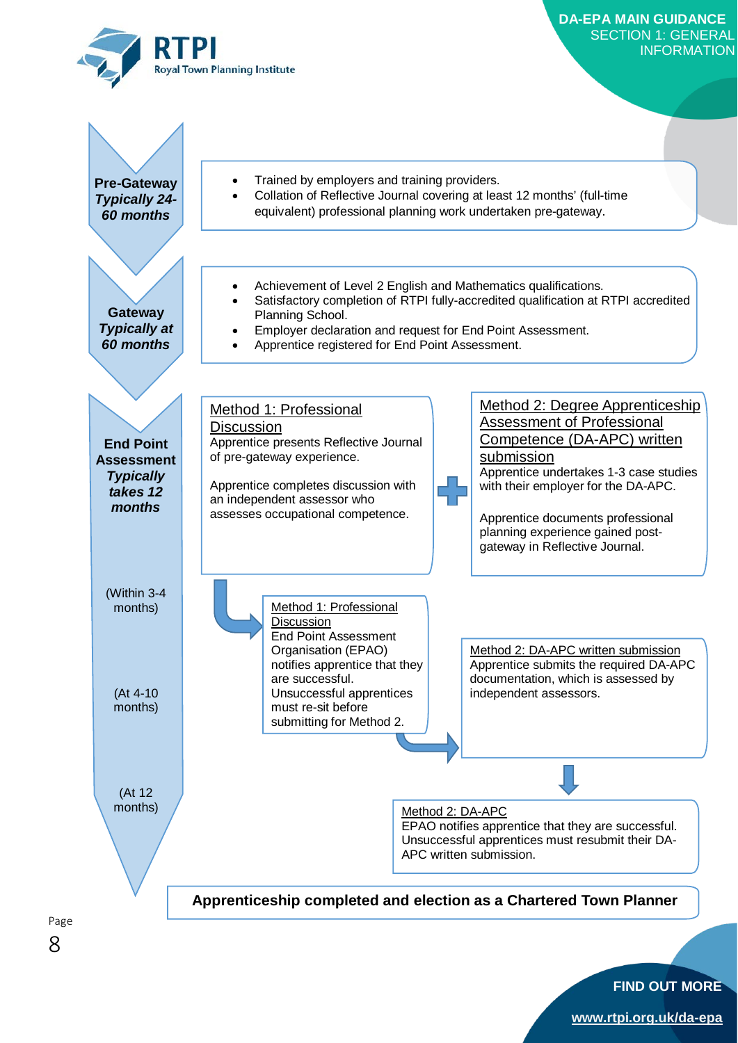**Pre-Gateway** *Typically 24-60 months*

- Trained by employers and training providers.
- Collation of Reflective Journal covering at least 12 months' (full-time equivalent) professional planning work undertaken pre-gateway.

**Gateway** *Typically at 60 months*

- Achievement of Level 2 English and Mathematics qualifications.
- Satisfactory completion of RTPI fully-accredited qualification at RTPI accredited Planning School.
- Employer declaration and request for End Point Assessment.
- Apprentice registered for End Point Assessment.

**End Point Assessment** *Typically takes 12 months*

Method 1: Professional Discussion

Apprentice presents Reflective Journal of pre-gateway experience.

Apprentice completes discussion with an independent assessor who assesses occupational competence.

+

Method 2: Degree Apprenticeship Assessment of Professional Competence (DA-APC) written submission

Apprentice undertakes 1-3 case studies with their employer for the DA-APC.

Apprentice documents professional planning experience gained post-gateway in Reflective Journal.

(Within 3-4 months)

Method 1: Professional Discussion

End Point Assessment Organisation (EPAO) notifies apprentice that they are successful. Unsuccessful apprentices must re-sit before submitting for Method 2.

(At 4-10 months)

Method 2: DA-APC written submission

Apprentice submits the required DA-APC documentation, which is assessed by independent assessors.

(At 12 months)

Method 2: DA-APC

EPAO notifies apprentice that they are successful. Unsuccessful apprentices must resubmit their DA-APC written submission.

**Apprenticeship completed and election as a Chartered Town Planner**

FIND OUT MORE

www.rtpi.org.uk/da-epa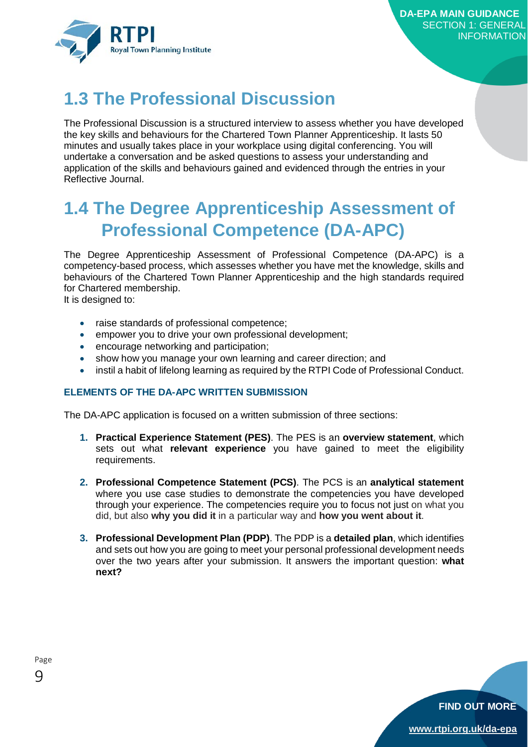## 1.3 The Professional Discussion

The Professional Discussion is a structured interview to assess whether you have developed the key skills and behaviours for the Chartered Town Planner Apprenticeship. It lasts 50 minutes and usually takes place in your workplace using digital conferencing. You will undertake a conversation and be asked questions to assess your understanding and application of the skills and behaviours gained and evidenced through the entries in your Reflective Journal.

## 1.4 The Degree Apprenticeship Assessment of Professional Competence (DA-APC)

The Degree Apprenticeship Assessment of Professional Competence (DA-APC) is a competency-based process, which assesses whether you have met the knowledge, skills and behaviours of the Chartered Town Planner Apprenticeship and the high standards required for Chartered membership.
It is designed to:

- raise standards of professional competence;
- empower you to drive your own professional development;
- encourage networking and participation;
- show how you manage your own learning and career direction; and
- instil a habit of lifelong learning as required by the RTPI Code of Professional Conduct.

#### ELEMENTS OF THE DA-APC WRITTEN SUBMISSION

The DA-APC application is focused on a written submission of three sections:

1. **Practical Experience Statement (PES)**. The PES is an **overview statement**, which sets out what **relevant experience** you have gained to meet the eligibility requirements.

2. **Professional Competence Statement (PCS)**. The PCS is an **analytical statement** where you use case studies to demonstrate the competencies you have developed through your experience. The competencies require you to focus not just on what you did, but also **why you did it** in a particular way and **how you went about it**.

3. **Professional Development Plan (PDP)**. The PDP is a **detailed plan**, which identifies and sets out how you are going to meet your personal professional development needs over the two years after your submission. It answers the important question: **what next?**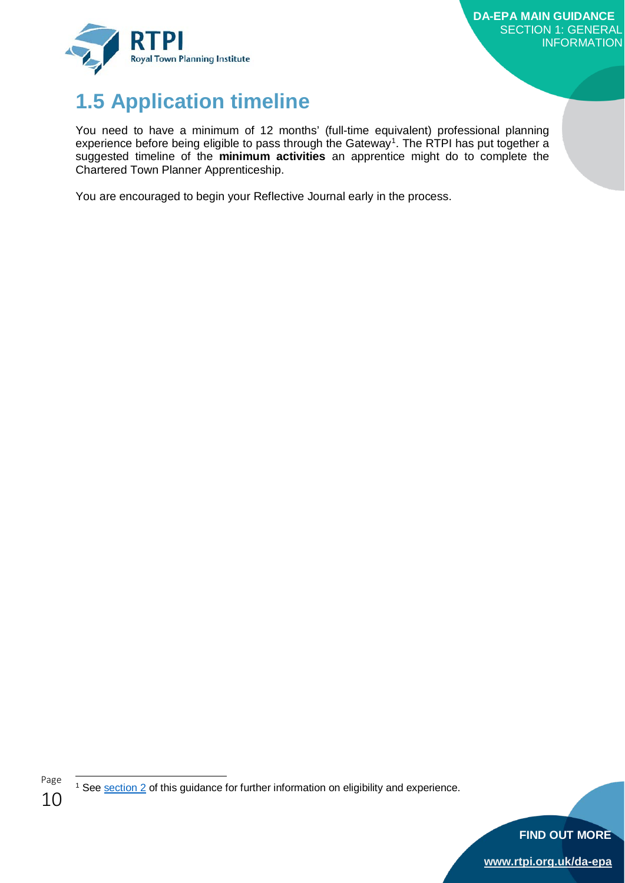## 1.5 Application timeline

You need to have a minimum of 12 months' (full-time equivalent) professional planning experience before being eligible to pass through the Gateway[1]. The RTPI has put together a suggested timeline of the **minimum activities** an apprentice might do to complete the Chartered Town Planner Apprenticeship.

You are encouraged to begin your Reflective Journal early in the process.

[1] See section 2 of this guidance for further information on eligibility and experience.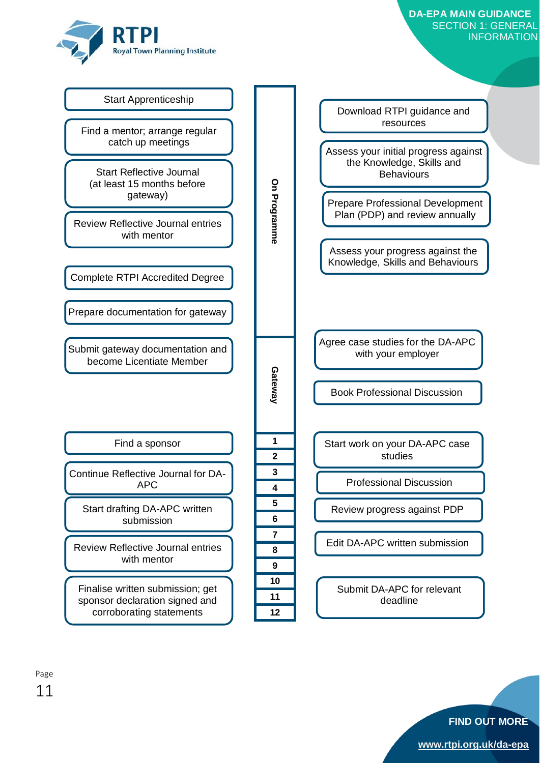## On Programme

**Left column:**

- Start Apprenticeship
- Find a mentor; arrange regular catch up meetings
- Start Reflective Journal (at least 15 months before gateway)
- Review Reflective Journal entries with mentor
- Complete RTPI Accredited Degree
- Prepare documentation for gateway

**Right column:**

- Download RTPI guidance and resources
- Assess your initial progress against the Knowledge, Skills and Behaviours
- Prepare Professional Development Plan (PDP) and review annually
- Assess your progress against the Knowledge, Skills and Behaviours

## Gateway

**Left column:**

- Submit gateway documentation and become Licentiate Member

**Right column:**

- Agree case studies for the DA-APC with your employer
- Book Professional Discussion

## Months 1–12

**Left column:**

- Find a sponsor
- Continue Reflective Journal for DA-APC
- Start drafting DA-APC written submission
- Review Reflective Journal entries with mentor
- Finalise written submission; get sponsor declaration signed and corroborating statements

**Right column:**

- Start work on your DA-APC case studies
- Professional Discussion
- Review progress against PDP
- Edit DA-APC written submission
- Submit DA-APC for relevant deadline

FIND OUT MORE

www.rtpi.org.uk/da-epa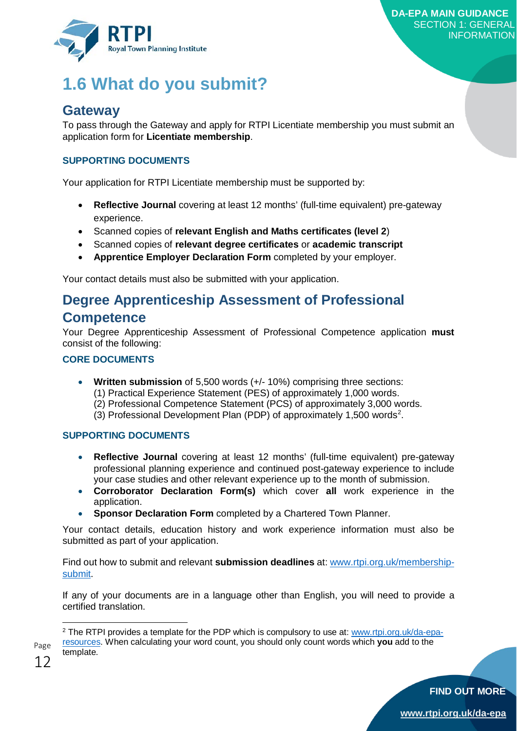# 1.6 What do you submit?

## Gateway

To pass through the Gateway and apply for RTPI Licentiate membership you must submit an application form for **Licentiate membership**.

### SUPPORTING DOCUMENTS

Your application for RTPI Licentiate membership must be supported by:

- **Reflective Journal** covering at least 12 months' (full-time equivalent) pre-gateway experience.
- Scanned copies of **relevant English and Maths certificates (level 2**)
- Scanned copies of **relevant degree certificates** or **academic transcript**
- **Apprentice Employer Declaration Form** completed by your employer.

Your contact details must also be submitted with your application.

## Degree Apprenticeship Assessment of Professional Competence

Your Degree Apprenticeship Assessment of Professional Competence application **must** consist of the following:

### CORE DOCUMENTS

- **Written submission** of 5,500 words (+/- 10%) comprising three sections:
  (1) Practical Experience Statement (PES) of approximately 1,000 words.
  (2) Professional Competence Statement (PCS) of approximately 3,000 words.
  (3) Professional Development Plan (PDP) of approximately 1,500 words[2].

### SUPPORTING DOCUMENTS

- **Reflective Journal** covering at least 12 months' (full-time equivalent) pre-gateway professional planning experience and continued post-gateway experience to include your case studies and other relevant experience up to the month of submission.
- **Corroborator Declaration Form(s)** which cover **all** work experience in the application.
- **Sponsor Declaration Form** completed by a Chartered Town Planner.

Your contact details, education history and work experience information must also be submitted as part of your application.

Find out how to submit and relevant **submission deadlines** at: www.rtpi.org.uk/membership-submit.

If any of your documents are in a language other than English, you will need to provide a certified translation.

[2] The RTPI provides a template for the PDP which is compulsory to use at: www.rtpi.org.uk/da-epa-resources. When calculating your word count, you should only count words which **you** add to the template.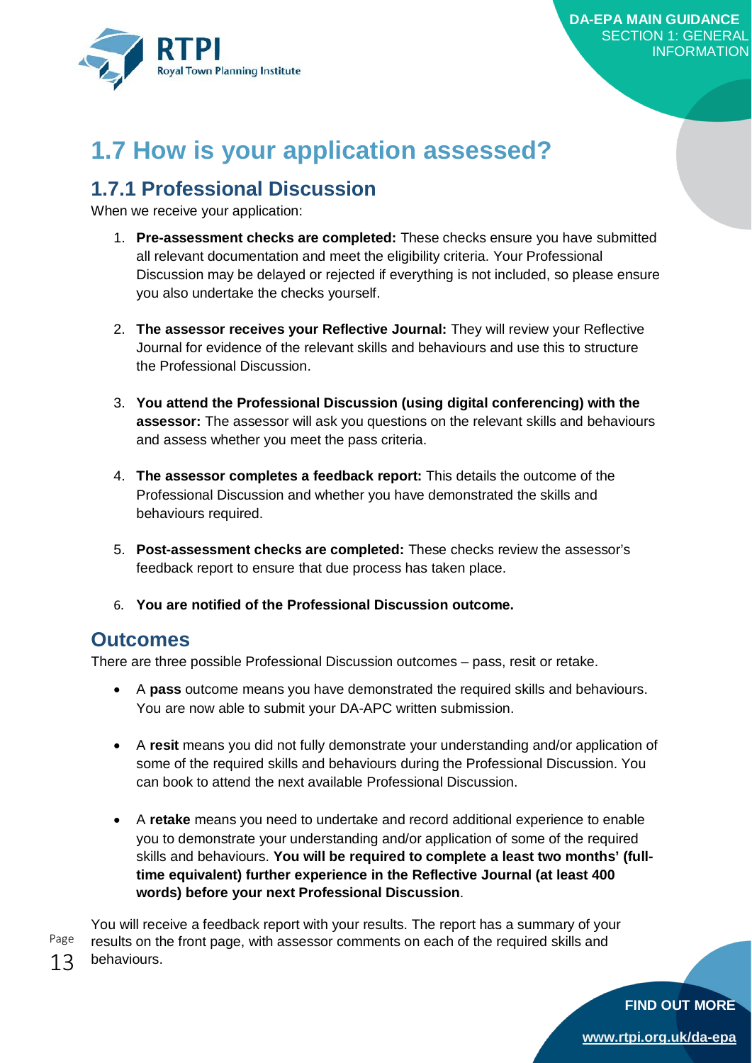# 1.7 How is your application assessed?

## 1.7.1 Professional Discussion

When we receive your application:

1. **Pre-assessment checks are completed:** These checks ensure you have submitted all relevant documentation and meet the eligibility criteria. Your Professional Discussion may be delayed or rejected if everything is not included, so please ensure you also undertake the checks yourself.

2. **The assessor receives your Reflective Journal:** They will review your Reflective Journal for evidence of the relevant skills and behaviours and use this to structure the Professional Discussion.

3. **You attend the Professional Discussion (using digital conferencing) with the assessor:** The assessor will ask you questions on the relevant skills and behaviours and assess whether you meet the pass criteria.

4. **The assessor completes a feedback report:** This details the outcome of the Professional Discussion and whether you have demonstrated the skills and behaviours required.

5. **Post-assessment checks are completed:** These checks review the assessor's feedback report to ensure that due process has taken place.

6. **You are notified of the Professional Discussion outcome.**

## Outcomes

There are three possible Professional Discussion outcomes – pass, resit or retake.

- A **pass** outcome means you have demonstrated the required skills and behaviours. You are now able to submit your DA-APC written submission.

- A **resit** means you did not fully demonstrate your understanding and/or application of some of the required skills and behaviours during the Professional Discussion. You can book to attend the next available Professional Discussion.

- A **retake** means you need to undertake and record additional experience to enable you to demonstrate your understanding and/or application of some of the required skills and behaviours. **You will be required to complete a least two months' (full-time equivalent) further experience in the Reflective Journal (at least 400 words) before your next Professional Discussion**.

You will receive a feedback report with your results. The report has a summary of your results on the front page, with assessor comments on each of the required skills and behaviours.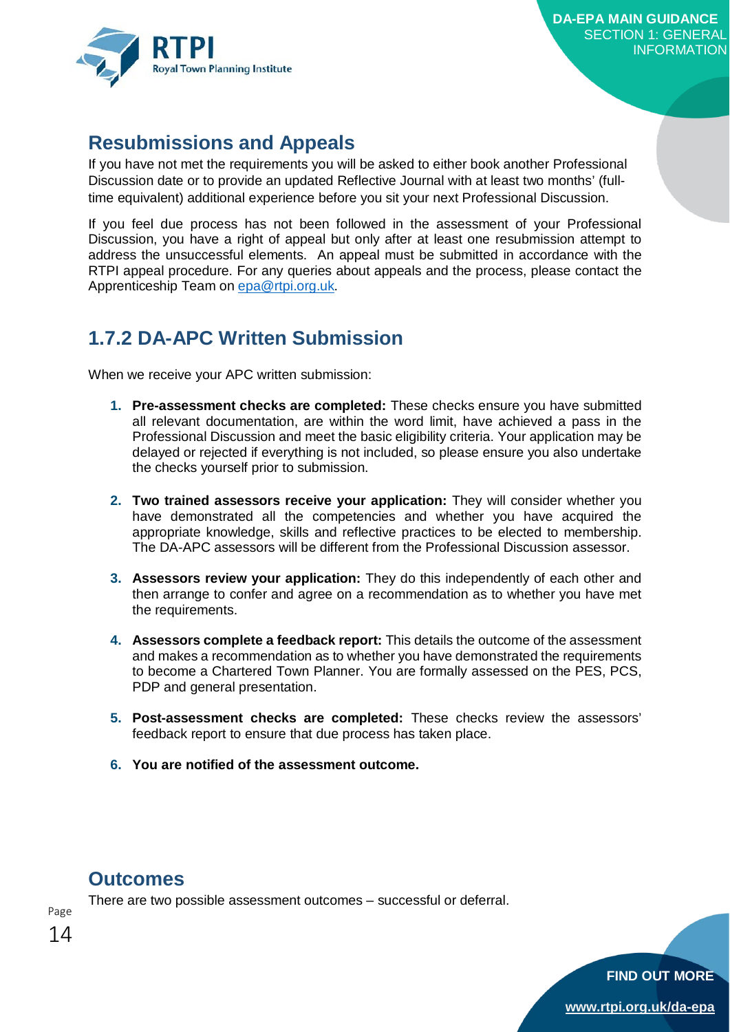## Resubmissions and Appeals

If you have not met the requirements you will be asked to either book another Professional Discussion date or to provide an updated Reflective Journal with at least two months' (full-time equivalent) additional experience before you sit your next Professional Discussion.

If you feel due process has not been followed in the assessment of your Professional Discussion, you have a right of appeal but only after at least one resubmission attempt to address the unsuccessful elements. An appeal must be submitted in accordance with the RTPI appeal procedure. For any queries about appeals and the process, please contact the Apprenticeship Team on [epa@rtpi.org.uk](mailto:epa@rtpi.org.uk).

## 1.7.2 DA-APC Written Submission

When we receive your APC written submission:

1. **Pre-assessment checks are completed:** These checks ensure you have submitted all relevant documentation, are within the word limit, have achieved a pass in the Professional Discussion and meet the basic eligibility criteria. Your application may be delayed or rejected if everything is not included, so please ensure you also undertake the checks yourself prior to submission.
2. **Two trained assessors receive your application:** They will consider whether you have demonstrated all the competencies and whether you have acquired the appropriate knowledge, skills and reflective practices to be elected to membership. The DA-APC assessors will be different from the Professional Discussion assessor.
3. **Assessors review your application:** They do this independently of each other and then arrange to confer and agree on a recommendation as to whether you have met the requirements.
4. **Assessors complete a feedback report:** This details the outcome of the assessment and makes a recommendation as to whether you have demonstrated the requirements to become a Chartered Town Planner. You are formally assessed on the PES, PCS, PDP and general presentation.
5. **Post-assessment checks are completed:** These checks review the assessors' feedback report to ensure that due process has taken place.
6. **You are notified of the assessment outcome.**

## Outcomes

There are two possible assessment outcomes – successful or deferral.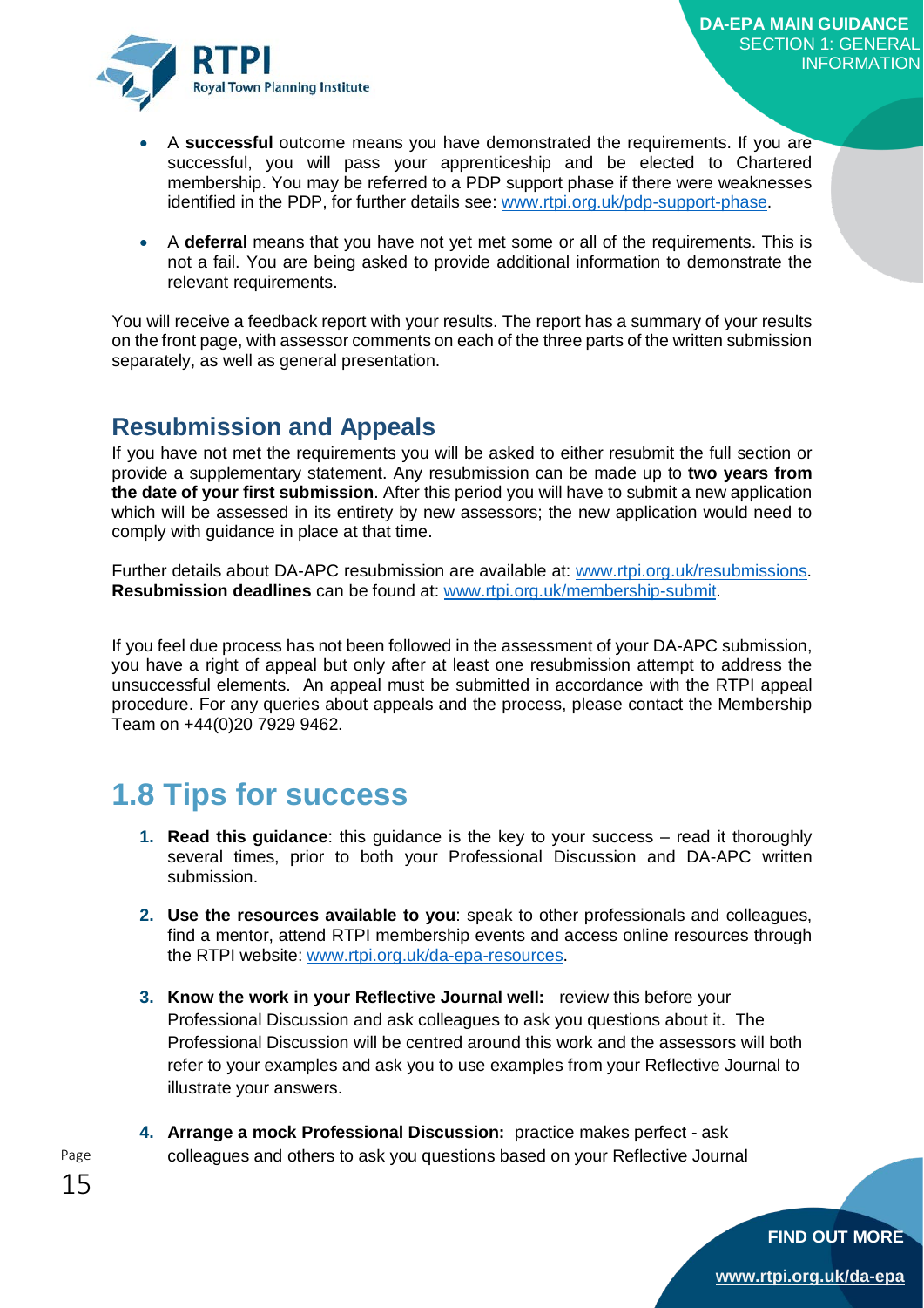- A **successful** outcome means you have demonstrated the requirements. If you are successful, you will pass your apprenticeship and be elected to Chartered membership. You may be referred to a PDP support phase if there were weaknesses identified in the PDP, for further details see: www.rtpi.org.uk/pdp-support-phase.

- A **deferral** means that you have not yet met some or all of the requirements. This is not a fail. You are being asked to provide additional information to demonstrate the relevant requirements.

You will receive a feedback report with your results. The report has a summary of your results on the front page, with assessor comments on each of the three parts of the written submission separately, as well as general presentation.

## Resubmission and Appeals

If you have not met the requirements you will be asked to either resubmit the full section or provide a supplementary statement. Any resubmission can be made up to **two years from the date of your first submission**. After this period you will have to submit a new application which will be assessed in its entirety by new assessors; the new application would need to comply with guidance in place at that time.

Further details about DA-APC resubmission are available at: www.rtpi.org.uk/resubmissions. **Resubmission deadlines** can be found at: www.rtpi.org.uk/membership-submit.

If you feel due process has not been followed in the assessment of your DA-APC submission, you have a right of appeal but only after at least one resubmission attempt to address the unsuccessful elements. An appeal must be submitted in accordance with the RTPI appeal procedure. For any queries about appeals and the process, please contact the Membership Team on +44(0)20 7929 9462.

# 1.8 Tips for success

1. **Read this guidance**: this guidance is the key to your success – read it thoroughly several times, prior to both your Professional Discussion and DA-APC written submission.

2. **Use the resources available to you**: speak to other professionals and colleagues, find a mentor, attend RTPI membership events and access online resources through the RTPI website: www.rtpi.org.uk/da-epa-resources.

3. **Know the work in your Reflective Journal well:** review this before your Professional Discussion and ask colleagues to ask you questions about it. The Professional Discussion will be centred around this work and the assessors will both refer to your examples and ask you to use examples from your Reflective Journal to illustrate your answers.

4. **Arrange a mock Professional Discussion:** practice makes perfect - ask colleagues and others to ask you questions based on your Reflective Journal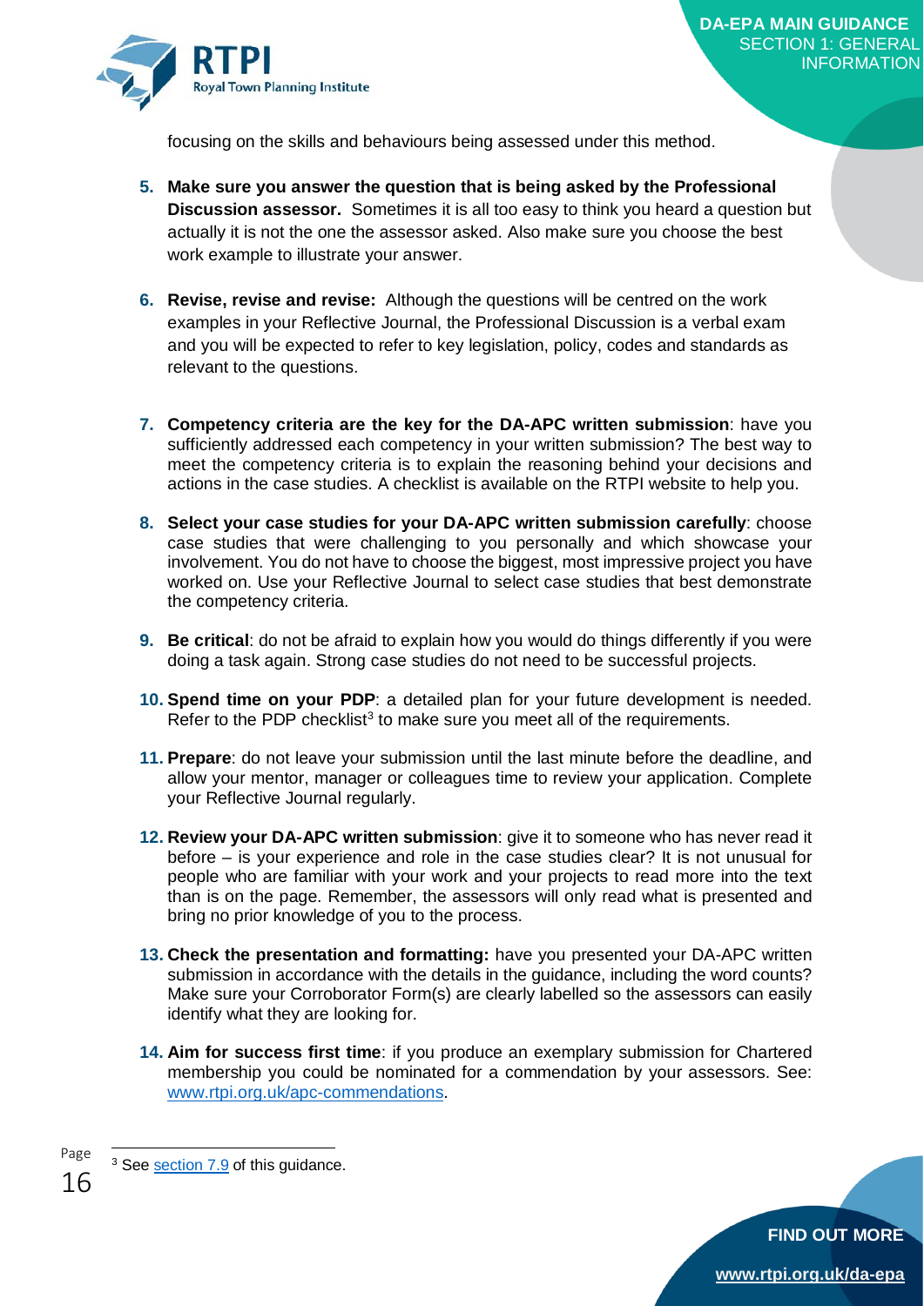focusing on the skills and behaviours being assessed under this method.

5. **Make sure you answer the question that is being asked by the Professional Discussion assessor.** Sometimes it is all too easy to think you heard a question but actually it is not the one the assessor asked. Also make sure you choose the best work example to illustrate your answer.

6. **Revise, revise and revise:** Although the questions will be centred on the work examples in your Reflective Journal, the Professional Discussion is a verbal exam and you will be expected to refer to key legislation, policy, codes and standards as relevant to the questions.

7. **Competency criteria are the key for the DA-APC written submission**: have you sufficiently addressed each competency in your written submission? The best way to meet the competency criteria is to explain the reasoning behind your decisions and actions in the case studies. A checklist is available on the RTPI website to help you.

8. **Select your case studies for your DA-APC written submission carefully**: choose case studies that were challenging to you personally and which showcase your involvement. You do not have to choose the biggest, most impressive project you have worked on. Use your Reflective Journal to select case studies that best demonstrate the competency criteria.

9. **Be critical**: do not be afraid to explain how you would do things differently if you were doing a task again. Strong case studies do not need to be successful projects.

10. **Spend time on your PDP**: a detailed plan for your future development is needed. Refer to the PDP checklist[3] to make sure you meet all of the requirements.

11. **Prepare**: do not leave your submission until the last minute before the deadline, and allow your mentor, manager or colleagues time to review your application. Complete your Reflective Journal regularly.

12. **Review your DA-APC written submission**: give it to someone who has never read it before – is your experience and role in the case studies clear? It is not unusual for people who are familiar with your work and your projects to read more into the text than is on the page. Remember, the assessors will only read what is presented and bring no prior knowledge of you to the process.

13. **Check the presentation and formatting:** have you presented your DA-APC written submission in accordance with the details in the guidance, including the word counts? Make sure your Corroborator Form(s) are clearly labelled so the assessors can easily identify what they are looking for.

14. **Aim for success first time**: if you produce an exemplary submission for Chartered membership you could be nominated for a commendation by your assessors. See: [www.rtpi.org.uk/apc-commendations](www.rtpi.org.uk/apc-commendations).

---

[3] See section 7.9 of this guidance.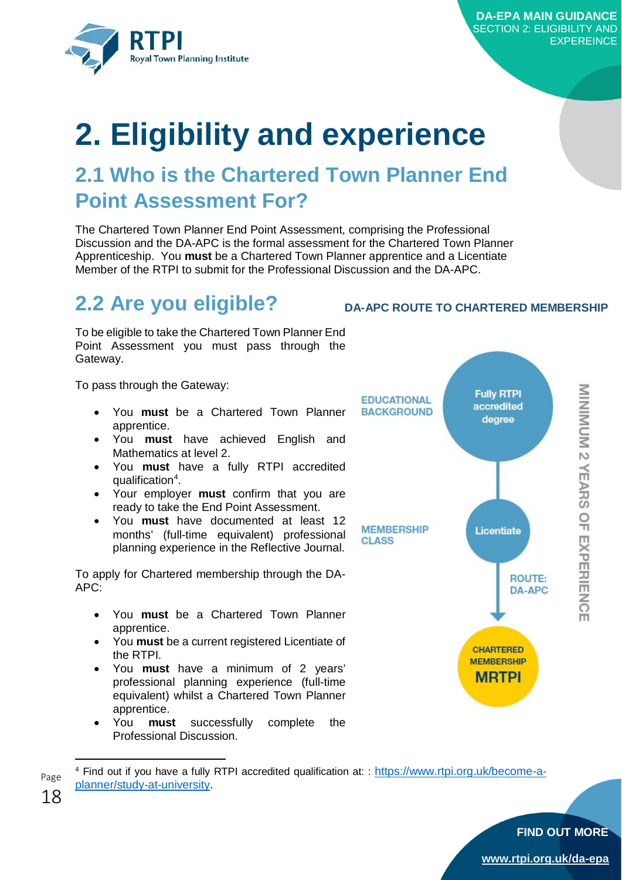# 2. Eligibility and experience

## 2.1 Who is the Chartered Town Planner End Point Assessment For?

The Chartered Town Planner End Point Assessment, comprising the Professional Discussion and the DA-APC is the formal assessment for the Chartered Town Planner Apprenticeship. You **must** be a Chartered Town Planner apprentice and a Licentiate Member of the RTPI to submit for the Professional Discussion and the DA-APC.

## 2.2 Are you eligible?

To be eligible to take the Chartered Town Planner End Point Assessment you must pass through the Gateway.

To pass through the Gateway:

- You **must** be a Chartered Town Planner apprentice.
- You **must** have achieved English and Mathematics at level 2.
- You **must** have a fully RTPI accredited qualification[4].
- Your employer **must** confirm that you are ready to take the End Point Assessment.
- You **must** have documented at least 12 months' (full-time equivalent) professional planning experience in the Reflective Journal.

To apply for Chartered membership through the DA-APC:

- You **must** be a Chartered Town Planner apprentice.
- You **must** be a current registered Licentiate of the RTPI.
- You **must** have a minimum of 2 years' professional planning experience (full-time equivalent) whilst a Chartered Town Planner apprentice.
- You **must** successfully complete the Professional Discussion.

**DA-APC ROUTE TO CHARTERED MEMBERSHIP**

EDUCATIONAL BACKGROUND: Fully RTPI accredited degree

MEMBERSHIP CLASS: Licentiate

ROUTE: DA-APC

CHARTERED MEMBERSHIP MRTPI

MINIMUM 2 YEARS OF EXPERIENCE

[4] Find out if you have a fully RTPI accredited qualification at: : https://www.rtpi.org.uk/become-a-planner/study-at-university.

**FIND OUT MORE**

**www.rtpi.org.uk/da-epa**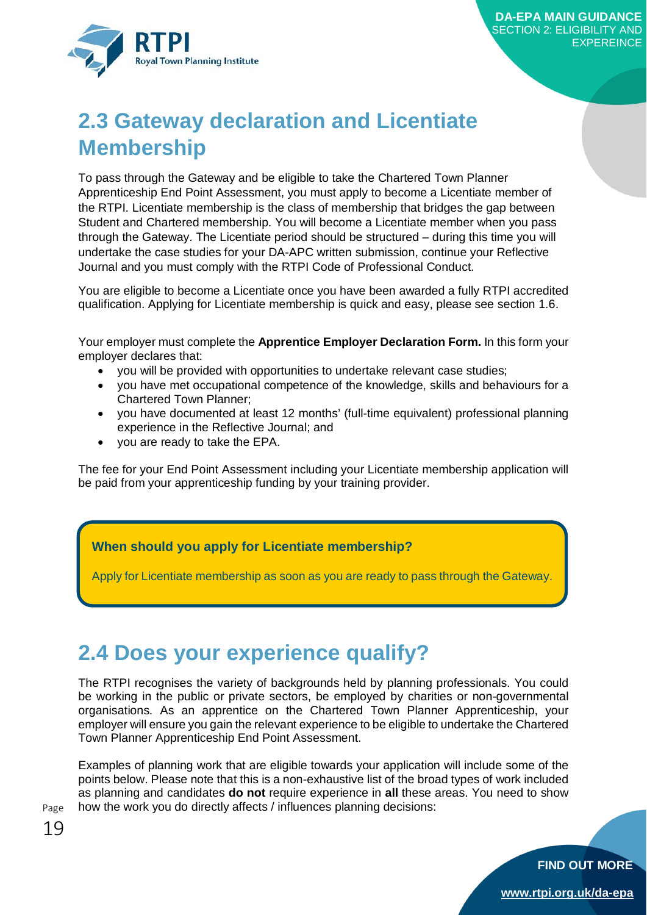## 2.3 Gateway declaration and Licentiate Membership

To pass through the Gateway and be eligible to take the Chartered Town Planner Apprenticeship End Point Assessment, you must apply to become a Licentiate member of the RTPI. Licentiate membership is the class of membership that bridges the gap between Student and Chartered membership. You will become a Licentiate member when you pass through the Gateway. The Licentiate period should be structured – during this time you will undertake the case studies for your DA-APC written submission, continue your Reflective Journal and you must comply with the RTPI Code of Professional Conduct.

You are eligible to become a Licentiate once you have been awarded a fully RTPI accredited qualification. Applying for Licentiate membership is quick and easy, please see section 1.6.

Your employer must complete the **Apprentice Employer Declaration Form.** In this form your employer declares that:

- you will be provided with opportunities to undertake relevant case studies;
- you have met occupational competence of the knowledge, skills and behaviours for a Chartered Town Planner;
- you have documented at least 12 months' (full-time equivalent) professional planning experience in the Reflective Journal; and
- you are ready to take the EPA.

The fee for your End Point Assessment including your Licentiate membership application will be paid from your apprenticeship funding by your training provider.

> **When should you apply for Licentiate membership?**
>
> Apply for Licentiate membership as soon as you are ready to pass through the Gateway.

## 2.4 Does your experience qualify?

The RTPI recognises the variety of backgrounds held by planning professionals. You could be working in the public or private sectors, be employed by charities or non-governmental organisations. As an apprentice on the Chartered Town Planner Apprenticeship, your employer will ensure you gain the relevant experience to be eligible to undertake the Chartered Town Planner Apprenticeship End Point Assessment.

Examples of planning work that are eligible towards your application will include some of the points below. Please note that this is a non-exhaustive list of the broad types of work included as planning and candidates **do not** require experience in **all** these areas. You need to show how the work you do directly affects / influences planning decisions: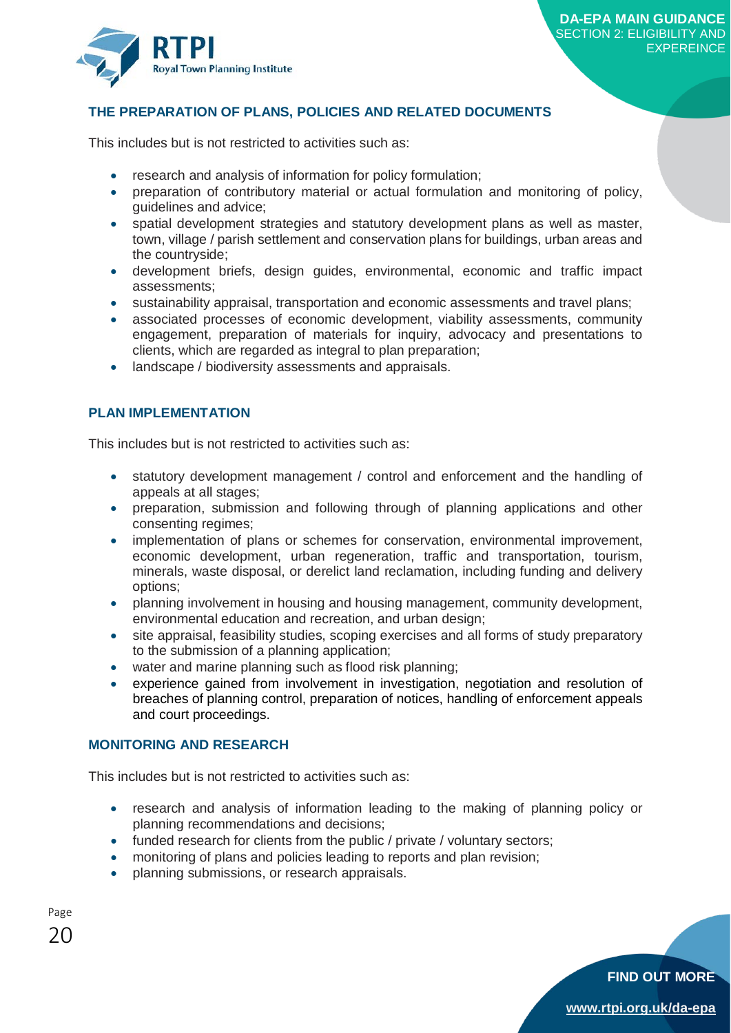## THE PREPARATION OF PLANS, POLICIES AND RELATED DOCUMENTS

This includes but is not restricted to activities such as:

- research and analysis of information for policy formulation;
- preparation of contributory material or actual formulation and monitoring of policy, guidelines and advice;
- spatial development strategies and statutory development plans as well as master, town, village / parish settlement and conservation plans for buildings, urban areas and the countryside;
- development briefs, design guides, environmental, economic and traffic impact assessments;
- sustainability appraisal, transportation and economic assessments and travel plans;
- associated processes of economic development, viability assessments, community engagement, preparation of materials for inquiry, advocacy and presentations to clients, which are regarded as integral to plan preparation;
- landscape / biodiversity assessments and appraisals.

## PLAN IMPLEMENTATION

This includes but is not restricted to activities such as:

- statutory development management / control and enforcement and the handling of appeals at all stages;
- preparation, submission and following through of planning applications and other consenting regimes;
- implementation of plans or schemes for conservation, environmental improvement, economic development, urban regeneration, traffic and transportation, tourism, minerals, waste disposal, or derelict land reclamation, including funding and delivery options;
- planning involvement in housing and housing management, community development, environmental education and recreation, and urban design;
- site appraisal, feasibility studies, scoping exercises and all forms of study preparatory to the submission of a planning application;
- water and marine planning such as flood risk planning;
- experience gained from involvement in investigation, negotiation and resolution of breaches of planning control, preparation of notices, handling of enforcement appeals and court proceedings.

## MONITORING AND RESEARCH

This includes but is not restricted to activities such as:

- research and analysis of information leading to the making of planning policy or planning recommendations and decisions;
- funded research for clients from the public / private / voluntary sectors;
- monitoring of plans and policies leading to reports and plan revision;
- planning submissions, or research appraisals.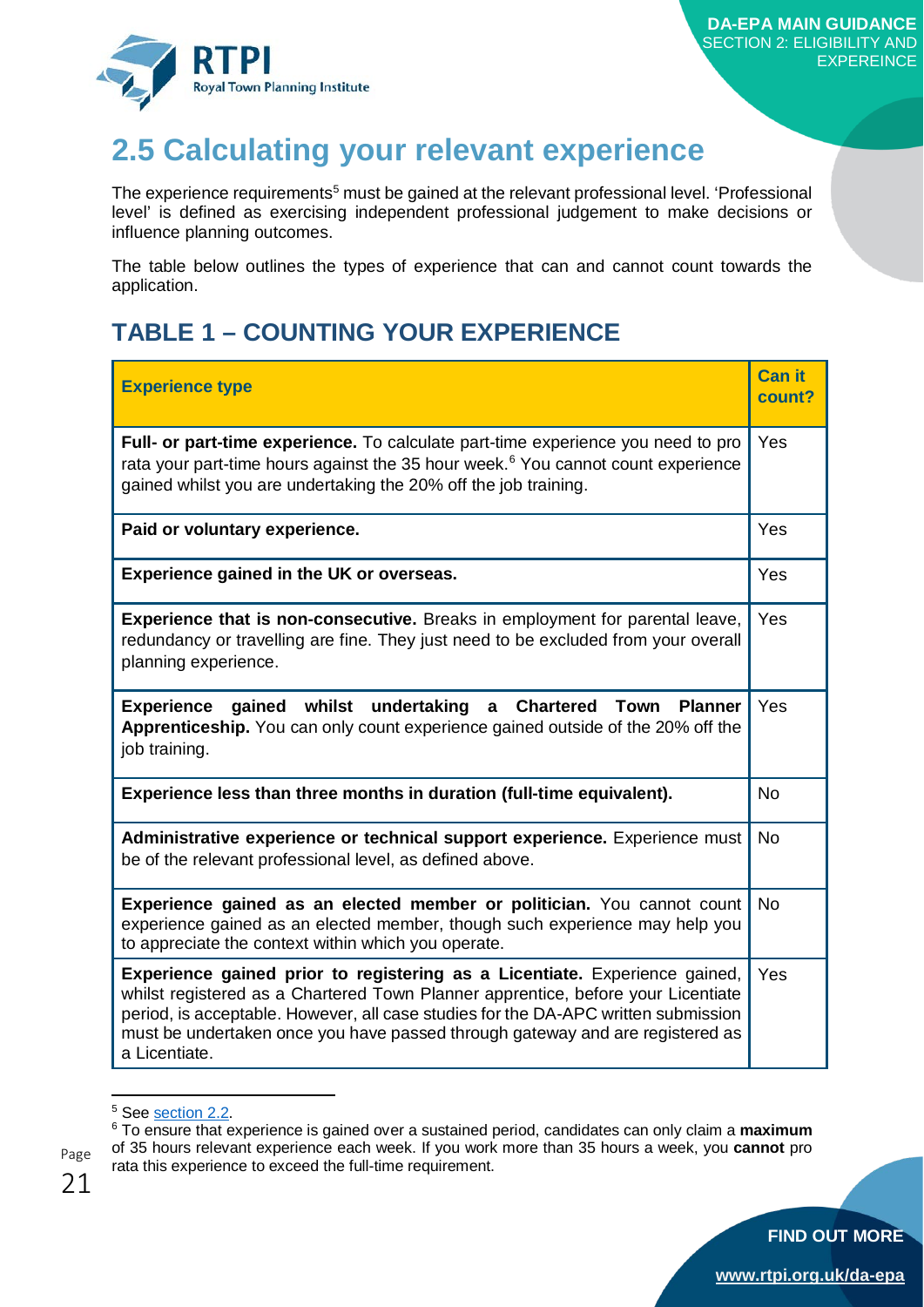## 2.5 Calculating your relevant experience

The experience requirements[5] must be gained at the relevant professional level. 'Professional level' is defined as exercising independent professional judgement to make decisions or influence planning outcomes.

The table below outlines the types of experience that can and cannot count towards the application.

### TABLE 1 – COUNTING YOUR EXPERIENCE

| Experience type | Can it count? |
|---|---|
| **Full- or part-time experience.** To calculate part-time experience you need to pro rata your part-time hours against the 35 hour week.[6] You cannot count experience gained whilst you are undertaking the 20% off the job training. | Yes |
| **Paid or voluntary experience.** | Yes |
| **Experience gained in the UK or overseas.** | Yes |
| **Experience that is non-consecutive.** Breaks in employment for parental leave, redundancy or travelling are fine. They just need to be excluded from your overall planning experience. | Yes |
| **Experience gained whilst undertaking a Chartered Town Planner Apprenticeship.** You can only count experience gained outside of the 20% off the job training. | Yes |
| **Experience less than three months in duration (full-time equivalent).** | No |
| **Administrative experience or technical support experience.** Experience must be of the relevant professional level, as defined above. | No |
| **Experience gained as an elected member or politician.** You cannot count experience gained as an elected member, though such experience may help you to appreciate the context within which you operate. | No |
| **Experience gained prior to registering as a Licentiate.** Experience gained, whilst registered as a Chartered Town Planner apprentice, before your Licentiate period, is acceptable. However, all case studies for the DA-APC written submission must be undertaken once you have passed through gateway and are registered as a Licentiate. | Yes |

[5] See section 2.2.

[6] To ensure that experience is gained over a sustained period, candidates can only claim a **maximum** of 35 hours relevant experience each week. If you work more than 35 hours a week, you **cannot** pro rata this experience to exceed the full-time requirement.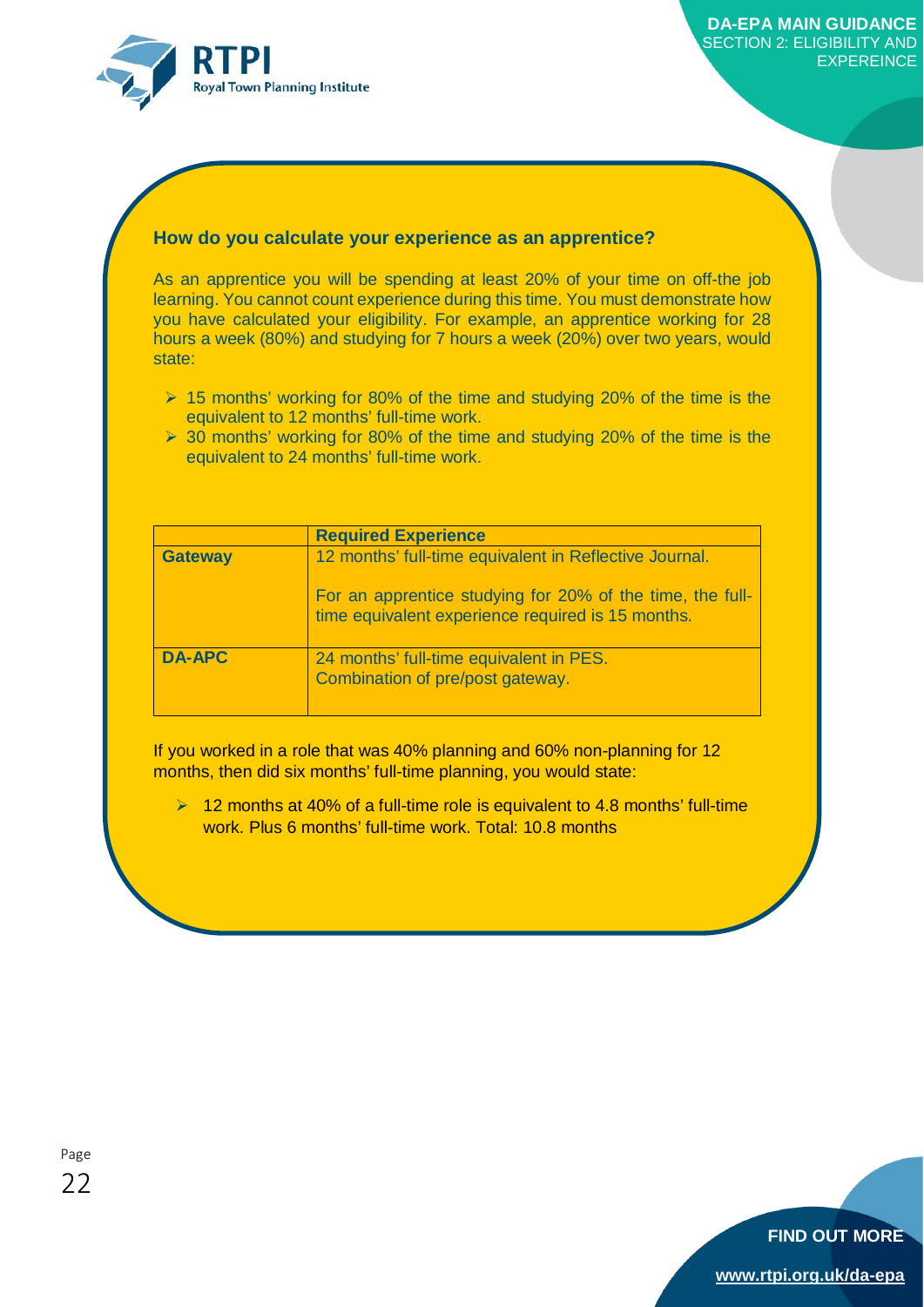### How do you calculate your experience as an apprentice?

As an apprentice you will be spending at least 20% of your time on off-the job learning. You cannot count experience during this time. You must demonstrate how you have calculated your eligibility. For example, an apprentice working for 28 hours a week (80%) and studying for 7 hours a week (20%) over two years, would state:

- 15 months' working for 80% of the time and studying 20% of the time is the equivalent to 12 months' full-time work.
- 30 months' working for 80% of the time and studying 20% of the time is the equivalent to 24 months' full-time work.

| | Required Experience |
|---|---|
| **Gateway** | 12 months' full-time equivalent in Reflective Journal.<br><br>For an apprentice studying for 20% of the time, the full-time equivalent experience required is 15 months. |
| **DA-APC** | 24 months' full-time equivalent in PES.<br>Combination of pre/post gateway. |

If you worked in a role that was 40% planning and 60% non-planning for 12 months, then did six months' full-time planning, you would state:

- 12 months at 40% of a full-time role is equivalent to 4.8 months' full-time work. Plus 6 months' full-time work. Total: 10.8 months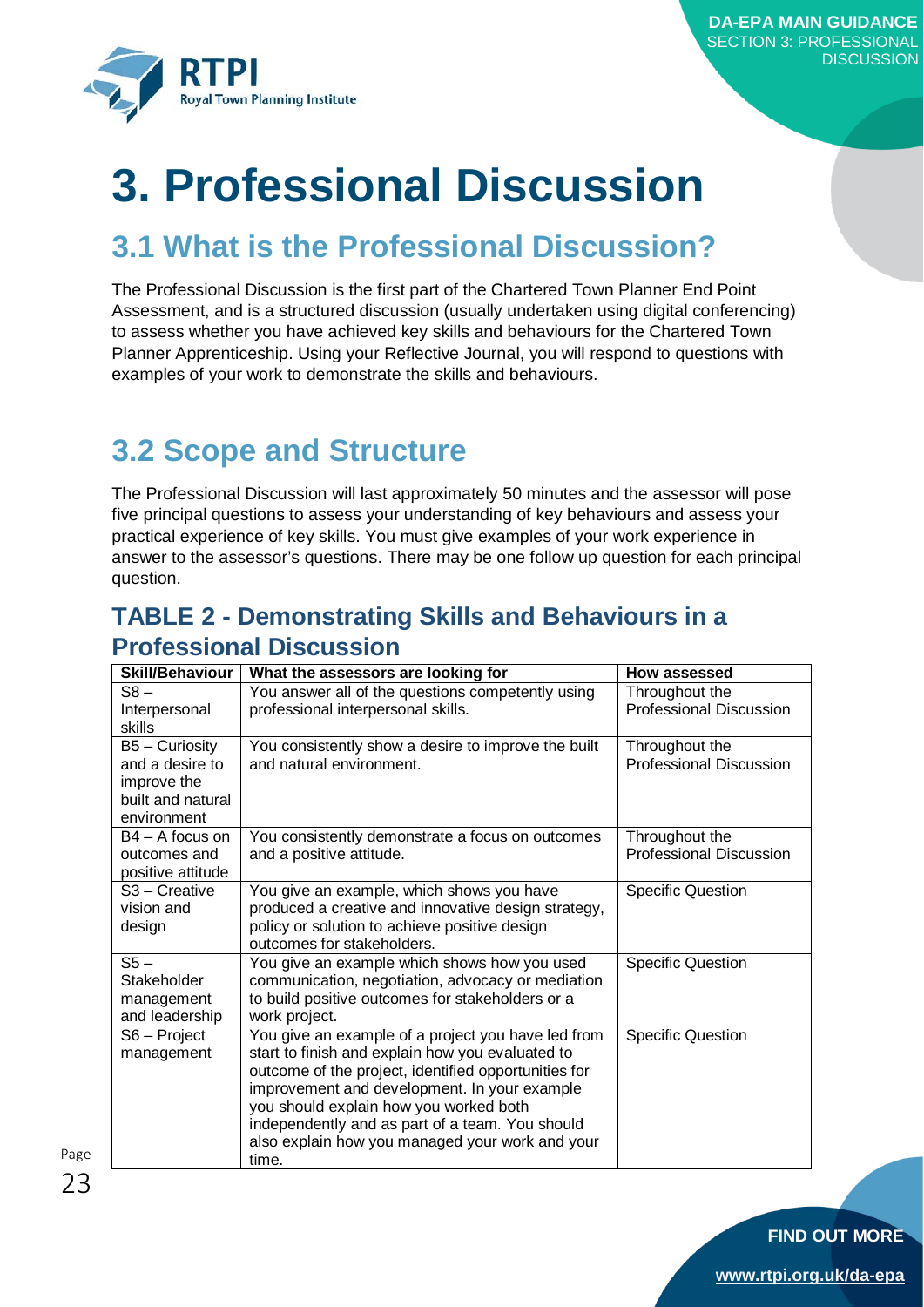# 3. Professional Discussion

## 3.1 What is the Professional Discussion?

The Professional Discussion is the first part of the Chartered Town Planner End Point Assessment, and is a structured discussion (usually undertaken using digital conferencing) to assess whether you have achieved key skills and behaviours for the Chartered Town Planner Apprenticeship. Using your Reflective Journal, you will respond to questions with examples of your work to demonstrate the skills and behaviours.

## 3.2 Scope and Structure

The Professional Discussion will last approximately 50 minutes and the assessor will pose five principal questions to assess your understanding of key behaviours and assess your practical experience of key skills. You must give examples of your work experience in answer to the assessor's questions. There may be one follow up question for each principal question.

### TABLE 2 - Demonstrating Skills and Behaviours in a Professional Discussion

| Skill/Behaviour | What the assessors are looking for | How assessed |
|---|---|---|
| S8 – Interpersonal skills | You answer all of the questions competently using professional interpersonal skills. | Throughout the Professional Discussion |
| B5 – Curiosity and a desire to improve the built and natural environment | You consistently show a desire to improve the built and natural environment. | Throughout the Professional Discussion |
| B4 – A focus on outcomes and positive attitude | You consistently demonstrate a focus on outcomes and a positive attitude. | Throughout the Professional Discussion |
| S3 – Creative vision and design | You give an example, which shows you have produced a creative and innovative design strategy, policy or solution to achieve positive design outcomes for stakeholders. | Specific Question |
| S5 – Stakeholder management and leadership | You give an example which shows how you used communication, negotiation, advocacy or mediation to build positive outcomes for stakeholders or a work project. | Specific Question |
| S6 – Project management | You give an example of a project you have led from start to finish and explain how you evaluated to outcome of the project, identified opportunities for improvement and development. In your example you should explain how you worked both independently and as part of a team. You should also explain how you managed your work and your time. | Specific Question |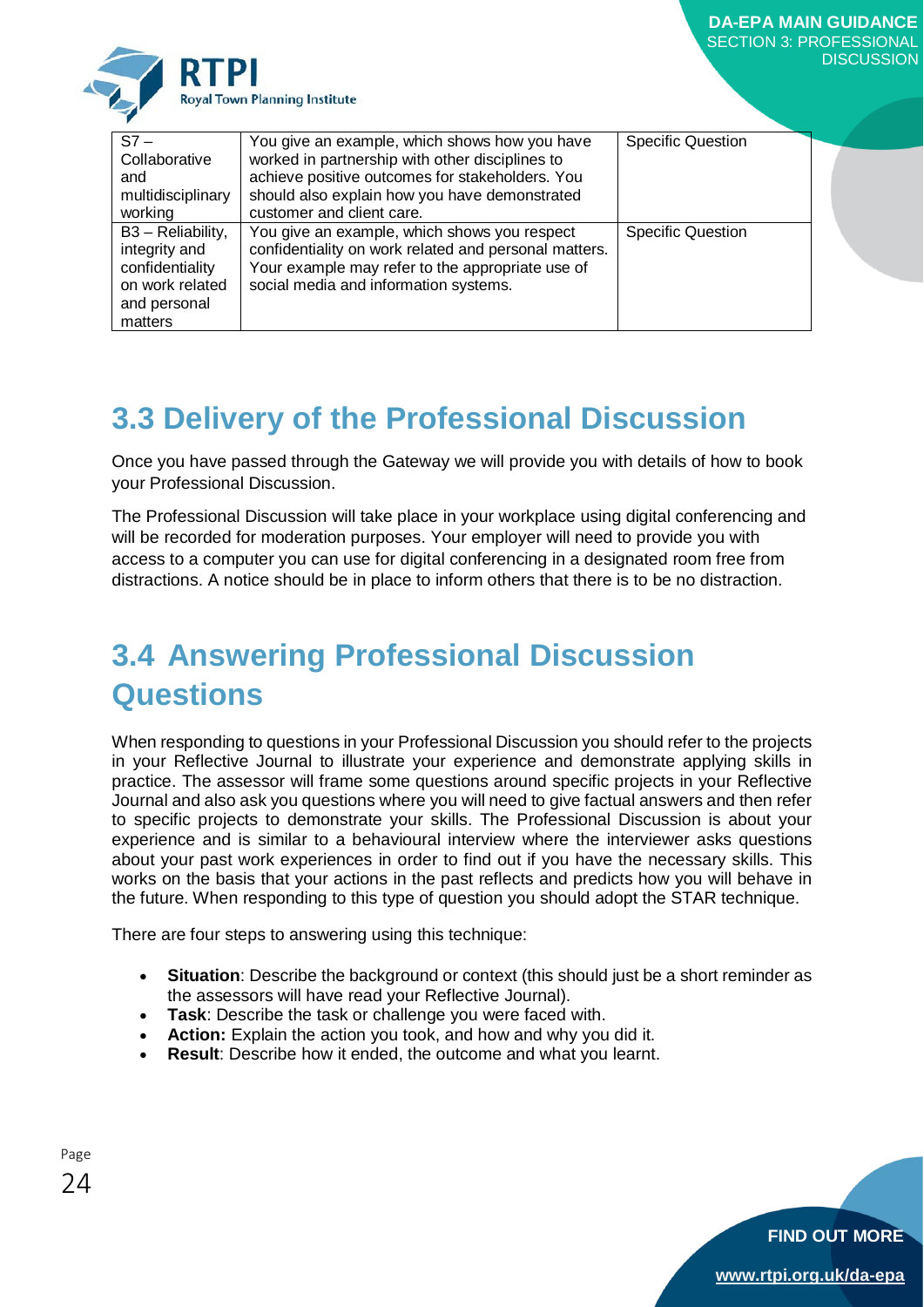| S7 – Collaborative and multidisciplinary working | You give an example, which shows how you have worked in partnership with other disciplines to achieve positive outcomes for stakeholders. You should also explain how you have demonstrated customer and client care. | Specific Question |
|---|---|---|
| B3 – Reliability, integrity and confidentiality on work related and personal matters | You give an example, which shows you respect confidentiality on work related and personal matters. Your example may refer to the appropriate use of social media and information systems. | Specific Question |

## 3.3 Delivery of the Professional Discussion

Once you have passed through the Gateway we will provide you with details of how to book your Professional Discussion.

The Professional Discussion will take place in your workplace using digital conferencing and will be recorded for moderation purposes. Your employer will need to provide you with access to a computer you can use for digital conferencing in a designated room free from distractions. A notice should be in place to inform others that there is to be no distraction.

## 3.4 Answering Professional Discussion Questions

When responding to questions in your Professional Discussion you should refer to the projects in your Reflective Journal to illustrate your experience and demonstrate applying skills in practice. The assessor will frame some questions around specific projects in your Reflective Journal and also ask you questions where you will need to give factual answers and then refer to specific projects to demonstrate your skills. The Professional Discussion is about your experience and is similar to a behavioural interview where the interviewer asks questions about your past work experiences in order to find out if you have the necessary skills. This works on the basis that your actions in the past reflects and predicts how you will behave in the future. When responding to this type of question you should adopt the STAR technique.

There are four steps to answering using this technique:

- **Situation**: Describe the background or context (this should just be a short reminder as the assessors will have read your Reflective Journal).
- **Task**: Describe the task or challenge you were faced with.
- **Action:** Explain the action you took, and how and why you did it.
- **Result**: Describe how it ended, the outcome and what you learnt.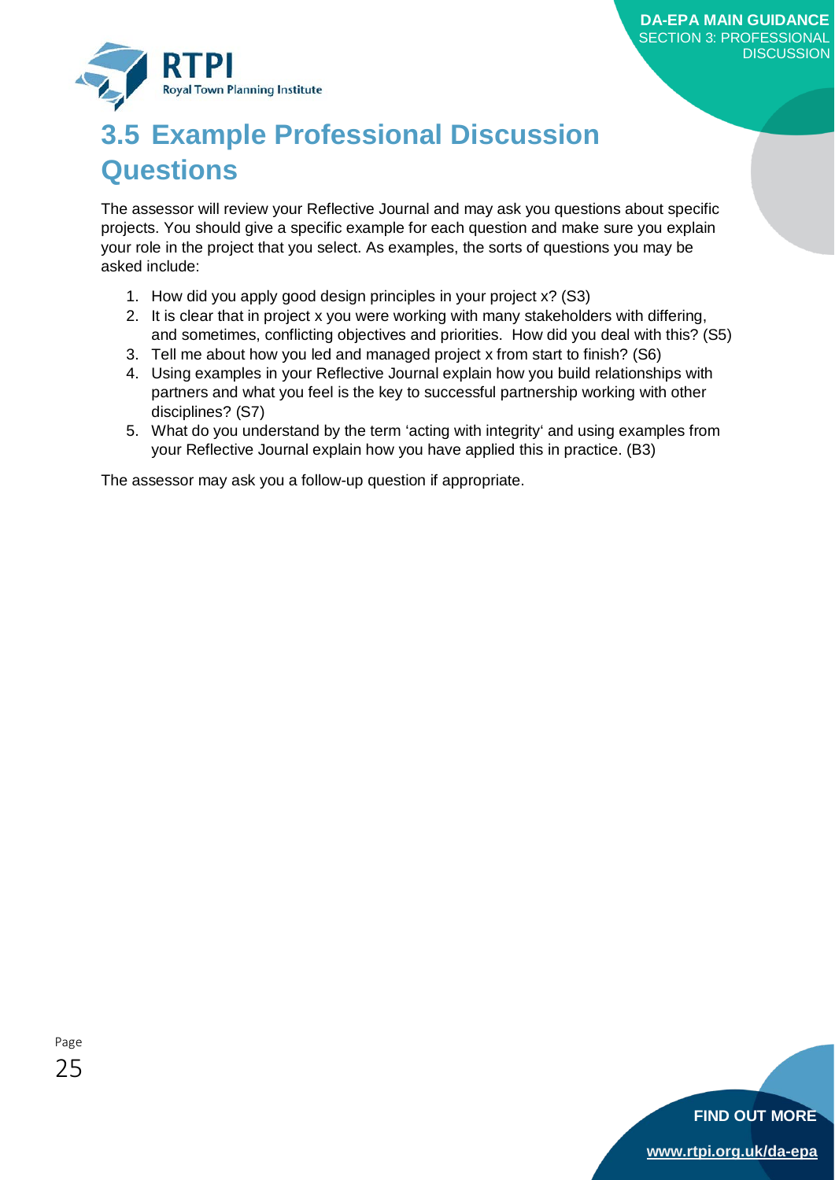# 3.5 Example Professional Discussion Questions

The assessor will review your Reflective Journal and may ask you questions about specific projects. You should give a specific example for each question and make sure you explain your role in the project that you select. As examples, the sorts of questions you may be asked include:

1. How did you apply good design principles in your project x? (S3)
2. It is clear that in project x you were working with many stakeholders with differing, and sometimes, conflicting objectives and priorities. How did you deal with this? (S5)
3. Tell me about how you led and managed project x from start to finish? (S6)
4. Using examples in your Reflective Journal explain how you build relationships with partners and what you feel is the key to successful partnership working with other disciplines? (S7)
5. What do you understand by the term 'acting with integrity' and using examples from your Reflective Journal explain how you have applied this in practice. (B3)

The assessor may ask you a follow-up question if appropriate.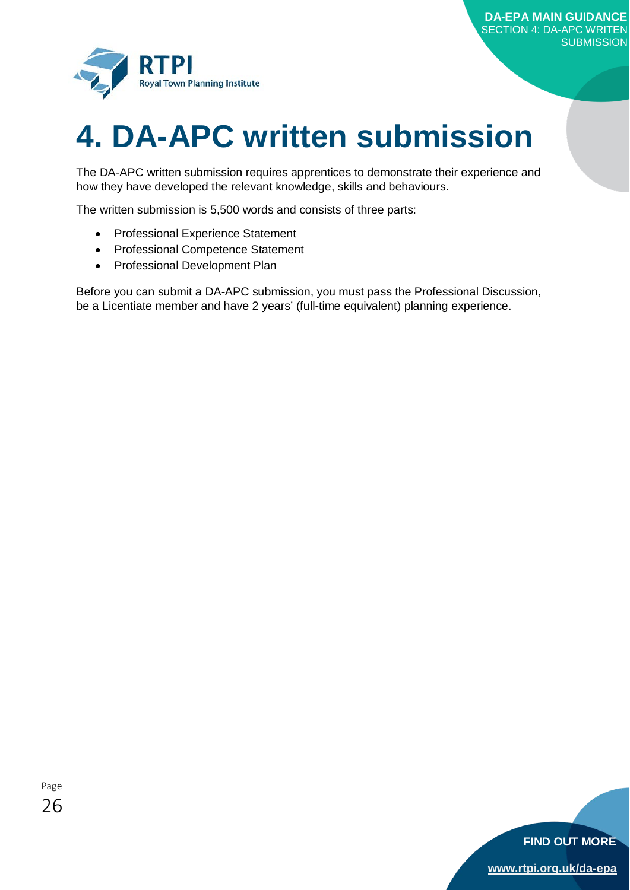# 4. DA-APC written submission

The DA-APC written submission requires apprentices to demonstrate their experience and how they have developed the relevant knowledge, skills and behaviours.

The written submission is 5,500 words and consists of three parts:

- Professional Experience Statement
- Professional Competence Statement
- Professional Development Plan

Before you can submit a DA-APC submission, you must pass the Professional Discussion, be a Licentiate member and have 2 years' (full-time equivalent) planning experience.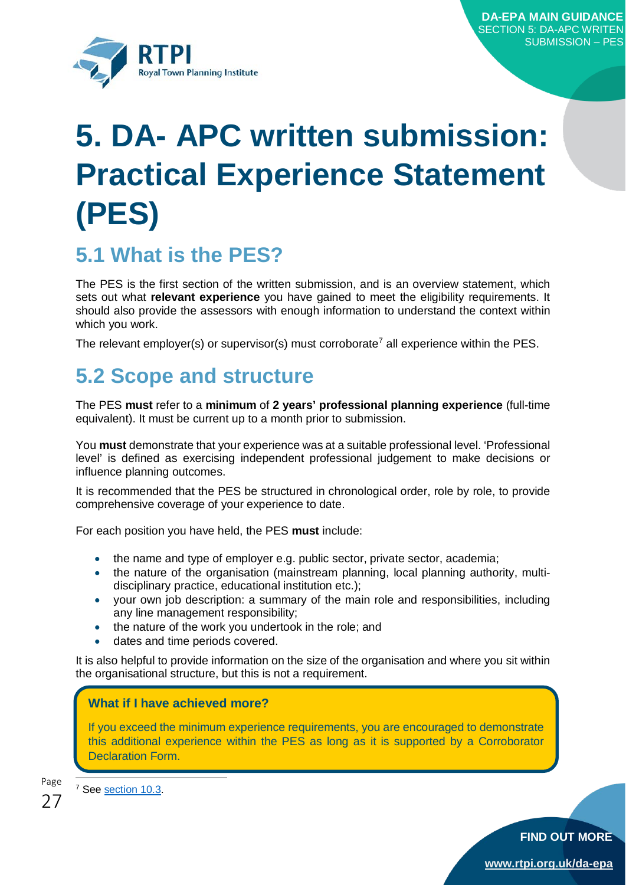# 5. DA- APC written submission: Practical Experience Statement (PES)

## 5.1 What is the PES?

The PES is the first section of the written submission, and is an overview statement, which sets out what **relevant experience** you have gained to meet the eligibility requirements. It should also provide the assessors with enough information to understand the context within which you work.

The relevant employer(s) or supervisor(s) must corroborate[7] all experience within the PES.

## 5.2 Scope and structure

The PES **must** refer to a **minimum** of **2 years' professional planning experience** (full-time equivalent). It must be current up to a month prior to submission.

You **must** demonstrate that your experience was at a suitable professional level. 'Professional level' is defined as exercising independent professional judgement to make decisions or influence planning outcomes.

It is recommended that the PES be structured in chronological order, role by role, to provide comprehensive coverage of your experience to date.

For each position you have held, the PES **must** include:

- the name and type of employer e.g. public sector, private sector, academia;
- the nature of the organisation (mainstream planning, local planning authority, multi-disciplinary practice, educational institution etc.);
- your own job description: a summary of the main role and responsibilities, including any line management responsibility;
- the nature of the work you undertook in the role; and
- dates and time periods covered.

It is also helpful to provide information on the size of the organisation and where you sit within the organisational structure, but this is not a requirement.

**What if I have achieved more?**

If you exceed the minimum experience requirements, you are encouraged to demonstrate this additional experience within the PES as long as it is supported by a Corroborator Declaration Form.

[7] See section 10.3.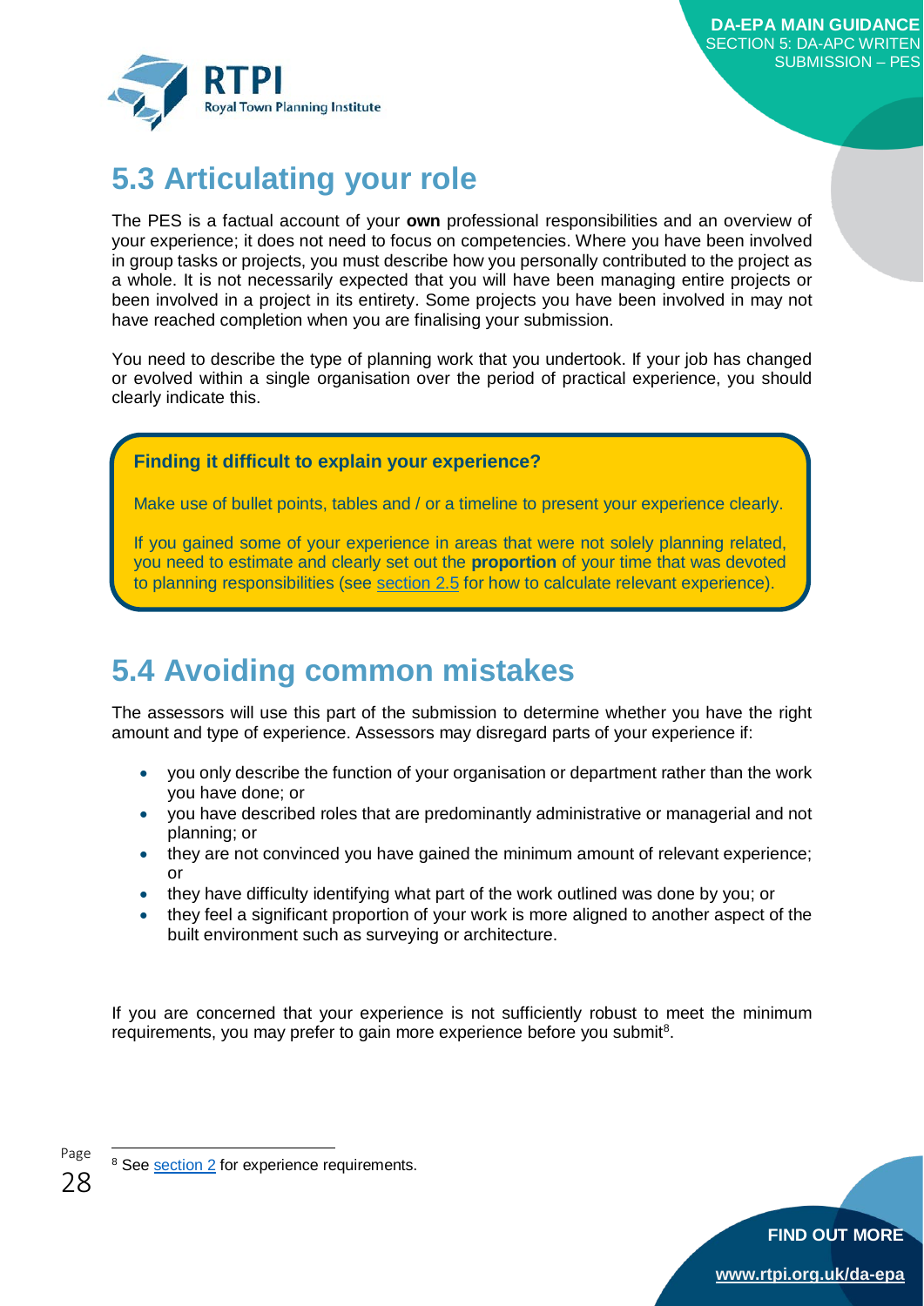## 5.3 Articulating your role

The PES is a factual account of your **own** professional responsibilities and an overview of your experience; it does not need to focus on competencies. Where you have been involved in group tasks or projects, you must describe how you personally contributed to the project as a whole. It is not necessarily expected that you will have been managing entire projects or been involved in a project in its entirety. Some projects you have been involved in may not have reached completion when you are finalising your submission.

You need to describe the type of planning work that you undertook. If your job has changed or evolved within a single organisation over the period of practical experience, you should clearly indicate this.

> **Finding it difficult to explain your experience?**
>
> Make use of bullet points, tables and / or a timeline to present your experience clearly.
>
> If you gained some of your experience in areas that were not solely planning related, you need to estimate and clearly set out the **proportion** of your time that was devoted to planning responsibilities (see section 2.5 for how to calculate relevant experience).

## 5.4 Avoiding common mistakes

The assessors will use this part of the submission to determine whether you have the right amount and type of experience. Assessors may disregard parts of your experience if:

- you only describe the function of your organisation or department rather than the work you have done; or
- you have described roles that are predominantly administrative or managerial and not planning; or
- they are not convinced you have gained the minimum amount of relevant experience; or
- they have difficulty identifying what part of the work outlined was done by you; or
- they feel a significant proportion of your work is more aligned to another aspect of the built environment such as surveying or architecture.

If you are concerned that your experience is not sufficiently robust to meet the minimum requirements, you may prefer to gain more experience before you submit[8].

[8] See section 2 for experience requirements.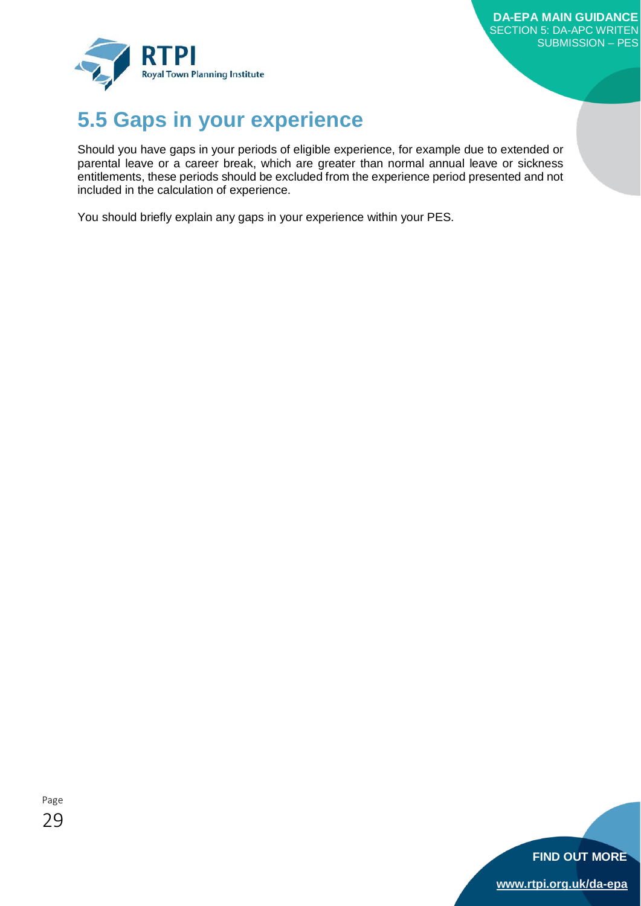## 5.5 Gaps in your experience

Should you have gaps in your periods of eligible experience, for example due to extended or parental leave or a career break, which are greater than normal annual leave or sickness entitlements, these periods should be excluded from the experience period presented and not included in the calculation of experience.

You should briefly explain any gaps in your experience within your PES.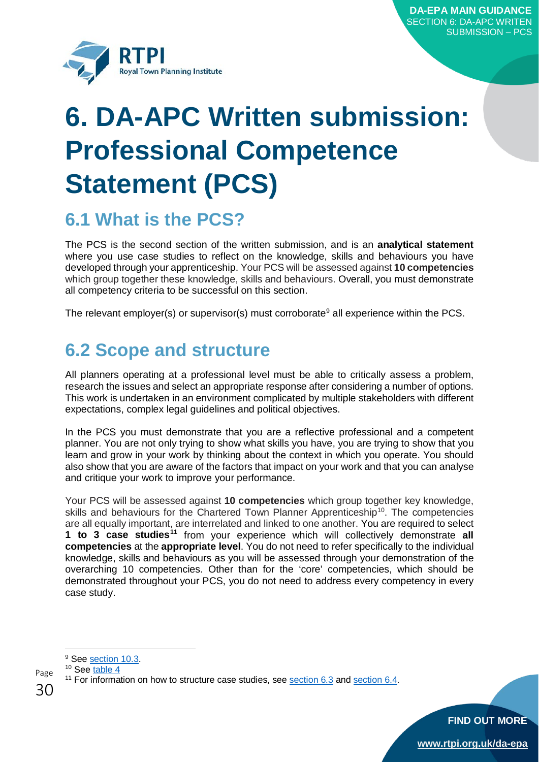# 6. DA-APC Written submission: Professional Competence Statement (PCS)

## 6.1 What is the PCS?

The PCS is the second section of the written submission, and is an **analytical statement** where you use case studies to reflect on the knowledge, skills and behaviours you have developed through your apprenticeship. Your PCS will be assessed against **10 competencies** which group together these knowledge, skills and behaviours. Overall, you must demonstrate all competency criteria to be successful on this section.

The relevant employer(s) or supervisor(s) must corroborate[9] all experience within the PCS.

## 6.2 Scope and structure

All planners operating at a professional level must be able to critically assess a problem, research the issues and select an appropriate response after considering a number of options. This work is undertaken in an environment complicated by multiple stakeholders with different expectations, complex legal guidelines and political objectives.

In the PCS you must demonstrate that you are a reflective professional and a competent planner. You are not only trying to show what skills you have, you are trying to show that you learn and grow in your work by thinking about the context in which you operate. You should also show that you are aware of the factors that impact on your work and that you can analyse and critique your work to improve your performance.

Your PCS will be assessed against **10 competencies** which group together key knowledge, skills and behaviours for the Chartered Town Planner Apprenticeship[10]. The competencies are all equally important, are interrelated and linked to one another. You are required to select **1 to 3 case studies**[11] from your experience which will collectively demonstrate **all competencies** at the **appropriate level**. You do not need to refer specifically to the individual knowledge, skills and behaviours as you will be assessed through your demonstration of the overarching 10 competencies. Other than for the 'core' competencies, which should be demonstrated throughout your PCS, you do not need to address every competency in every case study.

---

[9] See section 10.3.

[10] See table 4

[11] For information on how to structure case studies, see section 6.3 and section 6.4.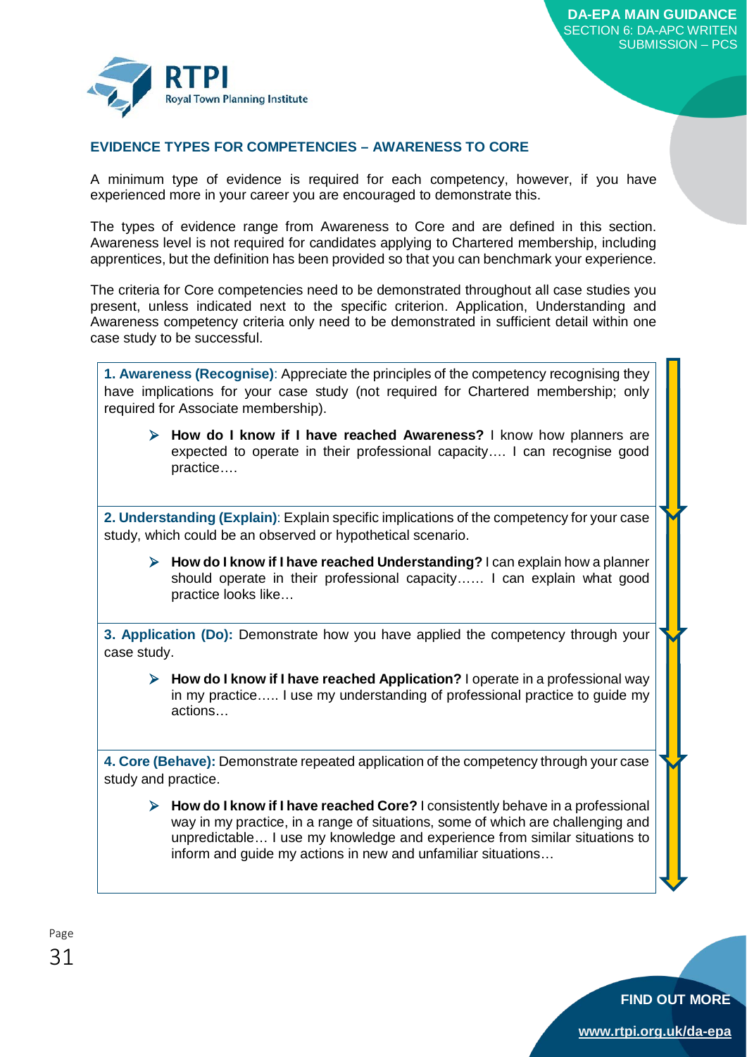## EVIDENCE TYPES FOR COMPETENCIES – AWARENESS TO CORE

A minimum type of evidence is required for each competency, however, if you have experienced more in your career you are encouraged to demonstrate this.

The types of evidence range from Awareness to Core and are defined in this section. Awareness level is not required for candidates applying to Chartered membership, including apprentices, but the definition has been provided so that you can benchmark your experience.

The criteria for Core competencies need to be demonstrated throughout all case studies you present, unless indicated next to the specific criterion. Application, Understanding and Awareness competency criteria only need to be demonstrated in sufficient detail within one case study to be successful.

**1. Awareness (Recognise)**: Appreciate the principles of the competency recognising they have implications for your case study (not required for Chartered membership; only required for Associate membership).

- **How do I know if I have reached Awareness?** I know how planners are expected to operate in their professional capacity…. I can recognise good practice….

**2. Understanding (Explain)**: Explain specific implications of the competency for your case study, which could be an observed or hypothetical scenario.

- **How do I know if I have reached Understanding?** I can explain how a planner should operate in their professional capacity…… I can explain what good practice looks like…

**3. Application (Do):** Demonstrate how you have applied the competency through your case study.

- **How do I know if I have reached Application?** I operate in a professional way in my practice….. I use my understanding of professional practice to guide my actions…

**4. Core (Behave):** Demonstrate repeated application of the competency through your case study and practice.

- **How do I know if I have reached Core?** I consistently behave in a professional way in my practice, in a range of situations, some of which are challenging and unpredictable… I use my knowledge and experience from similar situations to inform and guide my actions in new and unfamiliar situations…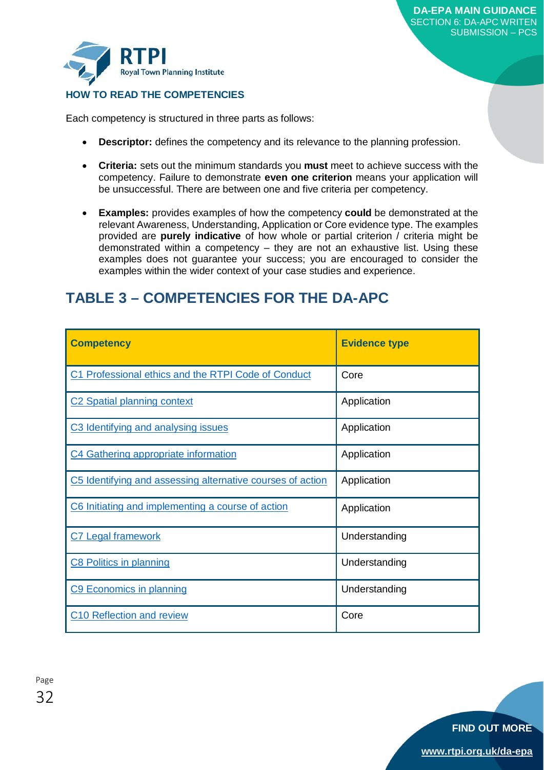## HOW TO READ THE COMPETENCIES

Each competency is structured in three parts as follows:

- **Descriptor:** defines the competency and its relevance to the planning profession.
- **Criteria:** sets out the minimum standards you **must** meet to achieve success with the competency. Failure to demonstrate **even one criterion** means your application will be unsuccessful. There are between one and five criteria per competency.
- **Examples:** provides examples of how the competency **could** be demonstrated at the relevant Awareness, Understanding, Application or Core evidence type. The examples provided are **purely indicative** of how whole or partial criterion / criteria might be demonstrated within a competency – they are not an exhaustive list. Using these examples does not guarantee your success; you are encouraged to consider the examples within the wider context of your case studies and experience.

# TABLE 3 – COMPETENCIES FOR THE DA-APC

| Competency | Evidence type |
| --- | --- |
| C1 Professional ethics and the RTPI Code of Conduct | Core |
| C2 Spatial planning context | Application |
| C3 Identifying and analysing issues | Application |
| C4 Gathering appropriate information | Application |
| C5 Identifying and assessing alternative courses of action | Application |
| C6 Initiating and implementing a course of action | Application |
| C7 Legal framework | Understanding |
| C8 Politics in planning | Understanding |
| C9 Economics in planning | Understanding |
| C10 Reflection and review | Core |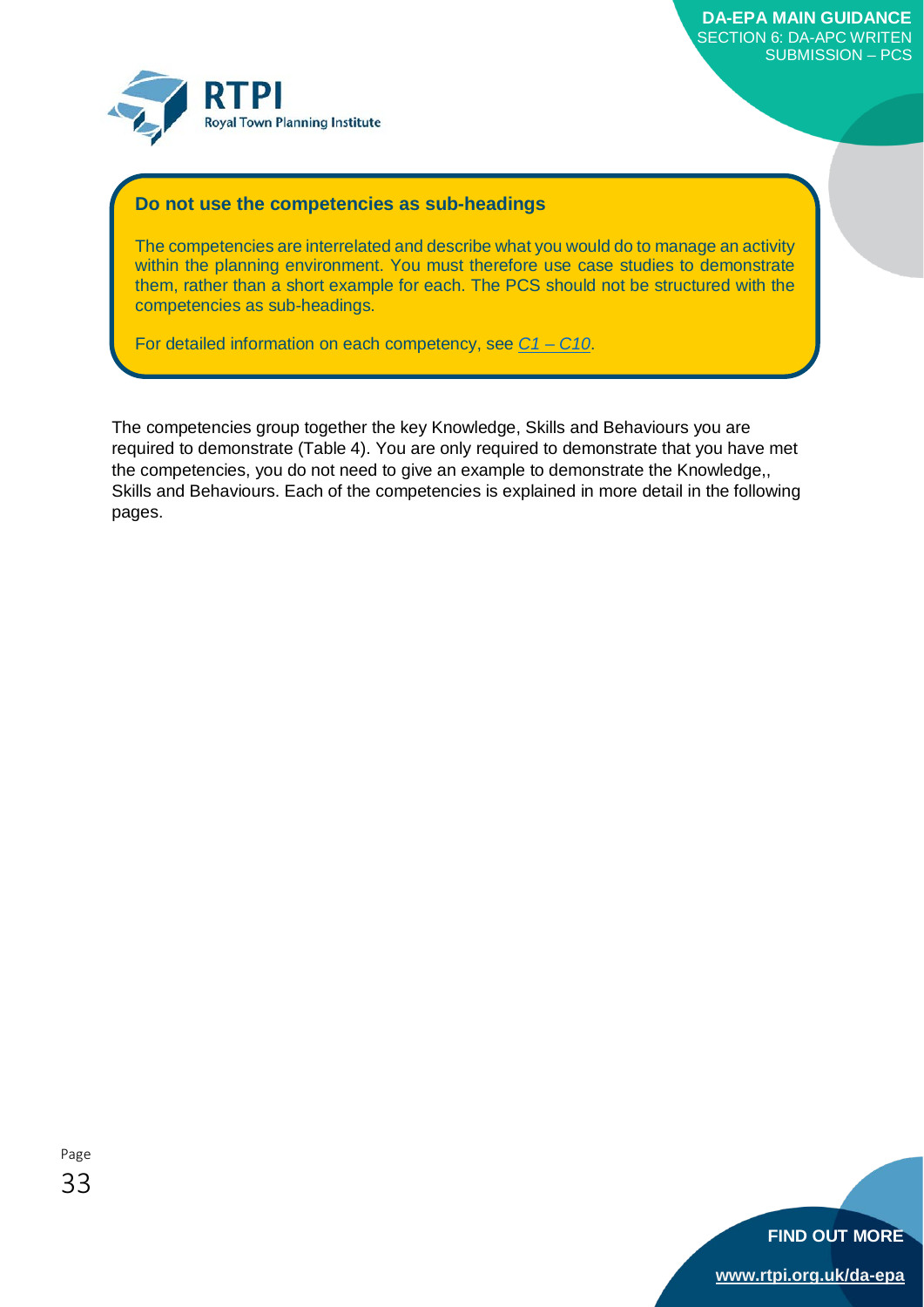### Do not use the competencies as sub-headings

The competencies are interrelated and describe what you would do to manage an activity within the planning environment. You must therefore use case studies to demonstrate them, rather than a short example for each. The PCS should not be structured with the competencies as sub-headings.

For detailed information on each competency, see *C1 – C10*.

The competencies group together the key Knowledge, Skills and Behaviours you are required to demonstrate (Table 4). You are only required to demonstrate that you have met the competencies, you do not need to give an example to demonstrate the Knowledge,, Skills and Behaviours. Each of the competencies is explained in more detail in the following pages.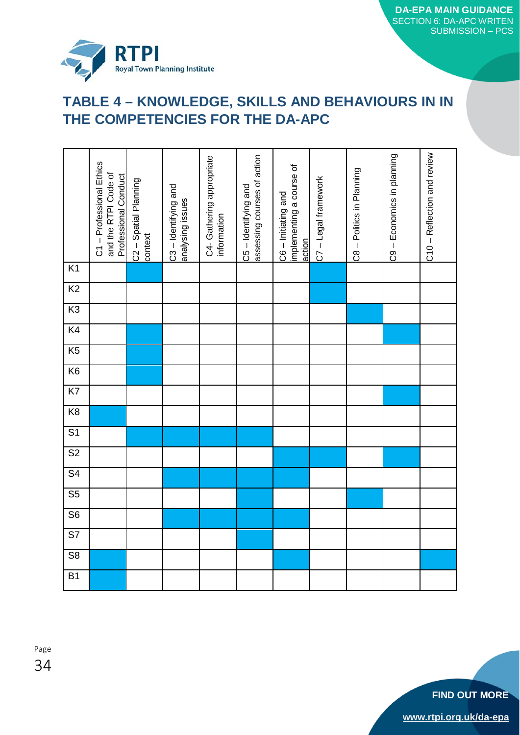# TABLE 4 – KNOWLEDGE, SKILLS AND BEHAVIOURS IN IN THE COMPETENCIES FOR THE DA-APC

| | C1 – Professional Ethics and the RTPI Code of Professional Conduct | C2 – Spatial Planning context | C3 – Identifying and analysing issues | C4- Gathering appropriate information | C5 – Identifying and assessing courses of action | C6 – Initiating and implementing a course of action | C7 – Legal framework | C8 – Politics in Planning | C9 – Economics in planning | C10 – Reflection and review |
|---|---|---|---|---|---|---|---|---|---|---|
| K1 | | ■ | | | | | ■ | | | |
| K2 | | | | | | | ■ | | | |
| K3 | | | | | | | | ■ | | |
| K4 | | ■ | | | | | | | ■ | |
| K5 | | ■ | | | | | | | | |
| K6 | | ■ | | | | | | | | |
| K7 | | | | | | | | | ■ | |
| K8 | ■ | | | | | | | | | |
| S1 | | ■ | ■ | ■ | ■ | | | | | |
| S2 | | | | | | ■ | ■ | | ■ | |
| S4 | | | ■ | ■ | | ■ | | | | |
| S5 | | | | | ■ | | | ■ | | |
| S6 | | | ■ | ■ | ■ | ■ | | | | |
| S7 | | | | | ■ | | | | | |
| S8 | ■ | | | | | ■ | | | | ■ |
| B1 | ■ | | | | | | | | | |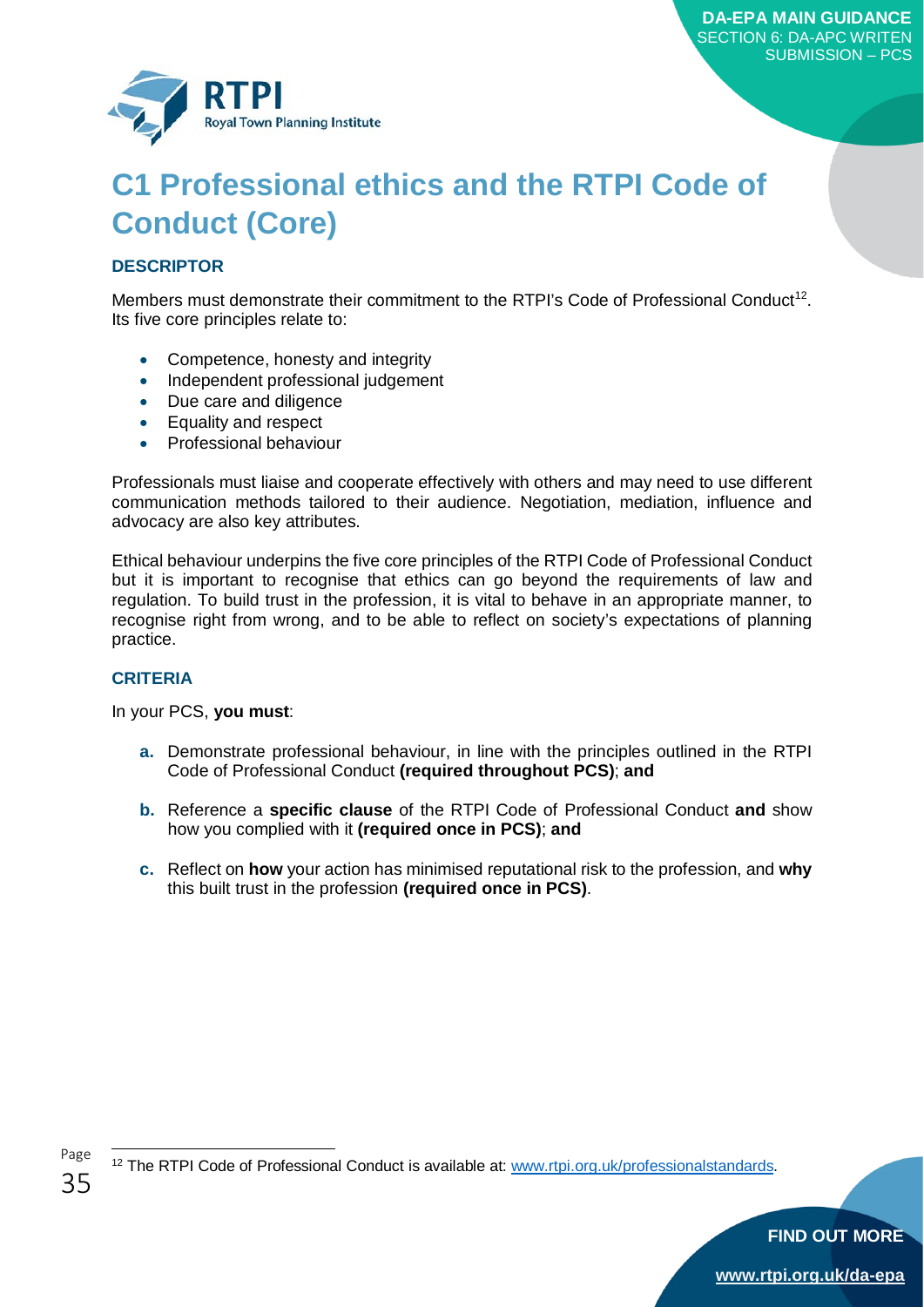# C1 Professional ethics and the RTPI Code of Conduct (Core)

### DESCRIPTOR

Members must demonstrate their commitment to the RTPI's Code of Professional Conduct[12]. Its five core principles relate to:

- Competence, honesty and integrity
- Independent professional judgement
- Due care and diligence
- Equality and respect
- Professional behaviour

Professionals must liaise and cooperate effectively with others and may need to use different communication methods tailored to their audience. Negotiation, mediation, influence and advocacy are also key attributes.

Ethical behaviour underpins the five core principles of the RTPI Code of Professional Conduct but it is important to recognise that ethics can go beyond the requirements of law and regulation. To build trust in the profession, it is vital to behave in an appropriate manner, to recognise right from wrong, and to be able to reflect on society's expectations of planning practice.

### CRITERIA

In your PCS, **you must**:

- **a.** Demonstrate professional behaviour, in line with the principles outlined in the RTPI Code of Professional Conduct **(required throughout PCS)**; **and**
- **b.** Reference a **specific clause** of the RTPI Code of Professional Conduct **and** show how you complied with it **(required once in PCS)**; **and**
- **c.** Reflect on **how** your action has minimised reputational risk to the profession, and **why** this built trust in the profession **(required once in PCS)**.

[12] The RTPI Code of Professional Conduct is available at: www.rtpi.org.uk/professionalstandards.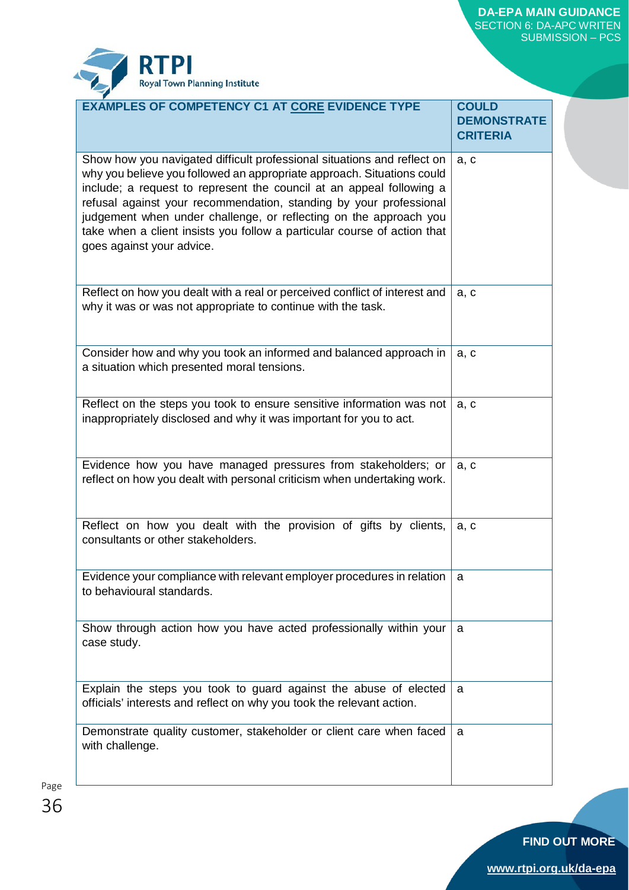| EXAMPLES OF COMPETENCY C1 AT CORE EVIDENCE TYPE | COULD DEMONSTRATE CRITERIA |
|---|---|
| Show how you navigated difficult professional situations and reflect on why you believe you followed an appropriate approach. Situations could include; a request to represent the council at an appeal following a refusal against your recommendation, standing by your professional judgement when under challenge, or reflecting on the approach you take when a client insists you follow a particular course of action that goes against your advice. | a, c |
| Reflect on how you dealt with a real or perceived conflict of interest and why it was or was not appropriate to continue with the task. | a, c |
| Consider how and why you took an informed and balanced approach in a situation which presented moral tensions. | a, c |
| Reflect on the steps you took to ensure sensitive information was not inappropriately disclosed and why it was important for you to act. | a, c |
| Evidence how you have managed pressures from stakeholders; or reflect on how you dealt with personal criticism when undertaking work. | a, c |
| Reflect on how you dealt with the provision of gifts by clients, consultants or other stakeholders. | a, c |
| Evidence your compliance with relevant employer procedures in relation to behavioural standards. | a |
| Show through action how you have acted professionally within your case study. | a |
| Explain the steps you took to guard against the abuse of elected officials' interests and reflect on why you took the relevant action. | a |
| Demonstrate quality customer, stakeholder or client care when faced with challenge. | a |

FIND OUT MORE

www.rtpi.org.uk/da-epa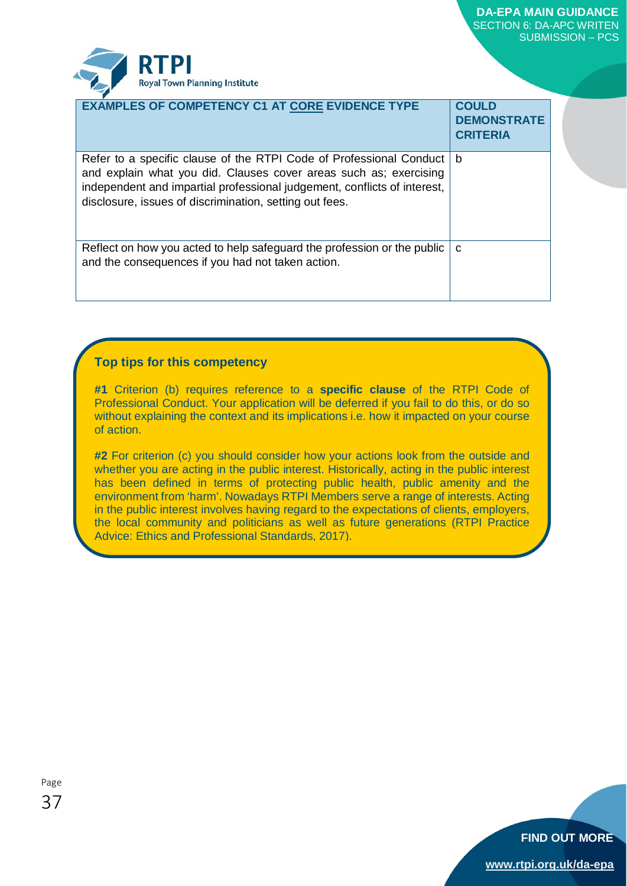| EXAMPLES OF COMPETENCY C1 AT CORE EVIDENCE TYPE | COULD DEMONSTRATE CRITERIA |
|---|---|
| Refer to a specific clause of the RTPI Code of Professional Conduct and explain what you did. Clauses cover areas such as; exercising independent and impartial professional judgement, conflicts of interest, disclosure, issues of discrimination, setting out fees. | b |
| Reflect on how you acted to help safeguard the profession or the public and the consequences if you had not taken action. | c |

### Top tips for this competency

**#1** Criterion (b) requires reference to a **specific clause** of the RTPI Code of Professional Conduct. Your application will be deferred if you fail to do this, or do so without explaining the context and its implications i.e. how it impacted on your course of action.

**#2** For criterion (c) you should consider how your actions look from the outside and whether you are acting in the public interest. Historically, acting in the public interest has been defined in terms of protecting public health, public amenity and the environment from 'harm'. Nowadays RTPI Members serve a range of interests. Acting in the public interest involves having regard to the expectations of clients, employers, the local community and politicians as well as future generations (RTPI Practice Advice: Ethics and Professional Standards, 2017).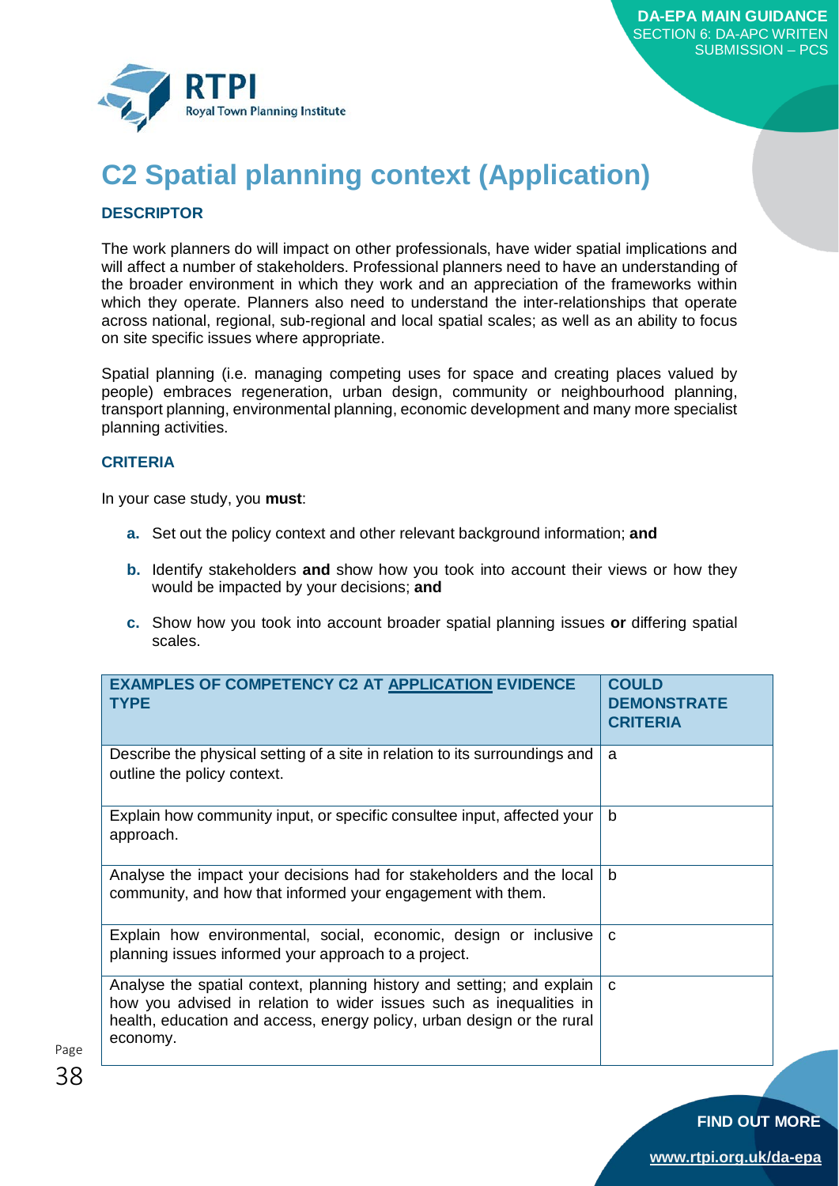# C2 Spatial planning context (Application)

### DESCRIPTOR

The work planners do will impact on other professionals, have wider spatial implications and will affect a number of stakeholders. Professional planners need to have an understanding of the broader environment in which they work and an appreciation of the frameworks within which they operate. Planners also need to understand the inter-relationships that operate across national, regional, sub-regional and local spatial scales; as well as an ability to focus on site specific issues where appropriate.

Spatial planning (i.e. managing competing uses for space and creating places valued by people) embraces regeneration, urban design, community or neighbourhood planning, transport planning, environmental planning, economic development and many more specialist planning activities.

### CRITERIA

In your case study, you **must**:

- **a.** Set out the policy context and other relevant background information; **and**
- **b.** Identify stakeholders **and** show how you took into account their views or how they would be impacted by your decisions; **and**
- **c.** Show how you took into account broader spatial planning issues **or** differing spatial scales.

| EXAMPLES OF COMPETENCY C2 AT APPLICATION EVIDENCE TYPE | COULD DEMONSTRATE CRITERIA |
| --- | --- |
| Describe the physical setting of a site in relation to its surroundings and outline the policy context. | a |
| Explain how community input, or specific consultee input, affected your approach. | b |
| Analyse the impact your decisions had for stakeholders and the local community, and how that informed your engagement with them. | b |
| Explain how environmental, social, economic, design or inclusive planning issues informed your approach to a project. | c |
| Analyse the spatial context, planning history and setting; and explain how you advised in relation to wider issues such as inequalities in health, education and access, energy policy, urban design or the rural economy. | c |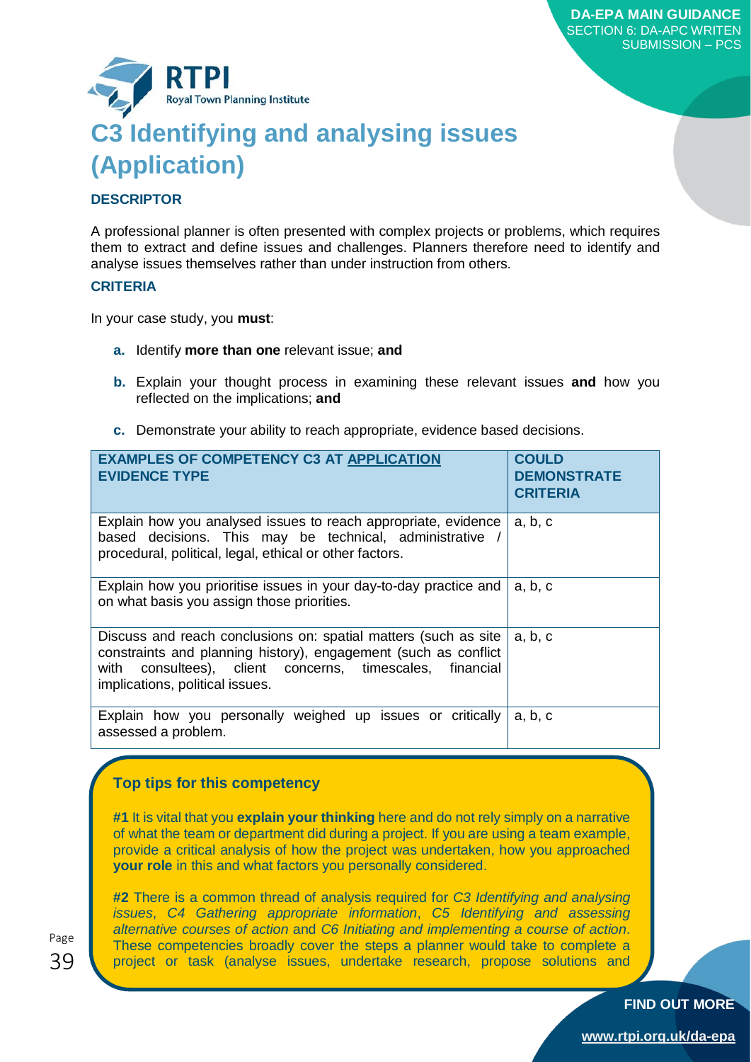# C3 Identifying and analysing issues (Application)

### DESCRIPTOR

A professional planner is often presented with complex projects or problems, which requires them to extract and define issues and challenges. Planners therefore need to identify and analyse issues themselves rather than under instruction from others.

### CRITERIA

In your case study, you **must**:

- **a.** Identify **more than one** relevant issue; **and**
- **b.** Explain your thought process in examining these relevant issues **and** how you reflected on the implications; **and**
- **c.** Demonstrate your ability to reach appropriate, evidence based decisions.

| **EXAMPLES OF COMPETENCY C3 AT APPLICATION EVIDENCE TYPE** | **COULD DEMONSTRATE CRITERIA** |
| --- | --- |
| Explain how you analysed issues to reach appropriate, evidence based decisions. This may be technical, administrative / procedural, political, legal, ethical or other factors. | a, b, c |
| Explain how you prioritise issues in your day-to-day practice and on what basis you assign those priorities. | a, b, c |
| Discuss and reach conclusions on: spatial matters (such as site constraints and planning history), engagement (such as conflict with consultees), client concerns, timescales, financial implications, political issues. | a, b, c |
| Explain how you personally weighed up issues or critically assessed a problem. | a, b, c |

### Top tips for this competency

**#1** It is vital that you **explain your thinking** here and do not rely simply on a narrative of what the team or department did during a project. If you are using a team example, provide a critical analysis of how the project was undertaken, how you approached **your role** in this and what factors you personally considered.

**#2** There is a common thread of analysis required for *C3 Identifying and analysing issues*, *C4 Gathering appropriate information*, *C5 Identifying and assessing alternative courses of action* and *C6 Initiating and implementing a course of action*. These competencies broadly cover the steps a planner would take to complete a project or task (analyse issues, undertake research, propose solutions and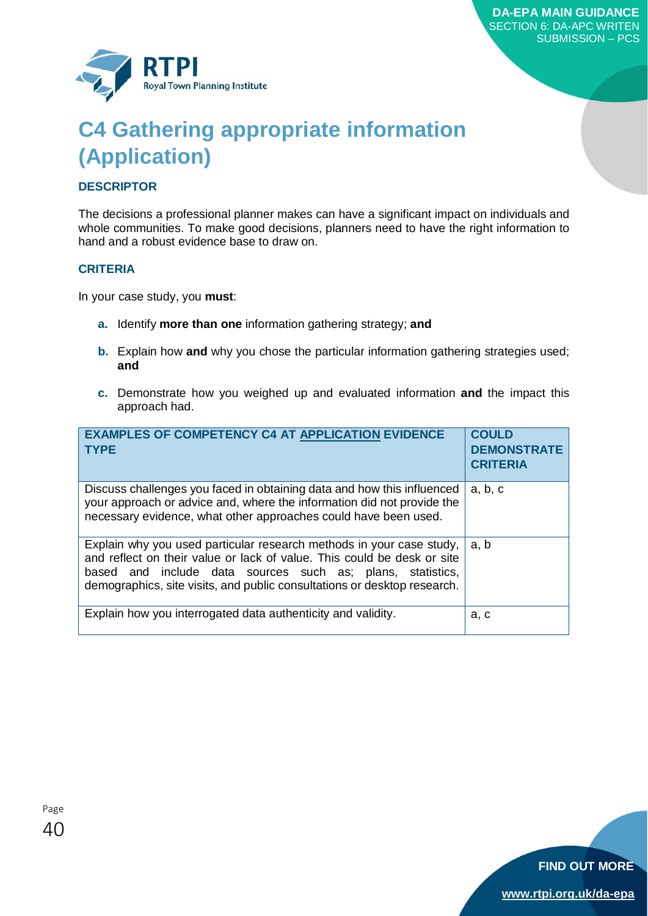# C4 Gathering appropriate information (Application)

### DESCRIPTOR

The decisions a professional planner makes can have a significant impact on individuals and whole communities. To make good decisions, planners need to have the right information to hand and a robust evidence base to draw on.

### CRITERIA

In your case study, you **must**:

- **a.** Identify **more than one** information gathering strategy; **and**
- **b.** Explain how **and** why you chose the particular information gathering strategies used; **and**
- **c.** Demonstrate how you weighed up and evaluated information **and** the impact this approach had.

| EXAMPLES OF COMPETENCY C4 AT APPLICATION EVIDENCE TYPE | COULD DEMONSTRATE CRITERIA |
|---|---|
| Discuss challenges you faced in obtaining data and how this influenced your approach or advice and, where the information did not provide the necessary evidence, what other approaches could have been used. | a, b, c |
| Explain why you used particular research methods in your case study, and reflect on their value or lack of value. This could be desk or site based and include data sources such as; plans, statistics, demographics, site visits, and public consultations or desktop research. | a, b |
| Explain how you interrogated data authenticity and validity. | a, c |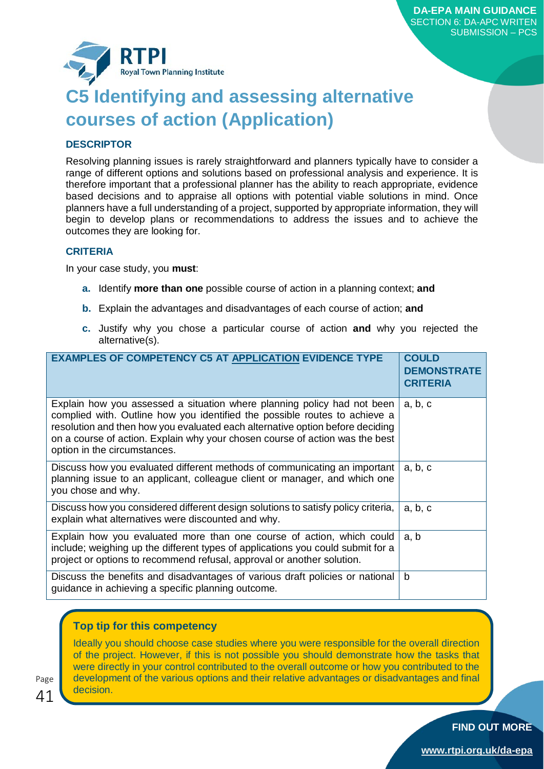# C5 Identifying and assessing alternative courses of action (Application)

### DESCRIPTOR

Resolving planning issues is rarely straightforward and planners typically have to consider a range of different options and solutions based on professional analysis and experience. It is therefore important that a professional planner has the ability to reach appropriate, evidence based decisions and to appraise all options with potential viable solutions in mind. Once planners have a full understanding of a project, supported by appropriate information, they will begin to develop plans or recommendations to address the issues and to achieve the outcomes they are looking for.

### CRITERIA

In your case study, you **must**:

- **a.** Identify **more than one** possible course of action in a planning context; **and**
- **b.** Explain the advantages and disadvantages of each course of action; **and**
- **c.** Justify why you chose a particular course of action **and** why you rejected the alternative(s).

| EXAMPLES OF COMPETENCY C5 AT APPLICATION EVIDENCE TYPE | COULD DEMONSTRATE CRITERIA |
| --- | --- |
| Explain how you assessed a situation where planning policy had not been complied with. Outline how you identified the possible routes to achieve a resolution and then how you evaluated each alternative option before deciding on a course of action. Explain why your chosen course of action was the best option in the circumstances. | a, b, c |
| Discuss how you evaluated different methods of communicating an important planning issue to an applicant, colleague client or manager, and which one you chose and why. | a, b, c |
| Discuss how you considered different design solutions to satisfy policy criteria, explain what alternatives were discounted and why. | a, b, c |
| Explain how you evaluated more than one course of action, which could include; weighing up the different types of applications you could submit for a project or options to recommend refusal, approval or another solution. | a, b |
| Discuss the benefits and disadvantages of various draft policies or national guidance in achieving a specific planning outcome. | b |

**Top tip for this competency**

Ideally you should choose case studies where you were responsible for the overall direction of the project. However, if this is not possible you should demonstrate how the tasks that were directly in your control contributed to the overall outcome or how you contributed to the development of the various options and their relative advantages or disadvantages and final decision.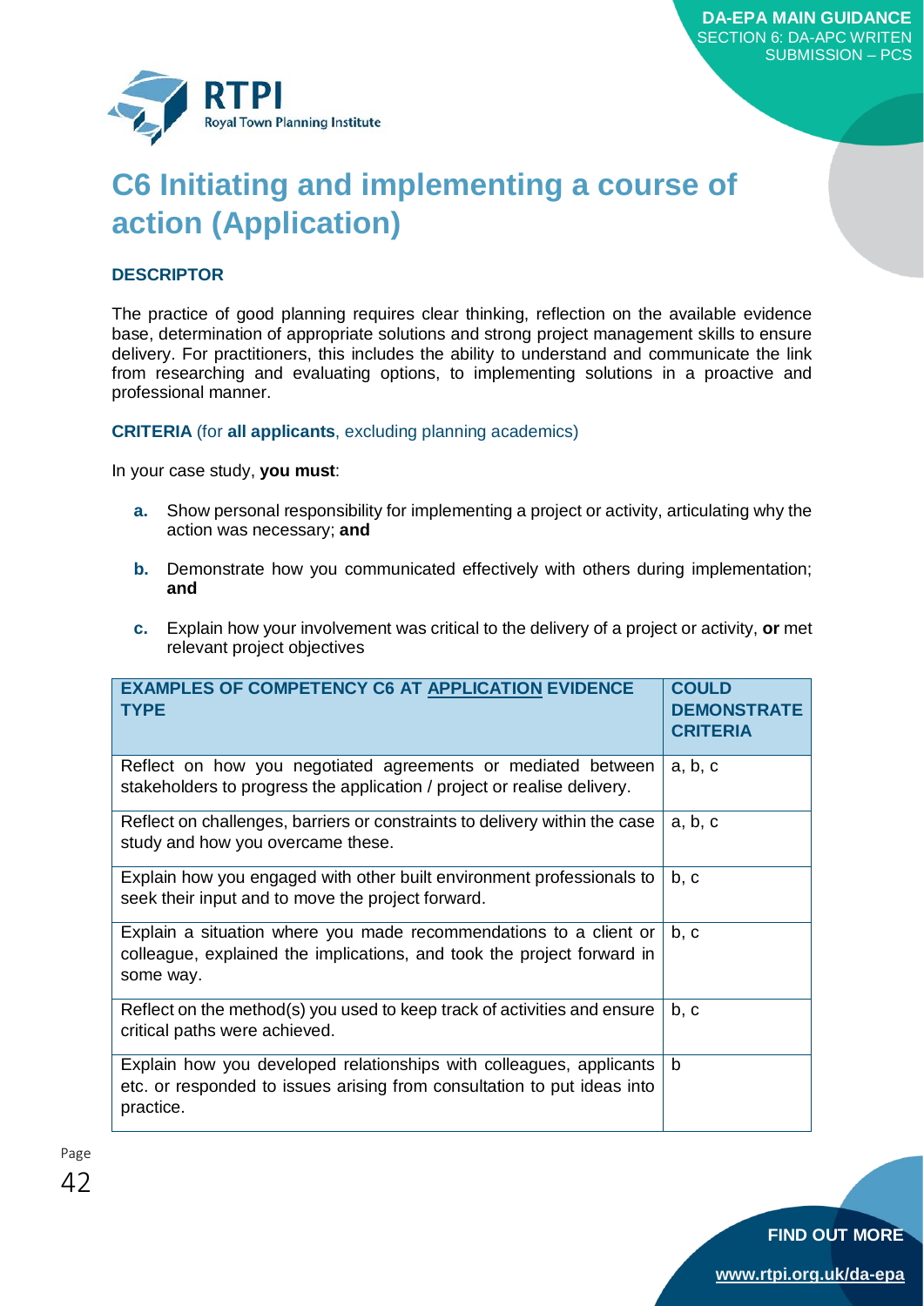# C6 Initiating and implementing a course of action (Application)

**DESCRIPTOR**

The practice of good planning requires clear thinking, reflection on the available evidence base, determination of appropriate solutions and strong project management skills to ensure delivery. For practitioners, this includes the ability to understand and communicate the link from researching and evaluating options, to implementing solutions in a proactive and professional manner.

**CRITERIA** (for **all applicants**, excluding planning academics)

In your case study, **you must**:

- **a.** Show personal responsibility for implementing a project or activity, articulating why the action was necessary; **and**
- **b.** Demonstrate how you communicated effectively with others during implementation; **and**
- **c.** Explain how your involvement was critical to the delivery of a project or activity, **or** met relevant project objectives

| **EXAMPLES OF COMPETENCY C6 AT APPLICATION EVIDENCE TYPE** | **COULD DEMONSTRATE CRITERIA** |
|---|---|
| Reflect on how you negotiated agreements or mediated between stakeholders to progress the application / project or realise delivery. | a, b, c |
| Reflect on challenges, barriers or constraints to delivery within the case study and how you overcame these. | a, b, c |
| Explain how you engaged with other built environment professionals to seek their input and to move the project forward. | b, c |
| Explain a situation where you made recommendations to a client or colleague, explained the implications, and took the project forward in some way. | b, c |
| Reflect on the method(s) you used to keep track of activities and ensure critical paths were achieved. | b, c |
| Explain how you developed relationships with colleagues, applicants etc. or responded to issues arising from consultation to put ideas into practice. | b |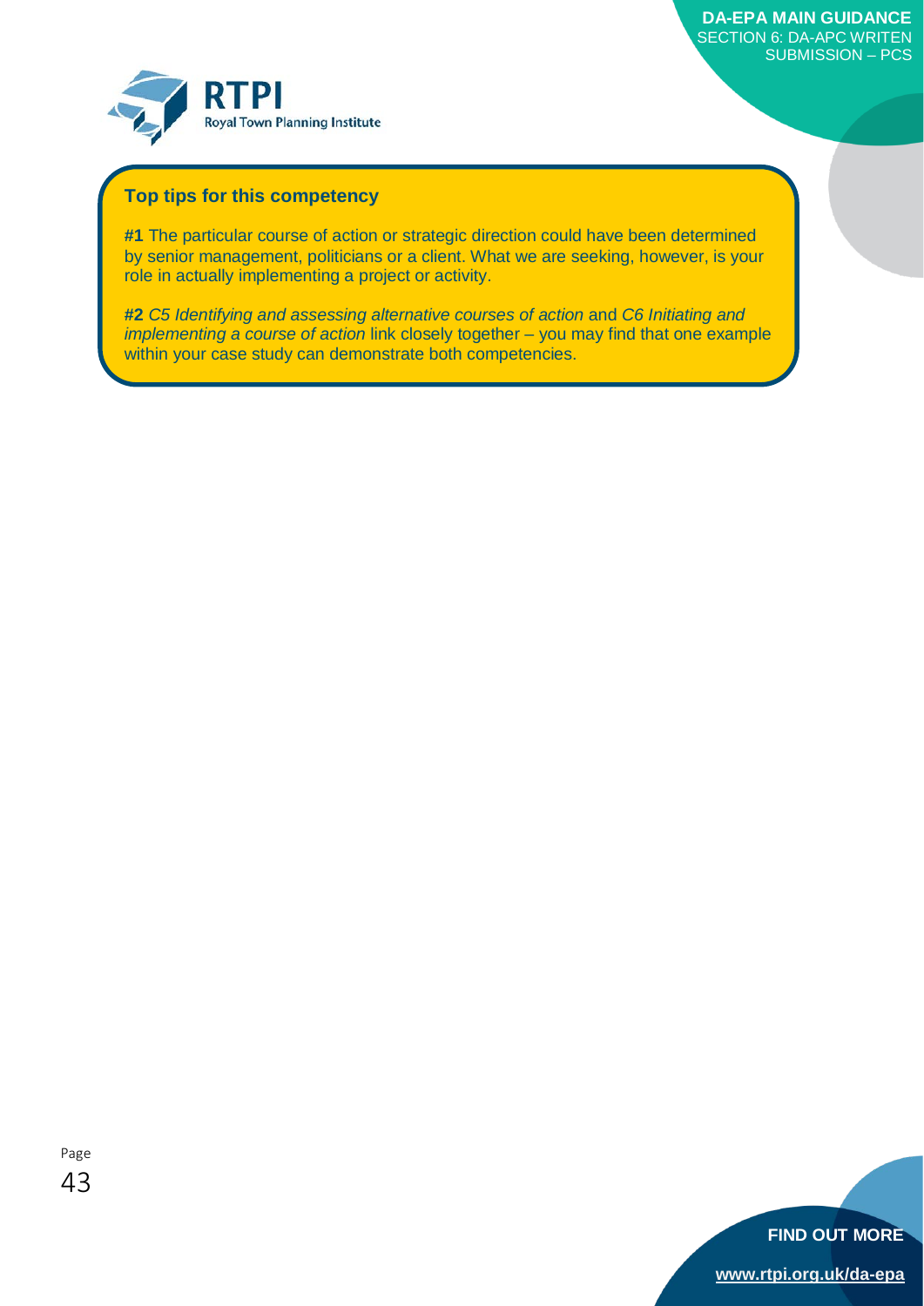### Top tips for this competency

**#1** The particular course of action or strategic direction could have been determined by senior management, politicians or a client. What we are seeking, however, is your role in actually implementing a project or activity.

**#2** *C5 Identifying and assessing alternative courses of action* and *C6 Initiating and implementing a course of action* link closely together – you may find that one example within your case study can demonstrate both competencies.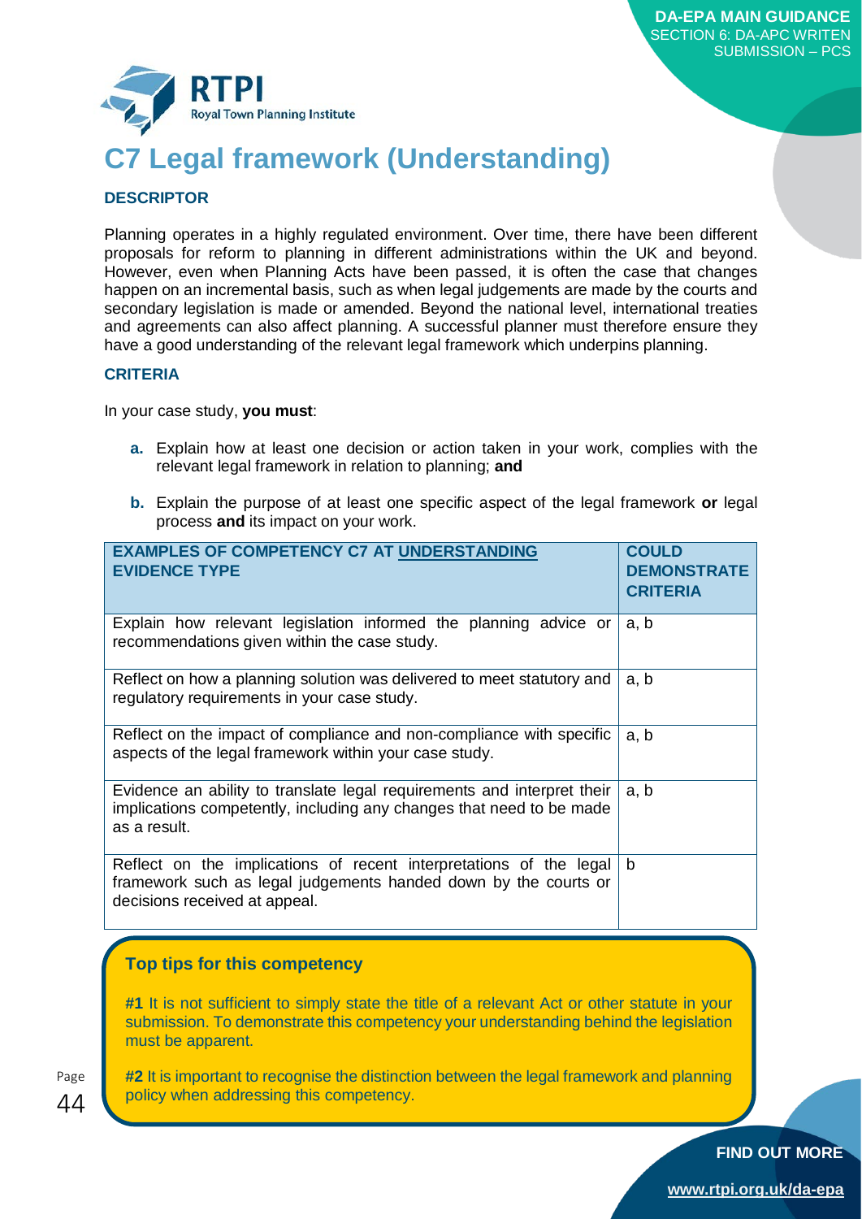# C7 Legal framework (Understanding)

### DESCRIPTOR

Planning operates in a highly regulated environment. Over time, there have been different proposals for reform to planning in different administrations within the UK and beyond. However, even when Planning Acts have been passed, it is often the case that changes happen on an incremental basis, such as when legal judgements are made by the courts and secondary legislation is made or amended. Beyond the national level, international treaties and agreements can also affect planning. A successful planner must therefore ensure they have a good understanding of the relevant legal framework which underpins planning.

### CRITERIA

In your case study, **you must**:

- **a.** Explain how at least one decision or action taken in your work, complies with the relevant legal framework in relation to planning; **and**
- **b.** Explain the purpose of at least one specific aspect of the legal framework **or** legal process **and** its impact on your work.

| EXAMPLES OF COMPETENCY C7 AT UNDERSTANDING EVIDENCE TYPE | COULD DEMONSTRATE CRITERIA |
|---|---|
| Explain how relevant legislation informed the planning advice or recommendations given within the case study. | a, b |
| Reflect on how a planning solution was delivered to meet statutory and regulatory requirements in your case study. | a, b |
| Reflect on the impact of compliance and non-compliance with specific aspects of the legal framework within your case study. | a, b |
| Evidence an ability to translate legal requirements and interpret their implications competently, including any changes that need to be made as a result. | a, b |
| Reflect on the implications of recent interpretations of the legal framework such as legal judgements handed down by the courts or decisions received at appeal. | b |

### Top tips for this competency

**#1** It is not sufficient to simply state the title of a relevant Act or other statute in your submission. To demonstrate this competency your understanding behind the legislation must be apparent.

**#2** It is important to recognise the distinction between the legal framework and planning policy when addressing this competency.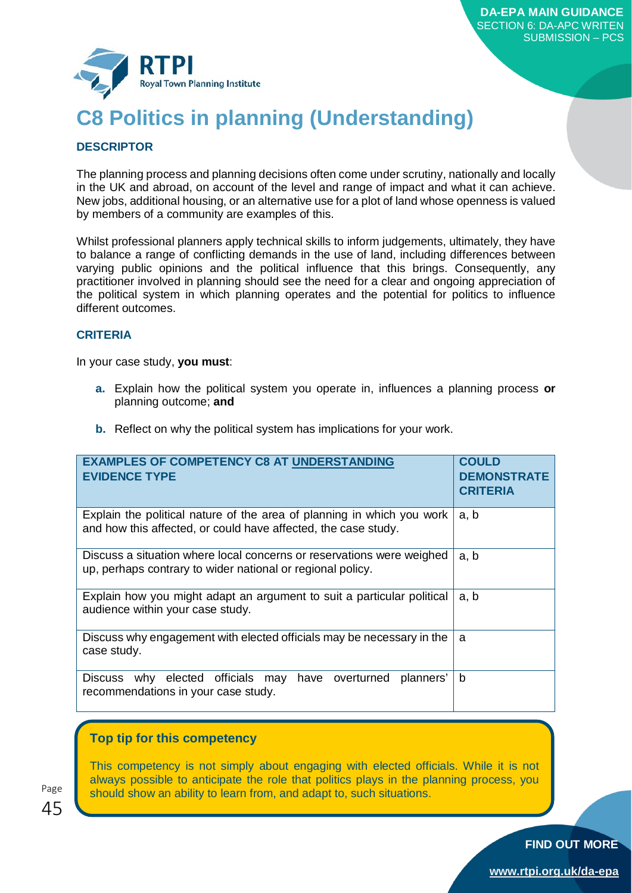# C8 Politics in planning (Understanding)

### DESCRIPTOR

The planning process and planning decisions often come under scrutiny, nationally and locally in the UK and abroad, on account of the level and range of impact and what it can achieve. New jobs, additional housing, or an alternative use for a plot of land whose openness is valued by members of a community are examples of this.

Whilst professional planners apply technical skills to inform judgements, ultimately, they have to balance a range of conflicting demands in the use of land, including differences between varying public opinions and the political influence that this brings. Consequently, any practitioner involved in planning should see the need for a clear and ongoing appreciation of the political system in which planning operates and the potential for politics to influence different outcomes.

### CRITERIA

In your case study, **you must**:

- **a.** Explain how the political system you operate in, influences a planning process **or** planning outcome; **and**
- **b.** Reflect on why the political system has implications for your work.

| **EXAMPLES OF COMPETENCY C8 AT UNDERSTANDING EVIDENCE TYPE** | **COULD DEMONSTRATE CRITERIA** |
|---|---|
| Explain the political nature of the area of planning in which you work and how this affected, or could have affected, the case study. | a, b |
| Discuss a situation where local concerns or reservations were weighed up, perhaps contrary to wider national or regional policy. | a, b |
| Explain how you might adapt an argument to suit a particular political audience within your case study. | a, b |
| Discuss why engagement with elected officials may be necessary in the case study. | a |
| Discuss why elected officials may have overturned planners' recommendations in your case study. | b |

### Top tip for this competency

This competency is not simply about engaging with elected officials. While it is not always possible to anticipate the role that politics plays in the planning process, you should show an ability to learn from, and adapt to, such situations.

**FIND OUT MORE**

**www.rtpi.org.uk/da-epa**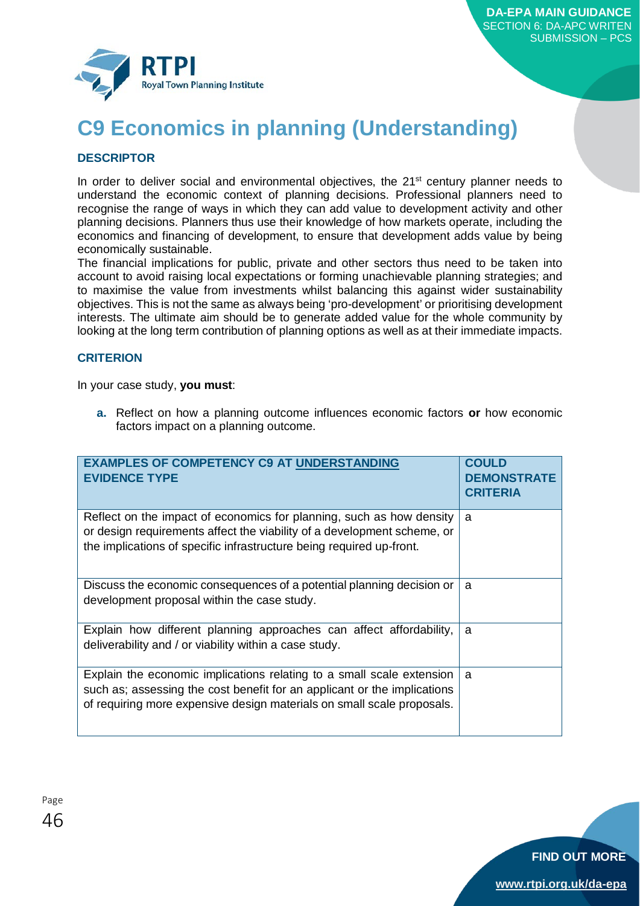# C9 Economics in planning (Understanding)

### DESCRIPTOR

In order to deliver social and environmental objectives, the 21st century planner needs to understand the economic context of planning decisions. Professional planners need to recognise the range of ways in which they can add value to development activity and other planning decisions. Planners thus use their knowledge of how markets operate, including the economics and financing of development, to ensure that development adds value by being economically sustainable.

The financial implications for public, private and other sectors thus need to be taken into account to avoid raising local expectations or forming unachievable planning strategies; and to maximise the value from investments whilst balancing this against wider sustainability objectives. This is not the same as always being 'pro-development' or prioritising development interests. The ultimate aim should be to generate added value for the whole community by looking at the long term contribution of planning options as well as at their immediate impacts.

### CRITERION

In your case study, **you must**:

**a.** Reflect on how a planning outcome influences economic factors **or** how economic factors impact on a planning outcome.

| EXAMPLES OF COMPETENCY C9 AT UNDERSTANDING EVIDENCE TYPE | COULD DEMONSTRATE CRITERIA |
| --- | --- |
| Reflect on the impact of economics for planning, such as how density or design requirements affect the viability of a development scheme, or the implications of specific infrastructure being required up-front. | a |
| Discuss the economic consequences of a potential planning decision or development proposal within the case study. | a |
| Explain how different planning approaches can affect affordability, deliverability and / or viability within a case study. | a |
| Explain the economic implications relating to a small scale extension such as; assessing the cost benefit for an applicant or the implications of requiring more expensive design materials on small scale proposals. | a |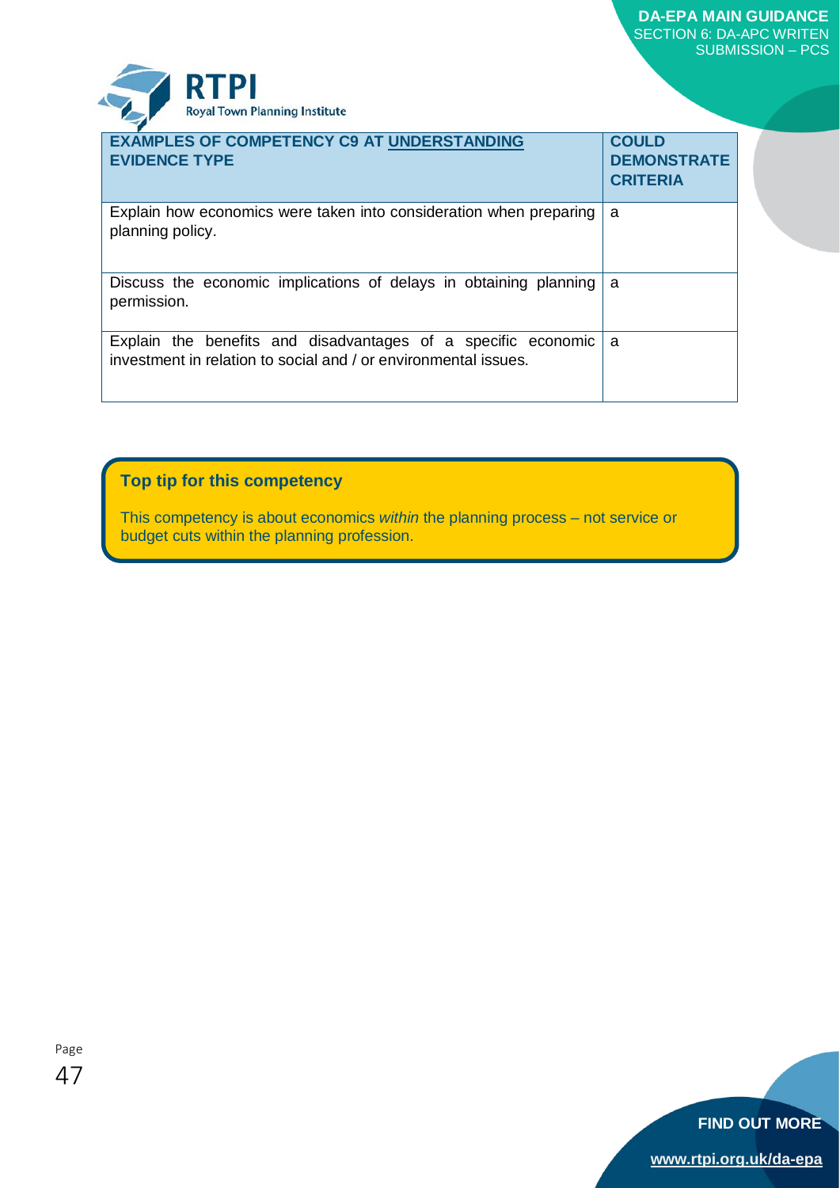| EXAMPLES OF COMPETENCY C9 AT UNDERSTANDING EVIDENCE TYPE | COULD DEMONSTRATE CRITERIA |
| --- | --- |
| Explain how economics were taken into consideration when preparing planning policy. | a |
| Discuss the economic implications of delays in obtaining planning permission. | a |
| Explain the benefits and disadvantages of a specific economic investment in relation to social and / or environmental issues. | a |

**Top tip for this competency**

This competency is about economics *within* the planning process – not service or budget cuts within the planning profession.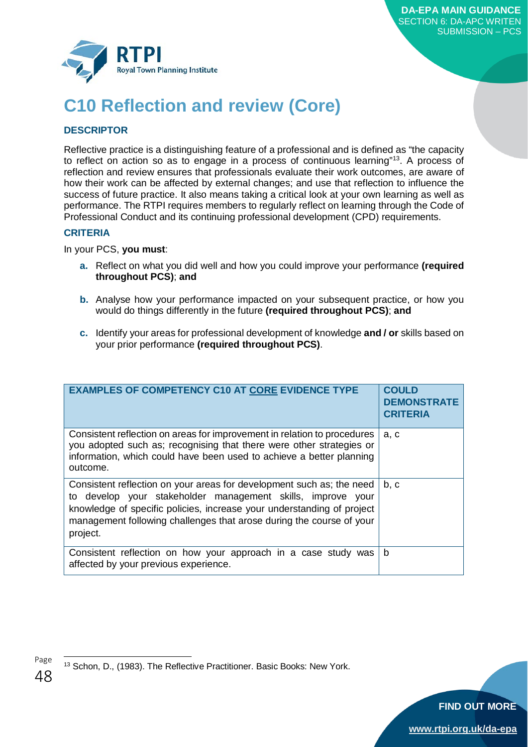# C10 Reflection and review (Core)

## DESCRIPTOR

Reflective practice is a distinguishing feature of a professional and is defined as "the capacity to reflect on action so as to engage in a process of continuous learning"[13]. A process of reflection and review ensures that professionals evaluate their work outcomes, are aware of how their work can be affected by external changes; and use that reflection to influence the success of future practice. It also means taking a critical look at your own learning as well as performance. The RTPI requires members to regularly reflect on learning through the Code of Professional Conduct and its continuing professional development (CPD) requirements.

## CRITERIA

In your PCS, **you must**:

- **a.** Reflect on what you did well and how you could improve your performance **(required throughout PCS)**; **and**
- **b.** Analyse how your performance impacted on your subsequent practice, or how you would do things differently in the future **(required throughout PCS)**; **and**
- **c.** Identify your areas for professional development of knowledge **and / or** skills based on your prior performance **(required throughout PCS)**.

| EXAMPLES OF COMPETENCY C10 AT CORE EVIDENCE TYPE | COULD DEMONSTRATE CRITERIA |
|---|---|
| Consistent reflection on areas for improvement in relation to procedures you adopted such as; recognising that there were other strategies or information, which could have been used to achieve a better planning outcome. | a, c |
| Consistent reflection on your areas for development such as; the need to develop your stakeholder management skills, improve your knowledge of specific policies, increase your understanding of project management following challenges that arose during the course of your project. | b, c |
| Consistent reflection on how your approach in a case study was affected by your previous experience. | b |

[13] Schon, D., (1983). The Reflective Practitioner. Basic Books: New York.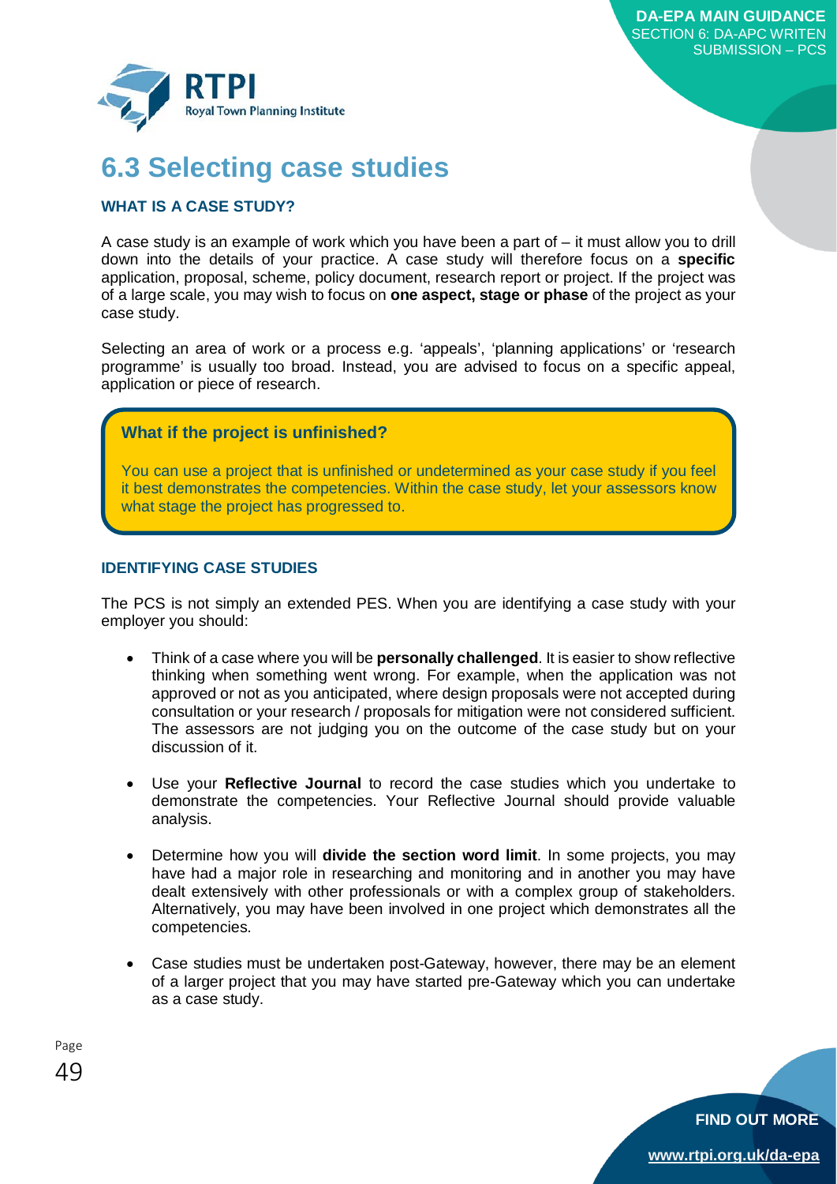# 6.3 Selecting case studies

## WHAT IS A CASE STUDY?

A case study is an example of work which you have been a part of – it must allow you to drill down into the details of your practice. A case study will therefore focus on a **specific** application, proposal, scheme, policy document, research report or project. If the project was of a large scale, you may wish to focus on **one aspect, stage or phase** of the project as your case study.

Selecting an area of work or a process e.g. 'appeals', 'planning applications' or 'research programme' is usually too broad. Instead, you are advised to focus on a specific appeal, application or piece of research.

> **What if the project is unfinished?**
>
> You can use a project that is unfinished or undetermined as your case study if you feel it best demonstrates the competencies. Within the case study, let your assessors know what stage the project has progressed to.

## IDENTIFYING CASE STUDIES

The PCS is not simply an extended PES. When you are identifying a case study with your employer you should:

- Think of a case where you will be **personally challenged**. It is easier to show reflective thinking when something went wrong. For example, when the application was not approved or not as you anticipated, where design proposals were not accepted during consultation or your research / proposals for mitigation were not considered sufficient. The assessors are not judging you on the outcome of the case study but on your discussion of it.
- Use your **Reflective Journal** to record the case studies which you undertake to demonstrate the competencies. Your Reflective Journal should provide valuable analysis.
- Determine how you will **divide the section word limit**. In some projects, you may have had a major role in researching and monitoring and in another you may have dealt extensively with other professionals or with a complex group of stakeholders. Alternatively, you may have been involved in one project which demonstrates all the competencies.
- Case studies must be undertaken post-Gateway, however, there may be an element of a larger project that you may have started pre-Gateway which you can undertake as a case study.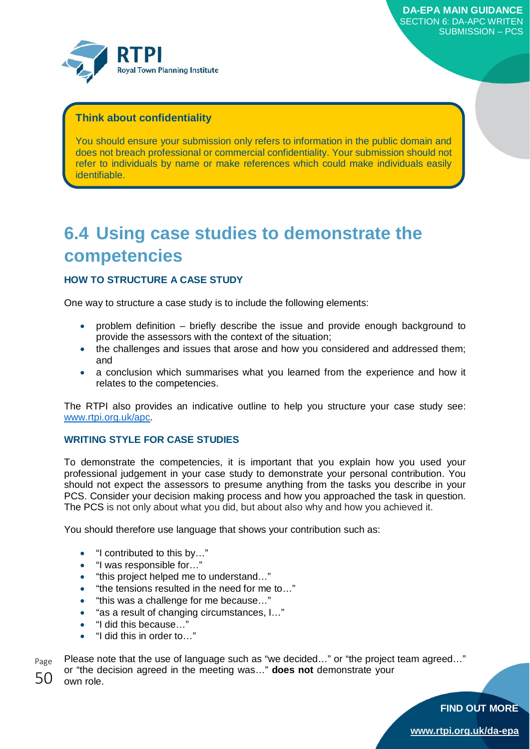**Think about confidentiality**

You should ensure your submission only refers to information in the public domain and does not breach professional or commercial confidentiality. Your submission should not refer to individuals by name or make references which could make individuals easily identifiable.

## 6.4 Using case studies to demonstrate the competencies

### HOW TO STRUCTURE A CASE STUDY

One way to structure a case study is to include the following elements:

- problem definition – briefly describe the issue and provide enough background to provide the assessors with the context of the situation;
- the challenges and issues that arose and how you considered and addressed them; and
- a conclusion which summarises what you learned from the experience and how it relates to the competencies.

The RTPI also provides an indicative outline to help you structure your case study see: www.rtpi.org.uk/apc.

### WRITING STYLE FOR CASE STUDIES

To demonstrate the competencies, it is important that you explain how you used your professional judgement in your case study to demonstrate your personal contribution. You should not expect the assessors to presume anything from the tasks you describe in your PCS. Consider your decision making process and how you approached the task in question. The PCS is not only about what you did, but about also why and how you achieved it.

You should therefore use language that shows your contribution such as:

- "I contributed to this by…"
- "I was responsible for…"
- "this project helped me to understand…"
- "the tensions resulted in the need for me to…"
- "this was a challenge for me because…"
- "as a result of changing circumstances, I…"
- "I did this because…"
- "I did this in order to…"

Please note that the use of language such as "we decided…" or "the project team agreed…" or "the decision agreed in the meeting was…" **does not** demonstrate your own role.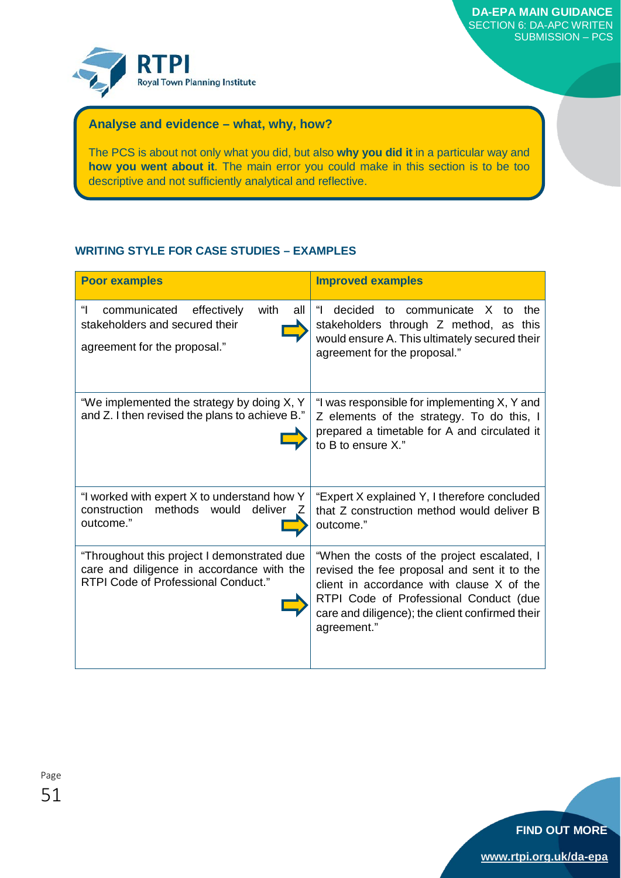### Analyse and evidence – what, why, how?

The PCS is about not only what you did, but also **why you did it** in a particular way and **how you went about it**. The main error you could make in this section is to be too descriptive and not sufficiently analytical and reflective.

## WRITING STYLE FOR CASE STUDIES – EXAMPLES

| Poor examples | Improved examples |
| --- | --- |
| "I communicated effectively with all stakeholders and secured their agreement for the proposal." | "I decided to communicate X to the stakeholders through Z method, as this would ensure A. This ultimately secured their agreement for the proposal." |
| "We implemented the strategy by doing X, Y and Z. I then revised the plans to achieve B." | "I was responsible for implementing X, Y and Z elements of the strategy. To do this, I prepared a timetable for A and circulated it to B to ensure X." |
| "I worked with expert X to understand how Y construction methods would deliver Z outcome." | "Expert X explained Y, I therefore concluded that Z construction method would deliver B outcome." |
| "Throughout this project I demonstrated due care and diligence in accordance with the RTPI Code of Professional Conduct." | "When the costs of the project escalated, I revised the fee proposal and sent it to the client in accordance with clause X of the RTPI Code of Professional Conduct (due care and diligence); the client confirmed their agreement." |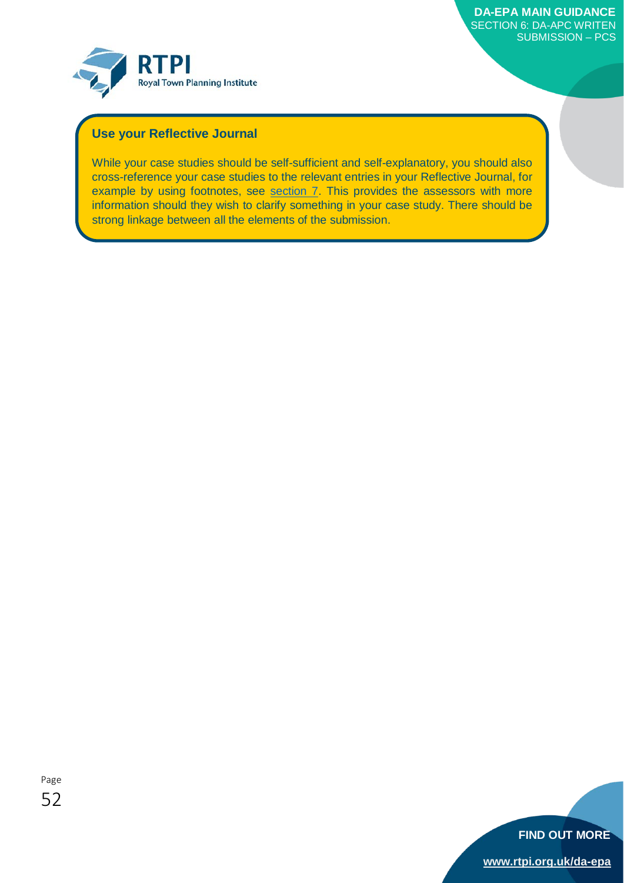### Use your Reflective Journal

While your case studies should be self-sufficient and self-explanatory, you should also cross-reference your case studies to the relevant entries in your Reflective Journal, for example by using footnotes, see section 7. This provides the assessors with more information should they wish to clarify something in your case study. There should be strong linkage between all the elements of the submission.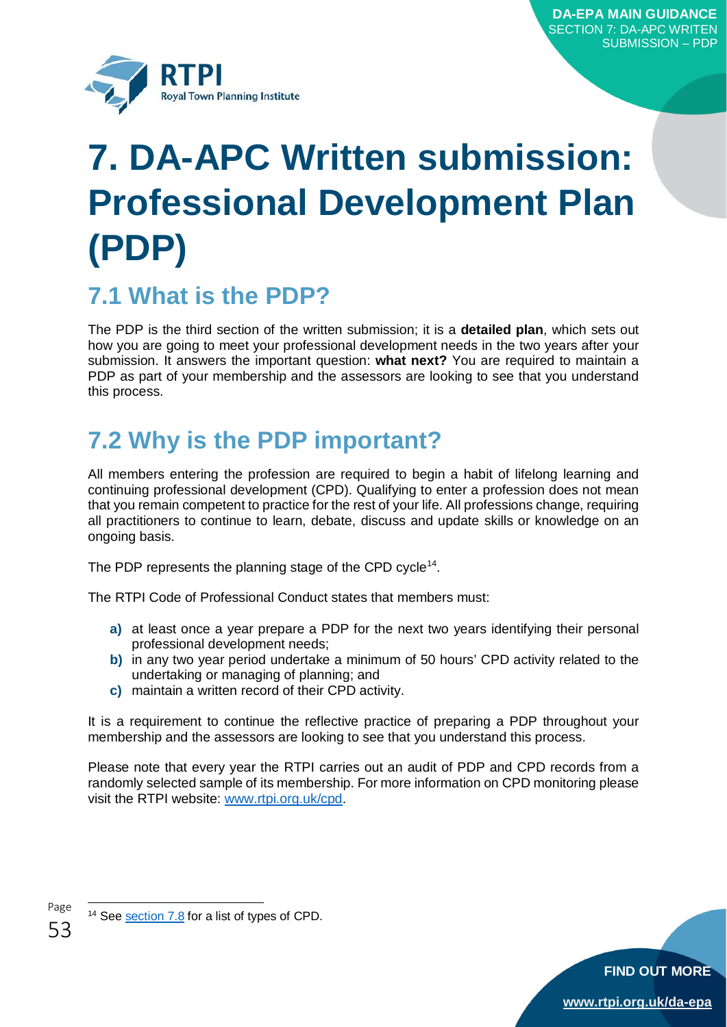# 7. DA-APC Written submission: Professional Development Plan (PDP)

## 7.1 What is the PDP?

The PDP is the third section of the written submission; it is a **detailed plan**, which sets out how you are going to meet your professional development needs in the two years after your submission. It answers the important question: **what next?** You are required to maintain a PDP as part of your membership and the assessors are looking to see that you understand this process.

## 7.2 Why is the PDP important?

All members entering the profession are required to begin a habit of lifelong learning and continuing professional development (CPD). Qualifying to enter a profession does not mean that you remain competent to practice for the rest of your life. All professions change, requiring all practitioners to continue to learn, debate, discuss and update skills or knowledge on an ongoing basis.

The PDP represents the planning stage of the CPD cycle[14].

The RTPI Code of Professional Conduct states that members must:

- **a)** at least once a year prepare a PDP for the next two years identifying their personal professional development needs;
- **b)** in any two year period undertake a minimum of 50 hours' CPD activity related to the undertaking or managing of planning; and
- **c)** maintain a written record of their CPD activity.

It is a requirement to continue the reflective practice of preparing a PDP throughout your membership and the assessors are looking to see that you understand this process.

Please note that every year the RTPI carries out an audit of PDP and CPD records from a randomly selected sample of its membership. For more information on CPD monitoring please visit the RTPI website: www.rtpi.org.uk/cpd.

[14] See section 7.8 for a list of types of CPD.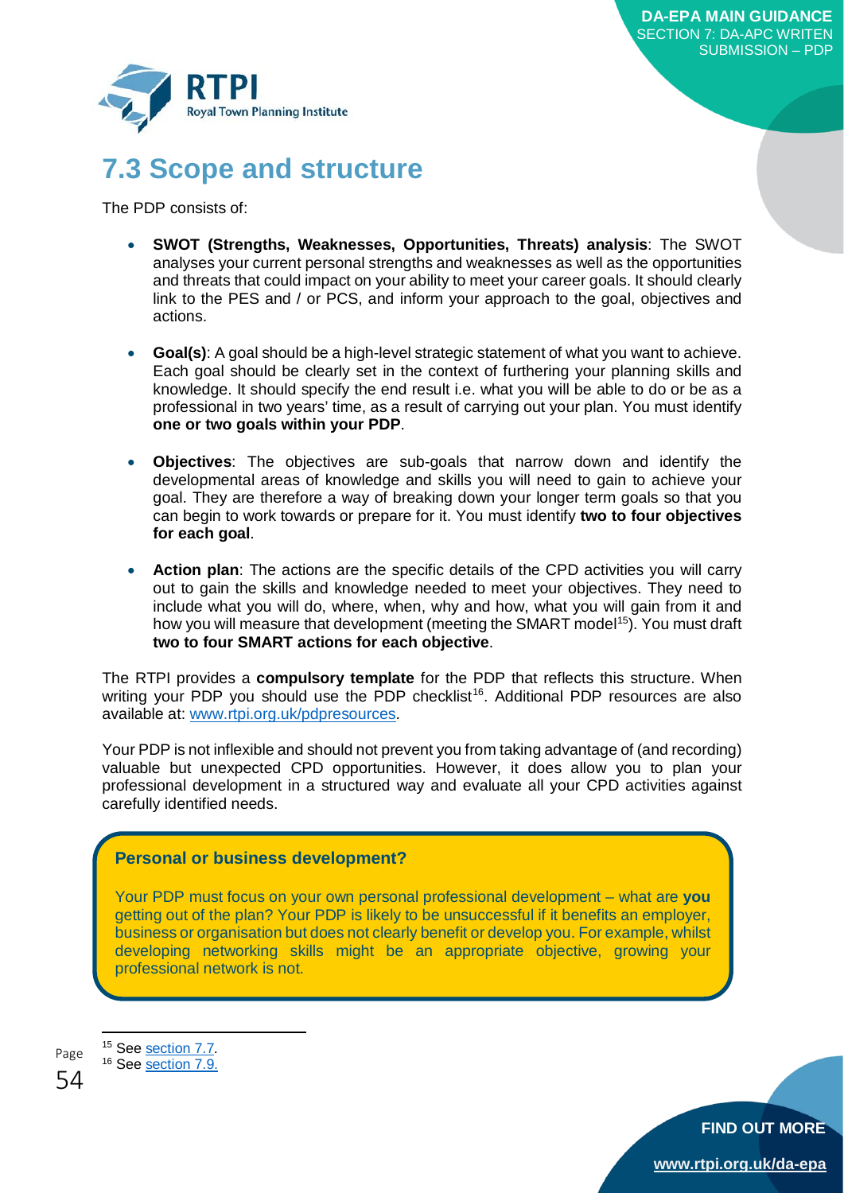## 7.3 Scope and structure

The PDP consists of:

- **SWOT (Strengths, Weaknesses, Opportunities, Threats) analysis**: The SWOT analyses your current personal strengths and weaknesses as well as the opportunities and threats that could impact on your ability to meet your career goals. It should clearly link to the PES and / or PCS, and inform your approach to the goal, objectives and actions.
- **Goal(s)**: A goal should be a high-level strategic statement of what you want to achieve. Each goal should be clearly set in the context of furthering your planning skills and knowledge. It should specify the end result i.e. what you will be able to do or be as a professional in two years' time, as a result of carrying out your plan. You must identify **one or two goals within your PDP**.
- **Objectives**: The objectives are sub-goals that narrow down and identify the developmental areas of knowledge and skills you will need to gain to achieve your goal. They are therefore a way of breaking down your longer term goals so that you can begin to work towards or prepare for it. You must identify **two to four objectives for each goal**.
- **Action plan**: The actions are the specific details of the CPD activities you will carry out to gain the skills and knowledge needed to meet your objectives. They need to include what you will do, where, when, why and how, what you will gain from it and how you will measure that development (meeting the SMART model[15]). You must draft **two to four SMART actions for each objective**.

The RTPI provides a **compulsory template** for the PDP that reflects this structure. When writing your PDP you should use the PDP checklist[16]. Additional PDP resources are also available at: www.rtpi.org.uk/pdpresources.

Your PDP is not inflexible and should not prevent you from taking advantage of (and recording) valuable but unexpected CPD opportunities. However, it does allow you to plan your professional development in a structured way and evaluate all your CPD activities against carefully identified needs.

**Personal or business development?**

Your PDP must focus on your own personal professional development – what are **you** getting out of the plan? Your PDP is likely to be unsuccessful if it benefits an employer, business or organisation but does not clearly benefit or develop you. For example, whilst developing networking skills might be an appropriate objective, growing your professional network is not.

[15] See section 7.7.
[16] See section 7.9.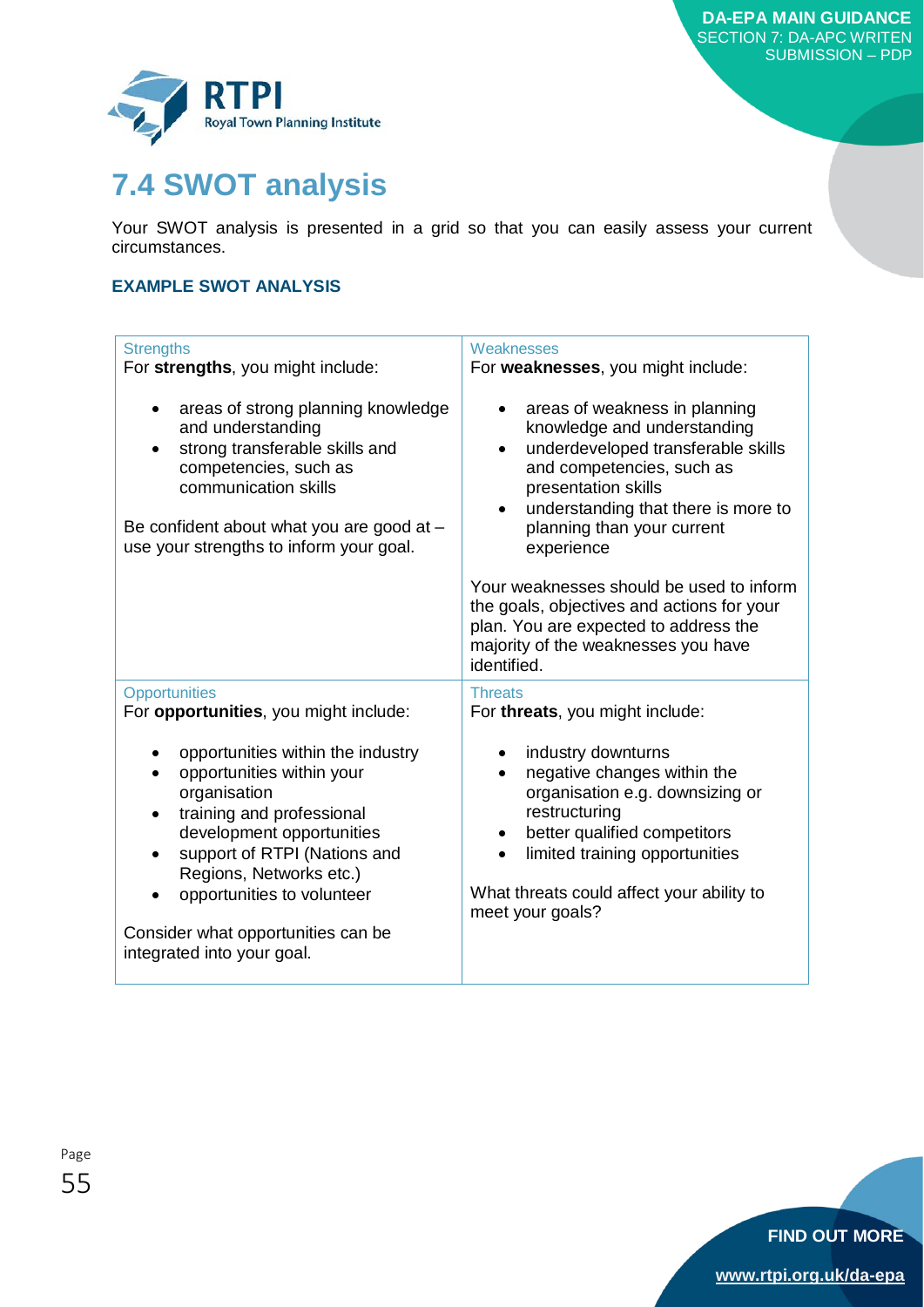# 7.4 SWOT analysis

Your SWOT analysis is presented in a grid so that you can easily assess your current circumstances.

**EXAMPLE SWOT ANALYSIS**

| Strengths | Weaknesses |
| --- | --- |
| For **strengths**, you might include:<br><br>• areas of strong planning knowledge and understanding<br>• strong transferable skills and competencies, such as communication skills<br><br>Be confident about what you are good at – use your strengths to inform your goal. | For **weaknesses**, you might include:<br><br>• areas of weakness in planning knowledge and understanding<br>• underdeveloped transferable skills and competencies, such as presentation skills<br>• understanding that there is more to planning than your current experience<br><br>Your weaknesses should be used to inform the goals, objectives and actions for your plan. You are expected to address the majority of the weaknesses you have identified. |
| **Opportunities** | **Threats** |
| For **opportunities**, you might include:<br><br>• opportunities within the industry<br>• opportunities within your organisation<br>• training and professional development opportunities<br>• support of RTPI (Nations and Regions, Networks etc.)<br>• opportunities to volunteer<br><br>Consider what opportunities can be integrated into your goal. | For **threats**, you might include:<br><br>• industry downturns<br>• negative changes within the organisation e.g. downsizing or restructuring<br>• better qualified competitors<br>• limited training opportunities<br><br>What threats could affect your ability to meet your goals? |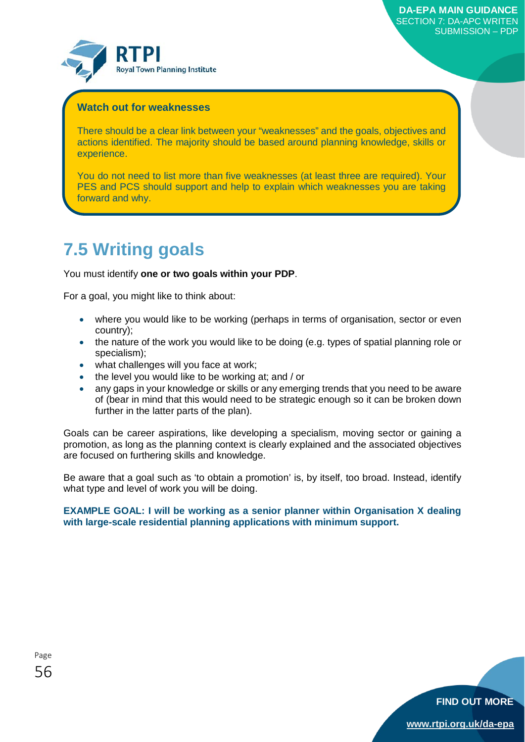**Watch out for weaknesses**

There should be a clear link between your "weaknesses" and the goals, objectives and actions identified. The majority should be based around planning knowledge, skills or experience.

You do not need to list more than five weaknesses (at least three are required). Your PES and PCS should support and help to explain which weaknesses you are taking forward and why.

## 7.5 Writing goals

You must identify **one or two goals within your PDP**.

For a goal, you might like to think about:

- where you would like to be working (perhaps in terms of organisation, sector or even country);
- the nature of the work you would like to be doing (e.g. types of spatial planning role or specialism);
- what challenges will you face at work;
- the level you would like to be working at; and / or
- any gaps in your knowledge or skills or any emerging trends that you need to be aware of (bear in mind that this would need to be strategic enough so it can be broken down further in the latter parts of the plan).

Goals can be career aspirations, like developing a specialism, moving sector or gaining a promotion, as long as the planning context is clearly explained and the associated objectives are focused on furthering skills and knowledge.

Be aware that a goal such as 'to obtain a promotion' is, by itself, too broad. Instead, identify what type and level of work you will be doing.

**EXAMPLE GOAL: I will be working as a senior planner within Organisation X dealing with large-scale residential planning applications with minimum support.**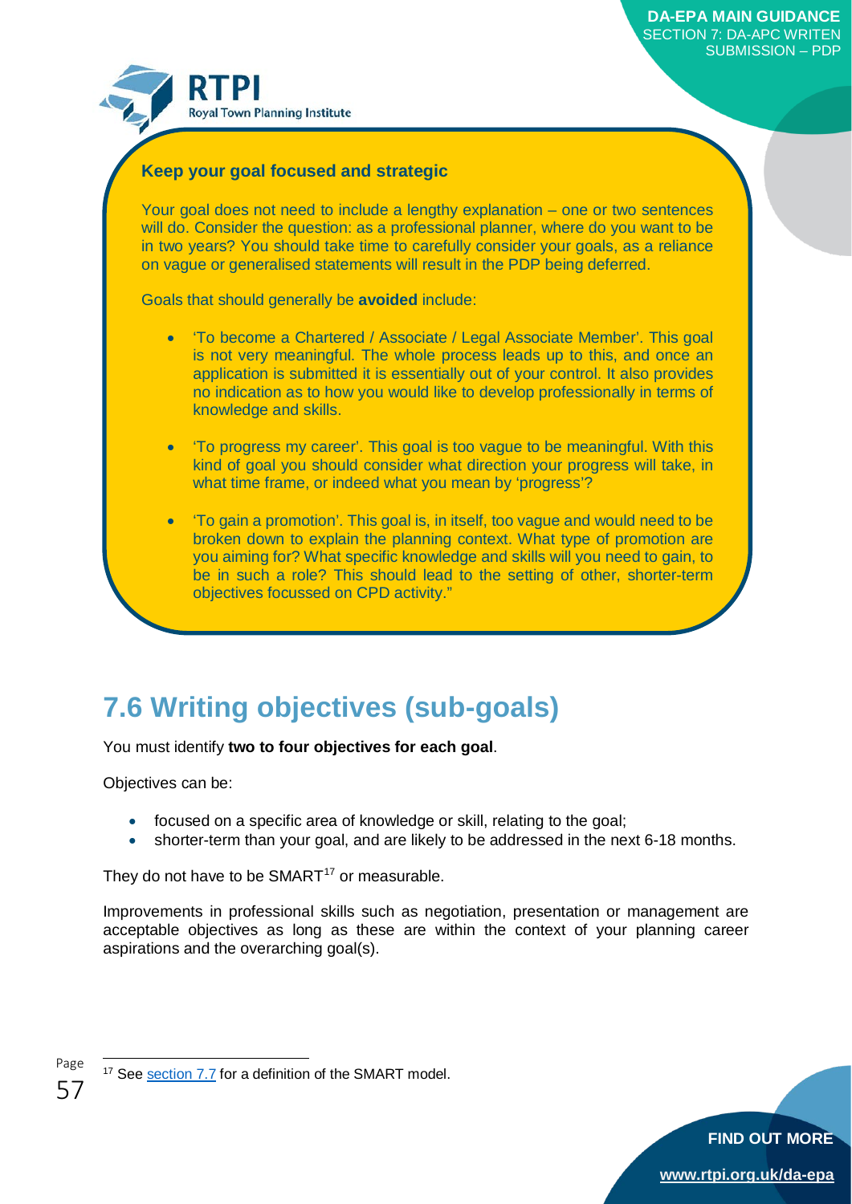**Keep your goal focused and strategic**

Your goal does not need to include a lengthy explanation – one or two sentences will do. Consider the question: as a professional planner, where do you want to be in two years? You should take time to carefully consider your goals, as a reliance on vague or generalised statements will result in the PDP being deferred.

Goals that should generally be **avoided** include:

- 'To become a Chartered / Associate / Legal Associate Member'. This goal is not very meaningful. The whole process leads up to this, and once an application is submitted it is essentially out of your control. It also provides no indication as to how you would like to develop professionally in terms of knowledge and skills.
- 'To progress my career'. This goal is too vague to be meaningful. With this kind of goal you should consider what direction your progress will take, in what time frame, or indeed what you mean by 'progress'?
- 'To gain a promotion'. This goal is, in itself, too vague and would need to be broken down to explain the planning context. What type of promotion are you aiming for? What specific knowledge and skills will you need to gain, to be in such a role? This should lead to the setting of other, shorter-term objectives focussed on CPD activity."

## 7.6 Writing objectives (sub-goals)

You must identify **two to four objectives for each goal**.

Objectives can be:

- focused on a specific area of knowledge or skill, relating to the goal;
- shorter-term than your goal, and are likely to be addressed in the next 6-18 months.

They do not have to be SMART[17] or measurable.

Improvements in professional skills such as negotiation, presentation or management are acceptable objectives as long as these are within the context of your planning career aspirations and the overarching goal(s).

[17] See section 7.7 for a definition of the SMART model.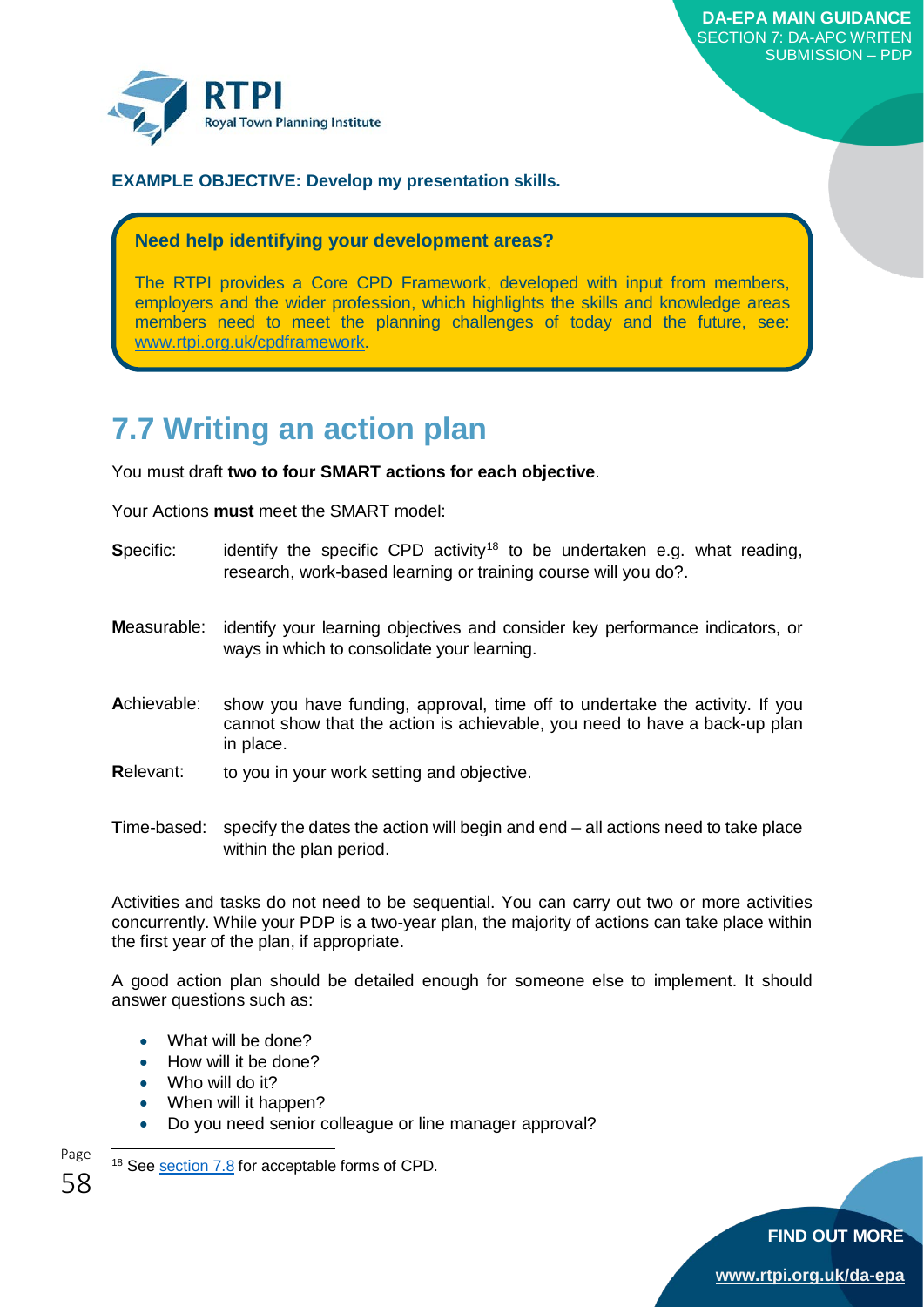**EXAMPLE OBJECTIVE: Develop my presentation skills.**

> **Need help identifying your development areas?**
>
> The RTPI provides a Core CPD Framework, developed with input from members, employers and the wider profession, which highlights the skills and knowledge areas members need to meet the planning challenges of today and the future, see: www.rtpi.org.uk/cpdframework.

## 7.7 Writing an action plan

You must draft **two to four SMART actions for each objective**.

Your Actions **must** meet the SMART model:

**S**pecific: identify the specific CPD activity[18] to be undertaken e.g. what reading, research, work-based learning or training course will you do?.

**M**easurable: identify your learning objectives and consider key performance indicators, or ways in which to consolidate your learning.

**A**chievable: show you have funding, approval, time off to undertake the activity. If you cannot show that the action is achievable, you need to have a back-up plan in place.

**R**elevant: to you in your work setting and objective.

**T**ime-based: specify the dates the action will begin and end – all actions need to take place within the plan period.

Activities and tasks do not need to be sequential. You can carry out two or more activities concurrently. While your PDP is a two-year plan, the majority of actions can take place within the first year of the plan, if appropriate.

A good action plan should be detailed enough for someone else to implement. It should answer questions such as:

- What will be done?
- How will it be done?
- Who will do it?
- When will it happen?
- Do you need senior colleague or line manager approval?

[18] See section 7.8 for acceptable forms of CPD.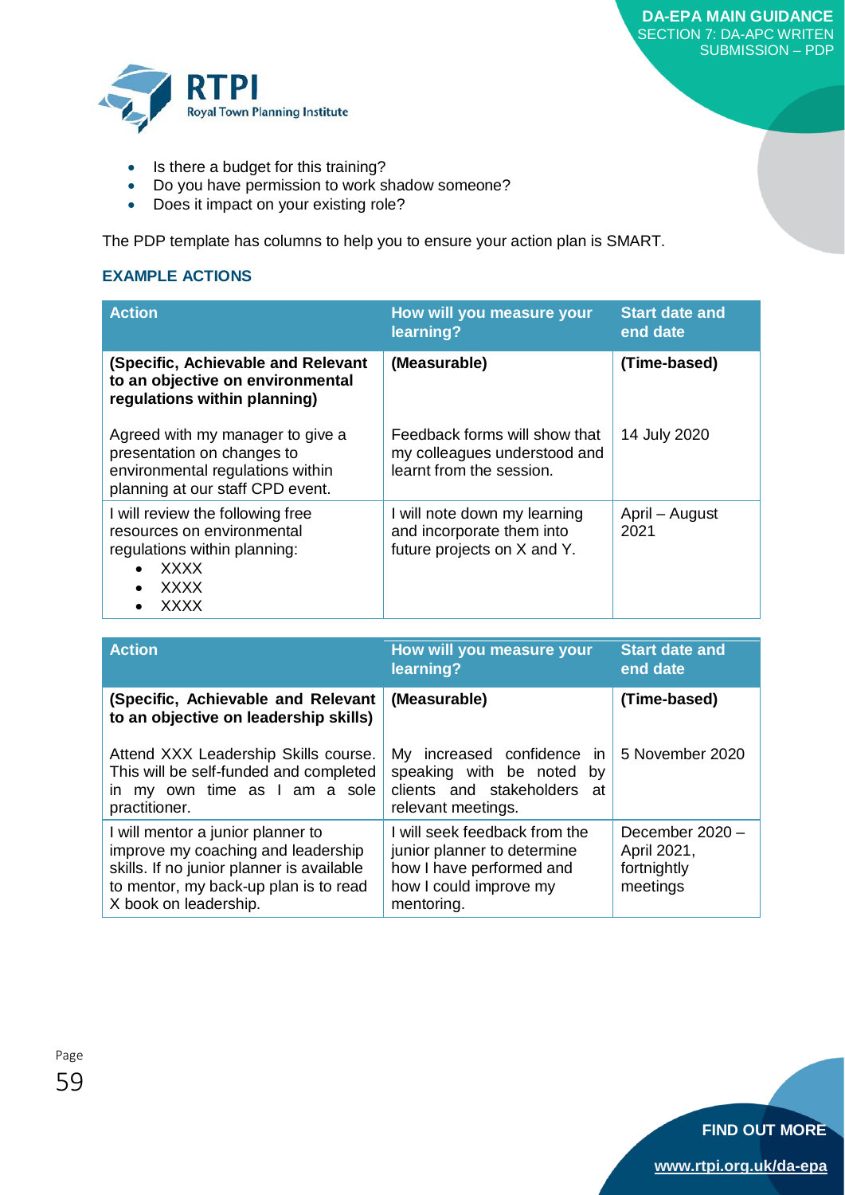- Is there a budget for this training?
- Do you have permission to work shadow someone?
- Does it impact on your existing role?

The PDP template has columns to help you to ensure your action plan is SMART.

### EXAMPLE ACTIONS

| Action | How will you measure your learning? | Start date and end date |
|---|---|---|
| **(Specific, Achievable and Relevant to an objective on environmental regulations within planning)** | **(Measurable)** | **(Time-based)** |
| Agreed with my manager to give a presentation on changes to environmental regulations within planning at our staff CPD event. | Feedback forms will show that my colleagues understood and learnt from the session. | 14 July 2020 |
| I will review the following free resources on environmental regulations within planning:<br>• XXXX<br>• XXXX<br>• XXXX | I will note down my learning and incorporate them into future projects on X and Y. | April – August 2021 |

| Action | How will you measure your learning? | Start date and end date |
|---|---|---|
| **(Specific, Achievable and Relevant to an objective on leadership skills)** | **(Measurable)** | **(Time-based)** |
| Attend XXX Leadership Skills course. This will be self-funded and completed in my own time as I am a sole practitioner. | My increased confidence in speaking with be noted by clients and stakeholders at relevant meetings. | 5 November 2020 |
| I will mentor a junior planner to improve my coaching and leadership skills. If no junior planner is available to mentor, my back-up plan is to read X book on leadership. | I will seek feedback from the junior planner to determine how I have performed and how I could improve my mentoring. | December 2020 – April 2021, fortnightly meetings |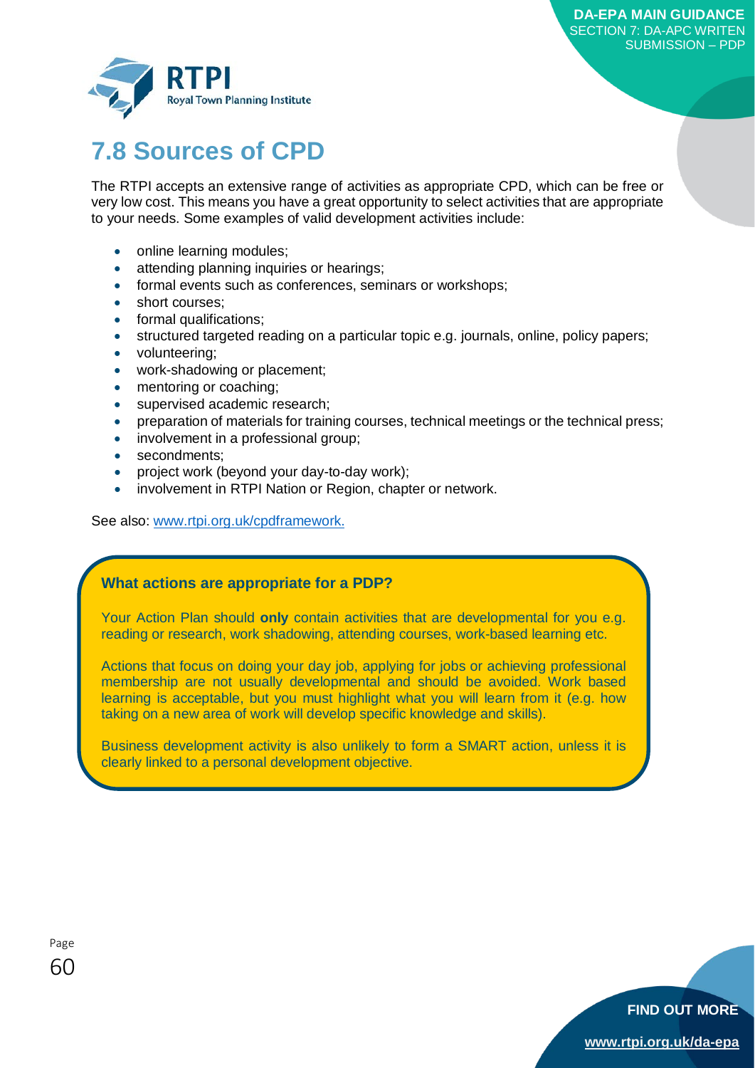## 7.8 Sources of CPD

The RTPI accepts an extensive range of activities as appropriate CPD, which can be free or very low cost. This means you have a great opportunity to select activities that are appropriate to your needs. Some examples of valid development activities include:

- online learning modules;
- attending planning inquiries or hearings;
- formal events such as conferences, seminars or workshops;
- short courses;
- formal qualifications;
- structured targeted reading on a particular topic e.g. journals, online, policy papers;
- volunteering;
- work-shadowing or placement;
- mentoring or coaching;
- supervised academic research;
- preparation of materials for training courses, technical meetings or the technical press;
- involvement in a professional group;
- secondments;
- project work (beyond your day-to-day work);
- involvement in RTPI Nation or Region, chapter or network.

See also: www.rtpi.org.uk/cpdframework.

**What actions are appropriate for a PDP?**

Your Action Plan should **only** contain activities that are developmental for you e.g. reading or research, work shadowing, attending courses, work-based learning etc.

Actions that focus on doing your day job, applying for jobs or achieving professional membership are not usually developmental and should be avoided. Work based learning is acceptable, but you must highlight what you will learn from it (e.g. how taking on a new area of work will develop specific knowledge and skills).

Business development activity is also unlikely to form a SMART action, unless it is clearly linked to a personal development objective.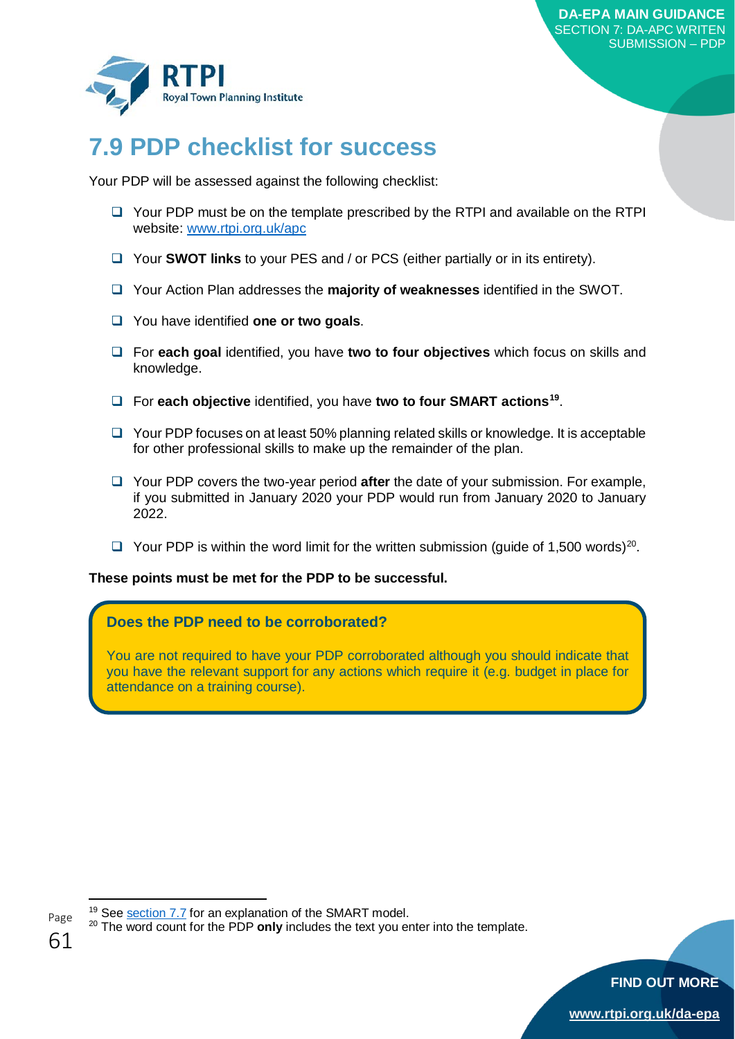## 7.9 PDP checklist for success

Your PDP will be assessed against the following checklist:

- ❑ Your PDP must be on the template prescribed by the RTPI and available on the RTPI website: www.rtpi.org.uk/apc
- ❑ Your **SWOT links** to your PES and / or PCS (either partially or in its entirety).
- ❑ Your Action Plan addresses the **majority of weaknesses** identified in the SWOT.
- ❑ You have identified **one or two goals**.
- ❑ For **each goal** identified, you have **two to four objectives** which focus on skills and knowledge.
- ❑ For **each objective** identified, you have **two to four SMART actions**[19].
- ❑ Your PDP focuses on at least 50% planning related skills or knowledge. It is acceptable for other professional skills to make up the remainder of the plan.
- ❑ Your PDP covers the two-year period **after** the date of your submission. For example, if you submitted in January 2020 your PDP would run from January 2020 to January 2022.
- ❑ Your PDP is within the word limit for the written submission (guide of 1,500 words)[20].

**These points must be met for the PDP to be successful.**

> **Does the PDP need to be corroborated?**
>
> You are not required to have your PDP corroborated although you should indicate that you have the relevant support for any actions which require it (e.g. budget in place for attendance on a training course).

[19] See section 7.7 for an explanation of the SMART model.

[20] The word count for the PDP **only** includes the text you enter into the template.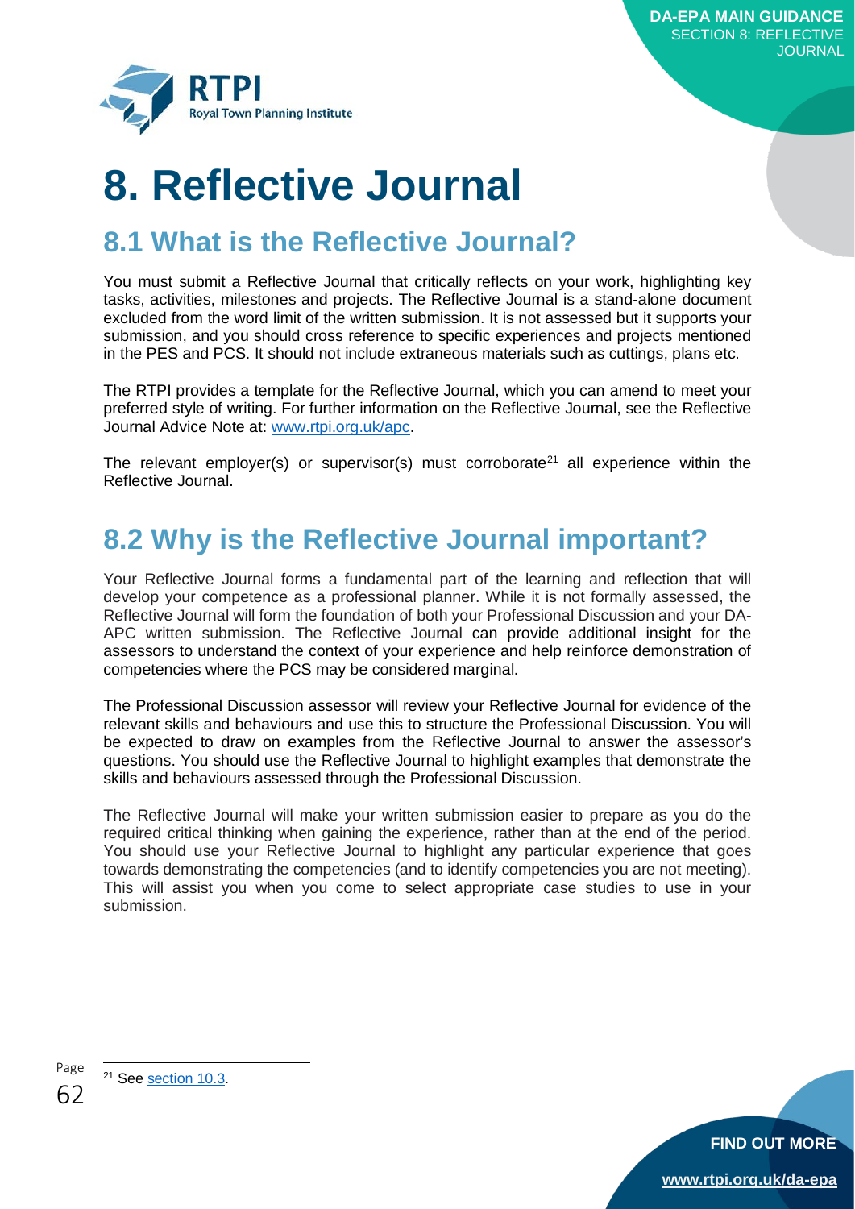# 8. Reflective Journal

## 8.1 What is the Reflective Journal?

You must submit a Reflective Journal that critically reflects on your work, highlighting key tasks, activities, milestones and projects. The Reflective Journal is a stand-alone document excluded from the word limit of the written submission. It is not assessed but it supports your submission, and you should cross reference to specific experiences and projects mentioned in the PES and PCS. It should not include extraneous materials such as cuttings, plans etc.

The RTPI provides a template for the Reflective Journal, which you can amend to meet your preferred style of writing. For further information on the Reflective Journal, see the Reflective Journal Advice Note at: [www.rtpi.org.uk/apc](www.rtpi.org.uk/apc).

The relevant employer(s) or supervisor(s) must corroborate[21] all experience within the Reflective Journal.

## 8.2 Why is the Reflective Journal important?

Your Reflective Journal forms a fundamental part of the learning and reflection that will develop your competence as a professional planner. While it is not formally assessed, the Reflective Journal will form the foundation of both your Professional Discussion and your DA-APC written submission. The Reflective Journal can provide additional insight for the assessors to understand the context of your experience and help reinforce demonstration of competencies where the PCS may be considered marginal.

The Professional Discussion assessor will review your Reflective Journal for evidence of the relevant skills and behaviours and use this to structure the Professional Discussion. You will be expected to draw on examples from the Reflective Journal to answer the assessor's questions. You should use the Reflective Journal to highlight examples that demonstrate the skills and behaviours assessed through the Professional Discussion.

The Reflective Journal will make your written submission easier to prepare as you do the required critical thinking when gaining the experience, rather than at the end of the period. You should use your Reflective Journal to highlight any particular experience that goes towards demonstrating the competencies (and to identify competencies you are not meeting). This will assist you when you come to select appropriate case studies to use in your submission.

[21] See section 10.3.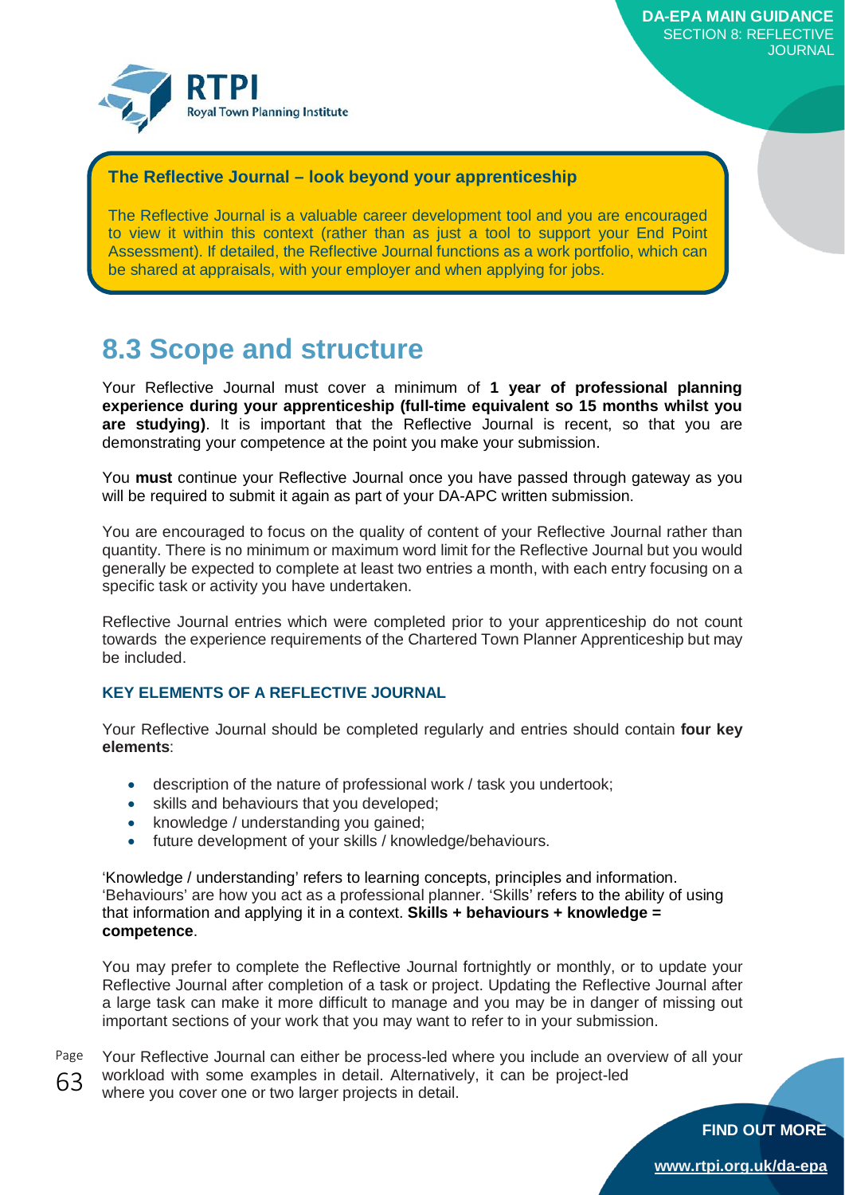**The Reflective Journal – look beyond your apprenticeship**

The Reflective Journal is a valuable career development tool and you are encouraged to view it within this context (rather than as just a tool to support your End Point Assessment). If detailed, the Reflective Journal functions as a work portfolio, which can be shared at appraisals, with your employer and when applying for jobs.

## 8.3 Scope and structure

Your Reflective Journal must cover a minimum of **1 year of professional planning experience during your apprenticeship (full-time equivalent so 15 months whilst you are studying)**. It is important that the Reflective Journal is recent, so that you are demonstrating your competence at the point you make your submission.

You **must** continue your Reflective Journal once you have passed through gateway as you will be required to submit it again as part of your DA-APC written submission.

You are encouraged to focus on the quality of content of your Reflective Journal rather than quantity. There is no minimum or maximum word limit for the Reflective Journal but you would generally be expected to complete at least two entries a month, with each entry focusing on a specific task or activity you have undertaken.

Reflective Journal entries which were completed prior to your apprenticeship do not count towards the experience requirements of the Chartered Town Planner Apprenticeship but may be included.

### KEY ELEMENTS OF A REFLECTIVE JOURNAL

Your Reflective Journal should be completed regularly and entries should contain **four key elements**:

- description of the nature of professional work / task you undertook;
- skills and behaviours that you developed;
- knowledge / understanding you gained;
- future development of your skills / knowledge/behaviours.

'Knowledge / understanding' refers to learning concepts, principles and information. 'Behaviours' are how you act as a professional planner. 'Skills' refers to the ability of using that information and applying it in a context. **Skills + behaviours + knowledge = competence**.

You may prefer to complete the Reflective Journal fortnightly or monthly, or to update your Reflective Journal after completion of a task or project. Updating the Reflective Journal after a large task can make it more difficult to manage and you may be in danger of missing out important sections of your work that you may want to refer to in your submission.

Your Reflective Journal can either be process-led where you include an overview of all your workload with some examples in detail. Alternatively, it can be project-led where you cover one or two larger projects in detail.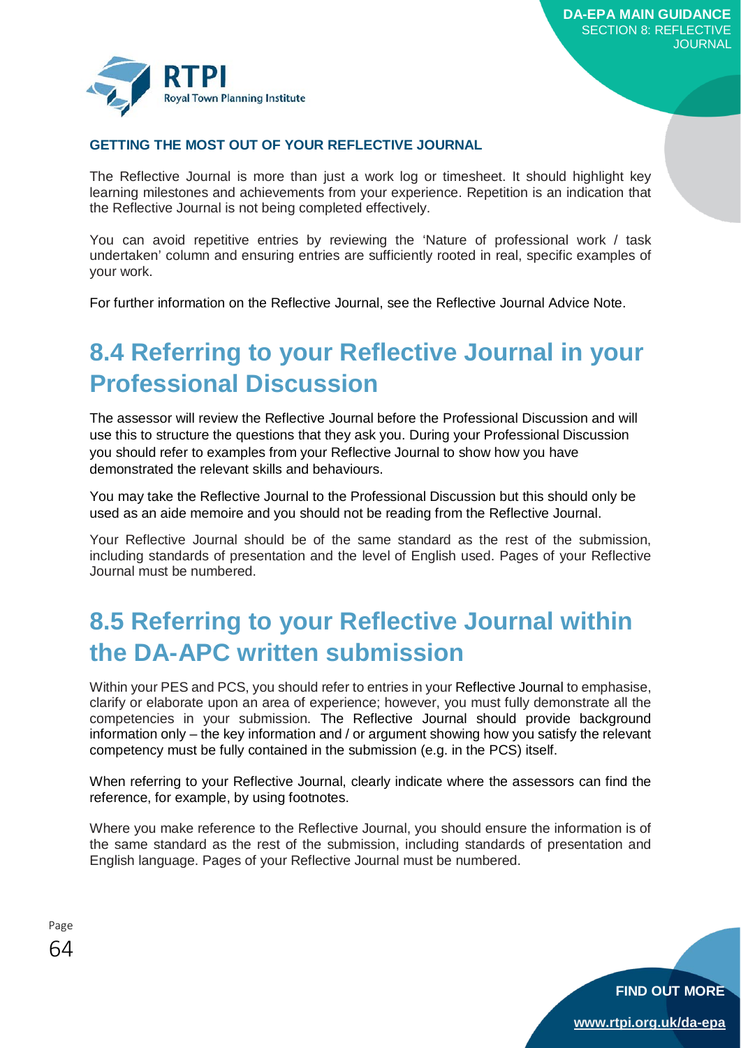### GETTING THE MOST OUT OF YOUR REFLECTIVE JOURNAL

The Reflective Journal is more than just a work log or timesheet. It should highlight key learning milestones and achievements from your experience. Repetition is an indication that the Reflective Journal is not being completed effectively.

You can avoid repetitive entries by reviewing the 'Nature of professional work / task undertaken' column and ensuring entries are sufficiently rooted in real, specific examples of your work.

For further information on the Reflective Journal, see the Reflective Journal Advice Note.

## 8.4 Referring to your Reflective Journal in your Professional Discussion

The assessor will review the Reflective Journal before the Professional Discussion and will use this to structure the questions that they ask you. During your Professional Discussion you should refer to examples from your Reflective Journal to show how you have demonstrated the relevant skills and behaviours.

You may take the Reflective Journal to the Professional Discussion but this should only be used as an aide memoire and you should not be reading from the Reflective Journal.

Your Reflective Journal should be of the same standard as the rest of the submission, including standards of presentation and the level of English used. Pages of your Reflective Journal must be numbered.

## 8.5 Referring to your Reflective Journal within the DA-APC written submission

Within your PES and PCS, you should refer to entries in your Reflective Journal to emphasise, clarify or elaborate upon an area of experience; however, you must fully demonstrate all the competencies in your submission. The Reflective Journal should provide background information only – the key information and / or argument showing how you satisfy the relevant competency must be fully contained in the submission (e.g. in the PCS) itself.

When referring to your Reflective Journal, clearly indicate where the assessors can find the reference, for example, by using footnotes.

Where you make reference to the Reflective Journal, you should ensure the information is of the same standard as the rest of the submission, including standards of presentation and English language. Pages of your Reflective Journal must be numbered.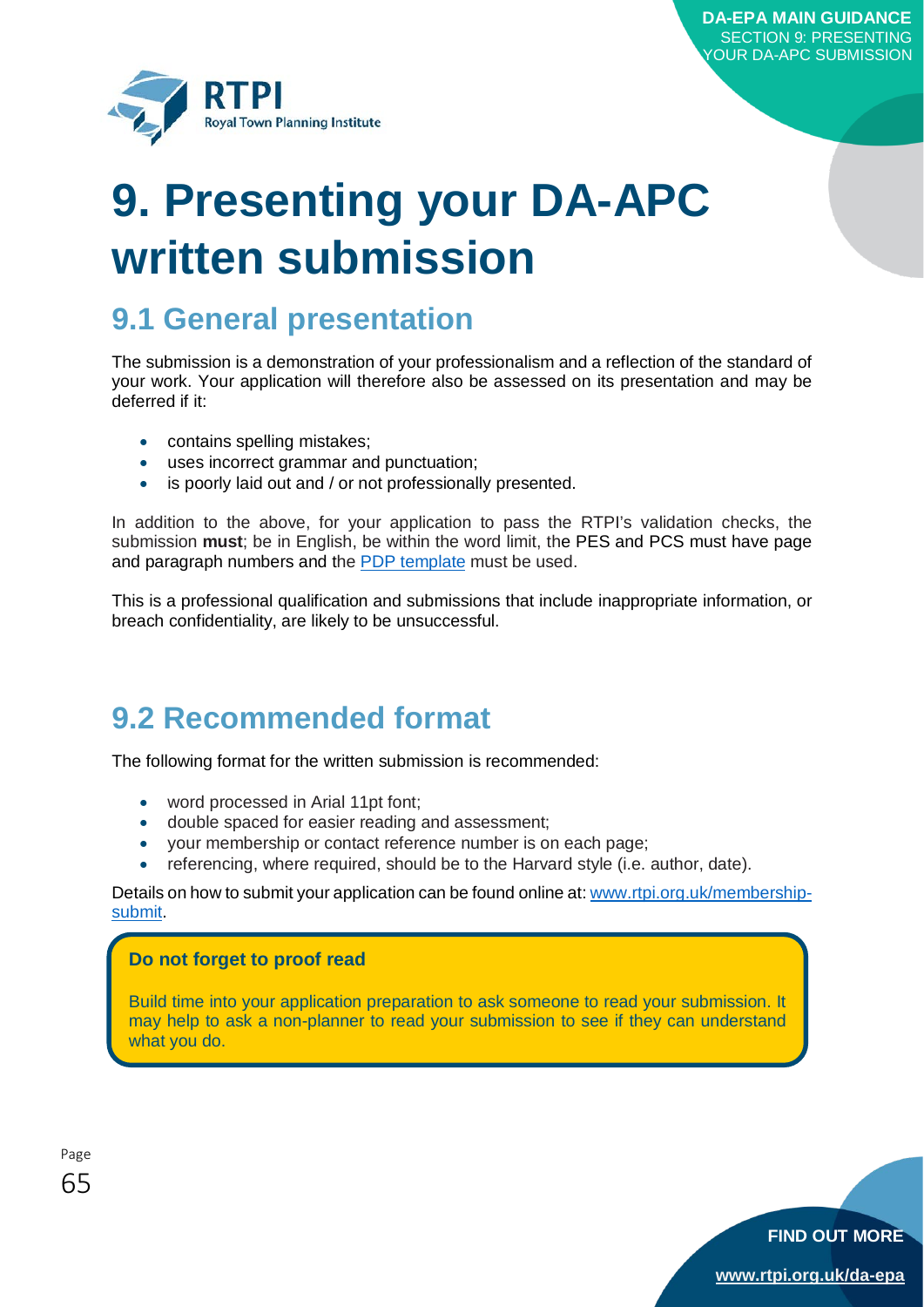# 9. Presenting your DA-APC written submission

## 9.1 General presentation

The submission is a demonstration of your professionalism and a reflection of the standard of your work. Your application will therefore also be assessed on its presentation and may be deferred if it:

- contains spelling mistakes;
- uses incorrect grammar and punctuation;
- is poorly laid out and / or not professionally presented.

In addition to the above, for your application to pass the RTPI's validation checks, the submission **must**; be in English, be within the word limit, the PES and PCS must have page and paragraph numbers and the PDP template must be used.

This is a professional qualification and submissions that include inappropriate information, or breach confidentiality, are likely to be unsuccessful.

## 9.2 Recommended format

The following format for the written submission is recommended:

- word processed in Arial 11pt font;
- double spaced for easier reading and assessment;
- your membership or contact reference number is on each page;
- referencing, where required, should be to the Harvard style (i.e. author, date).

Details on how to submit your application can be found online at: www.rtpi.org.uk/membership-submit.

**Do not forget to proof read**

Build time into your application preparation to ask someone to read your submission. It may help to ask a non-planner to read your submission to see if they can understand what you do.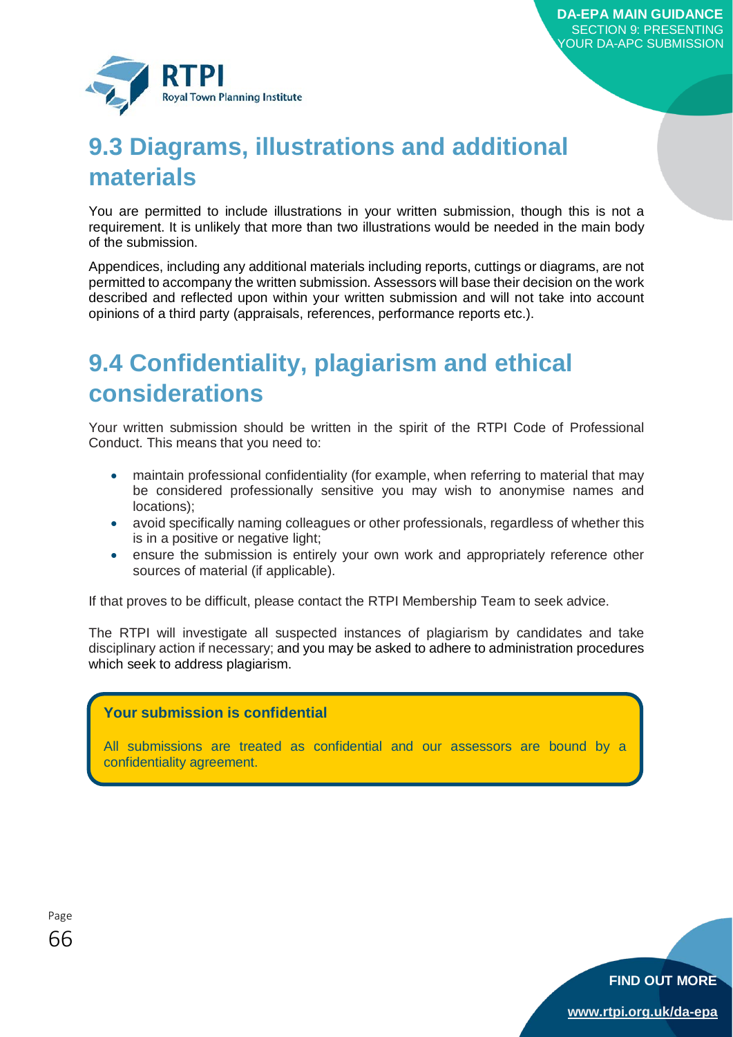## 9.3 Diagrams, illustrations and additional materials

You are permitted to include illustrations in your written submission, though this is not a requirement. It is unlikely that more than two illustrations would be needed in the main body of the submission.

Appendices, including any additional materials including reports, cuttings or diagrams, are not permitted to accompany the written submission. Assessors will base their decision on the work described and reflected upon within your written submission and will not take into account opinions of a third party (appraisals, references, performance reports etc.).

## 9.4 Confidentiality, plagiarism and ethical considerations

Your written submission should be written in the spirit of the RTPI Code of Professional Conduct. This means that you need to:

- maintain professional confidentiality (for example, when referring to material that may be considered professionally sensitive you may wish to anonymise names and locations);
- avoid specifically naming colleagues or other professionals, regardless of whether this is in a positive or negative light;
- ensure the submission is entirely your own work and appropriately reference other sources of material (if applicable).

If that proves to be difficult, please contact the RTPI Membership Team to seek advice.

The RTPI will investigate all suspected instances of plagiarism by candidates and take disciplinary action if necessary; and you may be asked to adhere to administration procedures which seek to address plagiarism.

**Your submission is confidential**

All submissions are treated as confidential and our assessors are bound by a confidentiality agreement.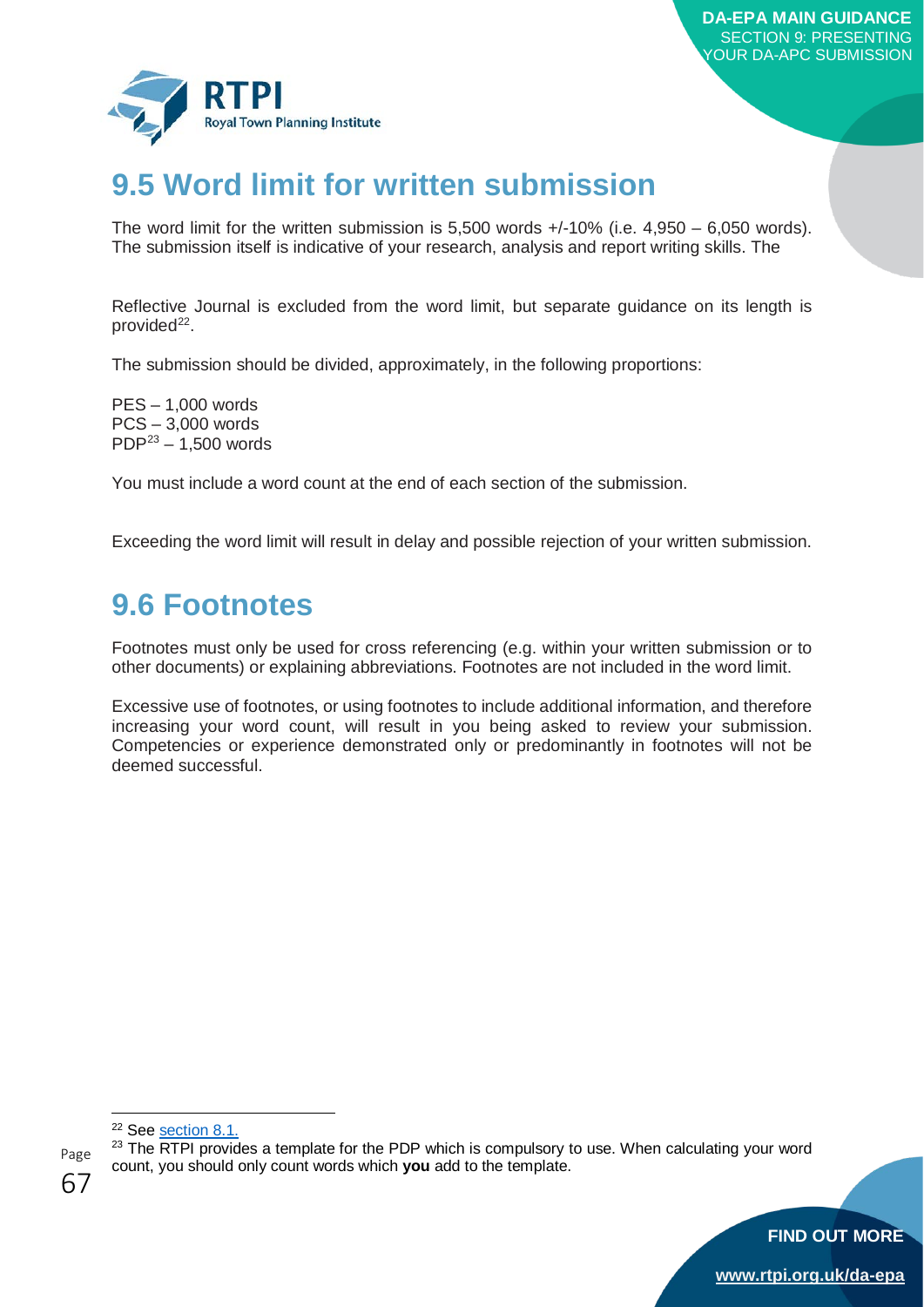## 9.5 Word limit for written submission

The word limit for the written submission is 5,500 words +/-10% (i.e. 4,950 – 6,050 words). The submission itself is indicative of your research, analysis and report writing skills. The

Reflective Journal is excluded from the word limit, but separate guidance on its length is provided[22].

The submission should be divided, approximately, in the following proportions:

PES – 1,000 words
PCS – 3,000 words
PDP[23] – 1,500 words

You must include a word count at the end of each section of the submission.

Exceeding the word limit will result in delay and possible rejection of your written submission.

## 9.6 Footnotes

Footnotes must only be used for cross referencing (e.g. within your written submission or to other documents) or explaining abbreviations. Footnotes are not included in the word limit.

Excessive use of footnotes, or using footnotes to include additional information, and therefore increasing your word count, will result in you being asked to review your submission. Competencies or experience demonstrated only or predominantly in footnotes will not be deemed successful.

---

[22] See section 8.1.

[23] The RTPI provides a template for the PDP which is compulsory to use. When calculating your word count, you should only count words which **you** add to the template.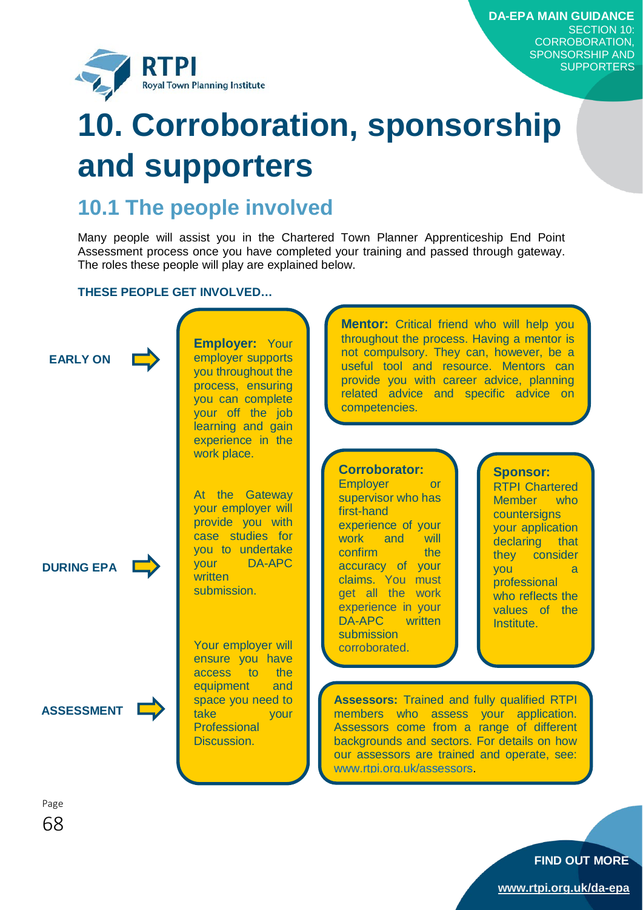# 10. Corroboration, sponsorship and supporters

## 10.1 The people involved

Many people will assist you in the Chartered Town Planner Apprenticeship End Point Assessment process once you have completed your training and passed through gateway. The roles these people will play are explained below.

**THESE PEOPLE GET INVOLVED…**

**EARLY ON**

**Employer:** Your employer supports you throughout the process, ensuring you can complete your off the job learning and gain experience in the work place.

**Mentor:** Critical friend who will help you throughout the process. Having a mentor is not compulsory. They can, however, be a useful tool and resource. Mentors can provide you with career advice, planning related advice and specific advice on competencies.

**DURING EPA**

At the Gateway your employer will provide you with case studies for you to undertake your DA-APC written submission.

**Corroborator:** Employer or supervisor who has first-hand experience of your work and will confirm the accuracy of your claims. You must get all the work experience in your DA-APC written submission corroborated.

**Sponsor:** RTPI Chartered Member who countersigns your application declaring that they consider you a professional who reflects the values of the Institute.

**ASSESSMENT**

Your employer will ensure you have access to the equipment and space you need to take your Professional Discussion.

**Assessors:** Trained and fully qualified RTPI members who assess your application. Assessors come from a range of different backgrounds and sectors. For details on how our assessors are trained and operate, see: www.rtpi.org.uk/assessors.

**FIND OUT MORE**

www.rtpi.org.uk/da-epa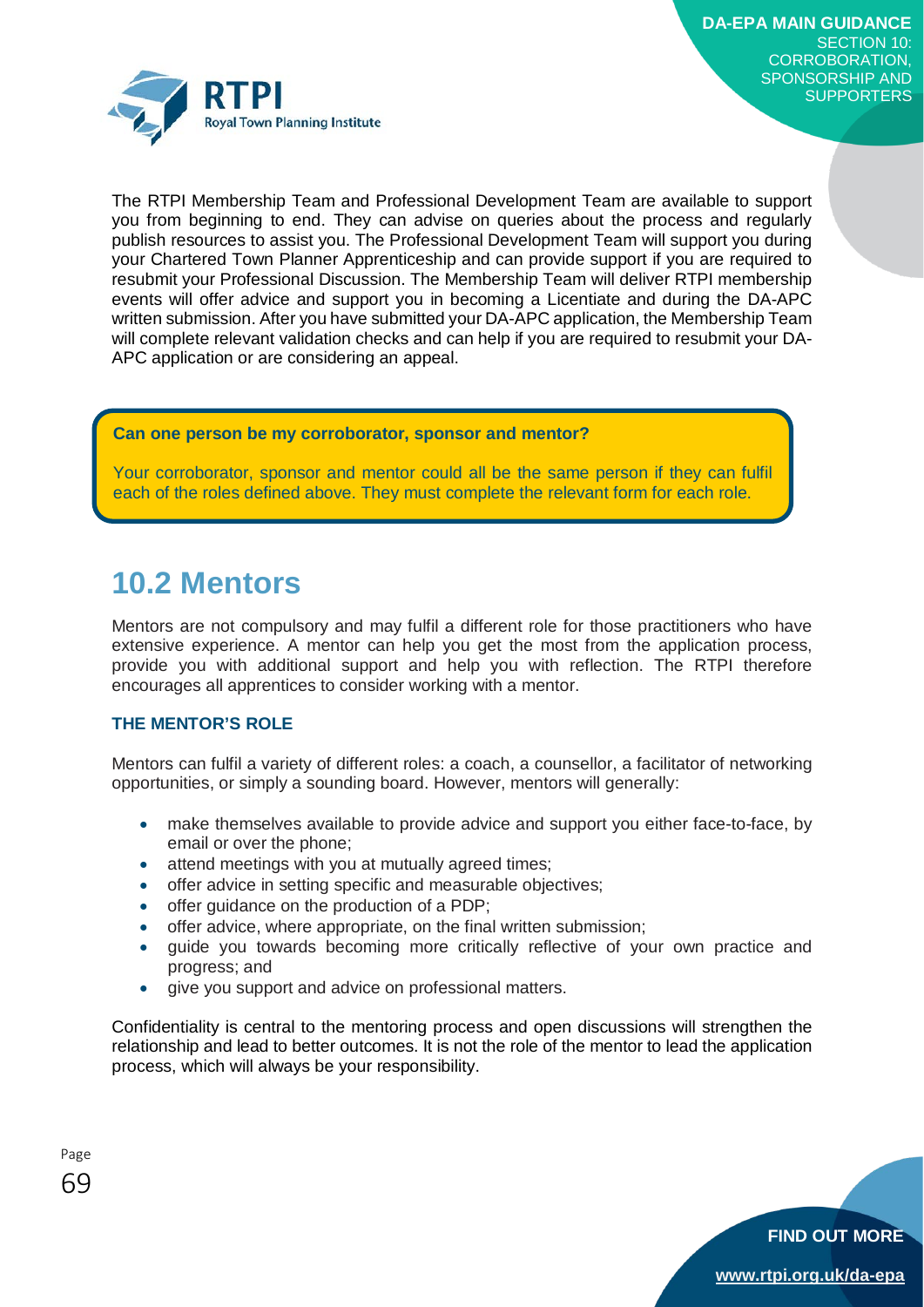The RTPI Membership Team and Professional Development Team are available to support you from beginning to end. They can advise on queries about the process and regularly publish resources to assist you. The Professional Development Team will support you during your Chartered Town Planner Apprenticeship and can provide support if you are required to resubmit your Professional Discussion. The Membership Team will deliver RTPI membership events will offer advice and support you in becoming a Licentiate and during the DA-APC written submission. After you have submitted your DA-APC application, the Membership Team will complete relevant validation checks and can help if you are required to resubmit your DA-APC application or are considering an appeal.

**Can one person be my corroborator, sponsor and mentor?**

Your corroborator, sponsor and mentor could all be the same person if they can fulfil each of the roles defined above. They must complete the relevant form for each role.

## 10.2 Mentors

Mentors are not compulsory and may fulfil a different role for those practitioners who have extensive experience. A mentor can help you get the most from the application process, provide you with additional support and help you with reflection. The RTPI therefore encourages all apprentices to consider working with a mentor.

### THE MENTOR'S ROLE

Mentors can fulfil a variety of different roles: a coach, a counsellor, a facilitator of networking opportunities, or simply a sounding board. However, mentors will generally:

- make themselves available to provide advice and support you either face-to-face, by email or over the phone;
- attend meetings with you at mutually agreed times;
- offer advice in setting specific and measurable objectives;
- offer guidance on the production of a PDP;
- offer advice, where appropriate, on the final written submission;
- guide you towards becoming more critically reflective of your own practice and progress; and
- give you support and advice on professional matters.

Confidentiality is central to the mentoring process and open discussions will strengthen the relationship and lead to better outcomes. It is not the role of the mentor to lead the application process, which will always be your responsibility.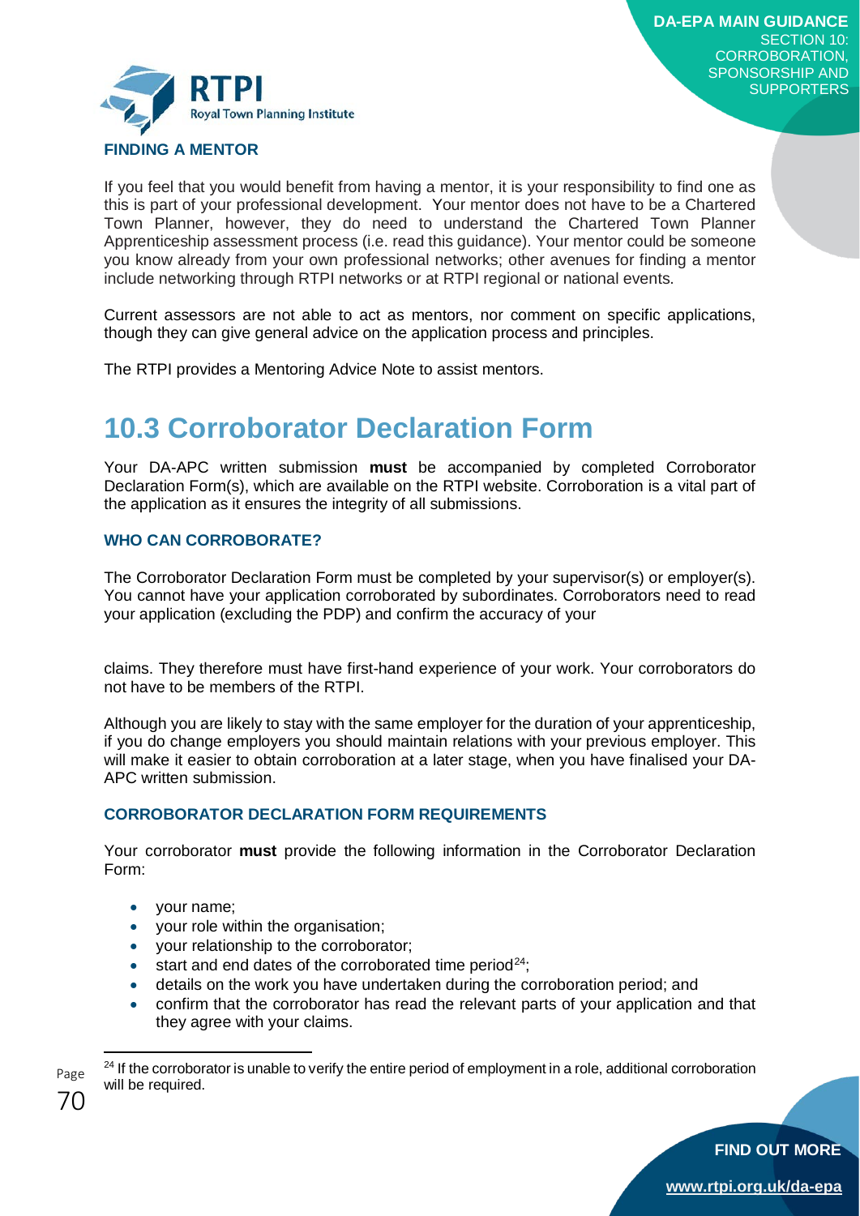### FINDING A MENTOR

If you feel that you would benefit from having a mentor, it is your responsibility to find one as this is part of your professional development. Your mentor does not have to be a Chartered Town Planner, however, they do need to understand the Chartered Town Planner Apprenticeship assessment process (i.e. read this guidance). Your mentor could be someone you know already from your own professional networks; other avenues for finding a mentor include networking through RTPI networks or at RTPI regional or national events.

Current assessors are not able to act as mentors, nor comment on specific applications, though they can give general advice on the application process and principles.

The RTPI provides a Mentoring Advice Note to assist mentors.

## 10.3 Corroborator Declaration Form

Your DA-APC written submission **must** be accompanied by completed Corroborator Declaration Form(s), which are available on the RTPI website. Corroboration is a vital part of the application as it ensures the integrity of all submissions.

### WHO CAN CORROBORATE?

The Corroborator Declaration Form must be completed by your supervisor(s) or employer(s). You cannot have your application corroborated by subordinates. Corroborators need to read your application (excluding the PDP) and confirm the accuracy of your claims. They therefore must have first-hand experience of your work. Your corroborators do not have to be members of the RTPI.

Although you are likely to stay with the same employer for the duration of your apprenticeship, if you do change employers you should maintain relations with your previous employer. This will make it easier to obtain corroboration at a later stage, when you have finalised your DA-APC written submission.

### CORROBORATOR DECLARATION FORM REQUIREMENTS

Your corroborator **must** provide the following information in the Corroborator Declaration Form:

- your name;
- your role within the organisation;
- your relationship to the corroborator;
- start and end dates of the corroborated time period[24];
- details on the work you have undertaken during the corroboration period; and
- confirm that the corroborator has read the relevant parts of your application and that they agree with your claims.

[24] If the corroborator is unable to verify the entire period of employment in a role, additional corroboration will be required.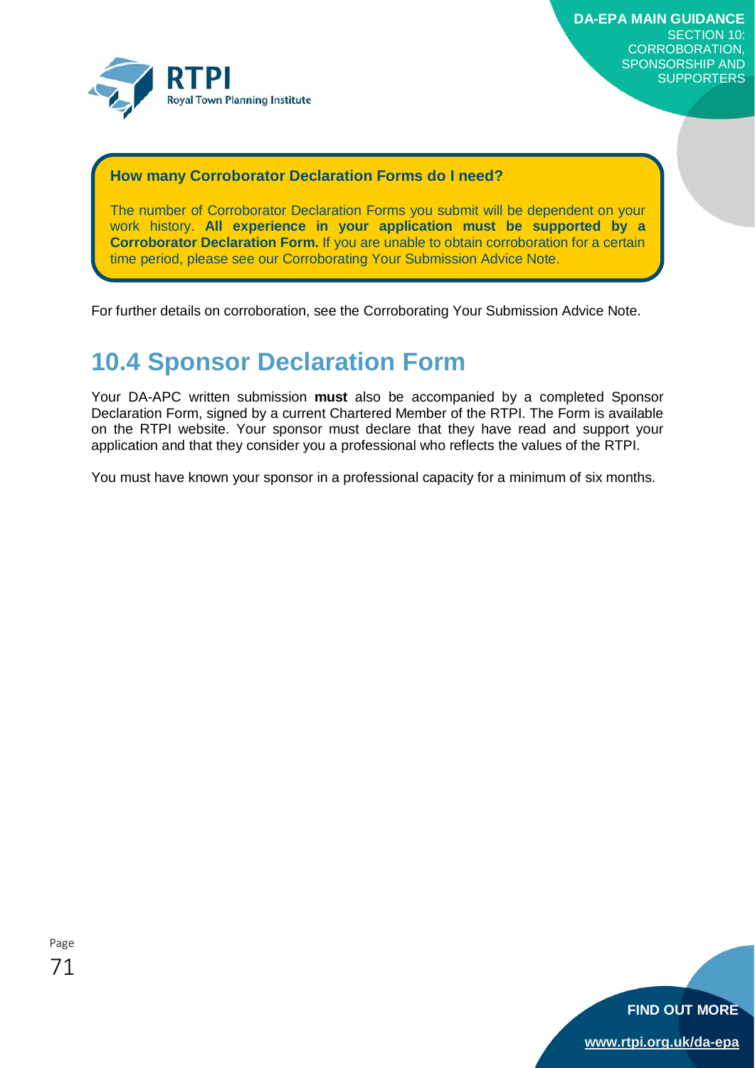**How many Corroborator Declaration Forms do I need?**

The number of Corroborator Declaration Forms you submit will be dependent on your work history. **All experience in your application must be supported by a Corroborator Declaration Form.** If you are unable to obtain corroboration for a certain time period, please see our Corroborating Your Submission Advice Note.

For further details on corroboration, see the Corroborating Your Submission Advice Note.

## 10.4 Sponsor Declaration Form

Your DA-APC written submission **must** also be accompanied by a completed Sponsor Declaration Form, signed by a current Chartered Member of the RTPI. The Form is available on the RTPI website. Your sponsor must declare that they have read and support your application and that they consider you a professional who reflects the values of the RTPI.

You must have known your sponsor in a professional capacity for a minimum of six months.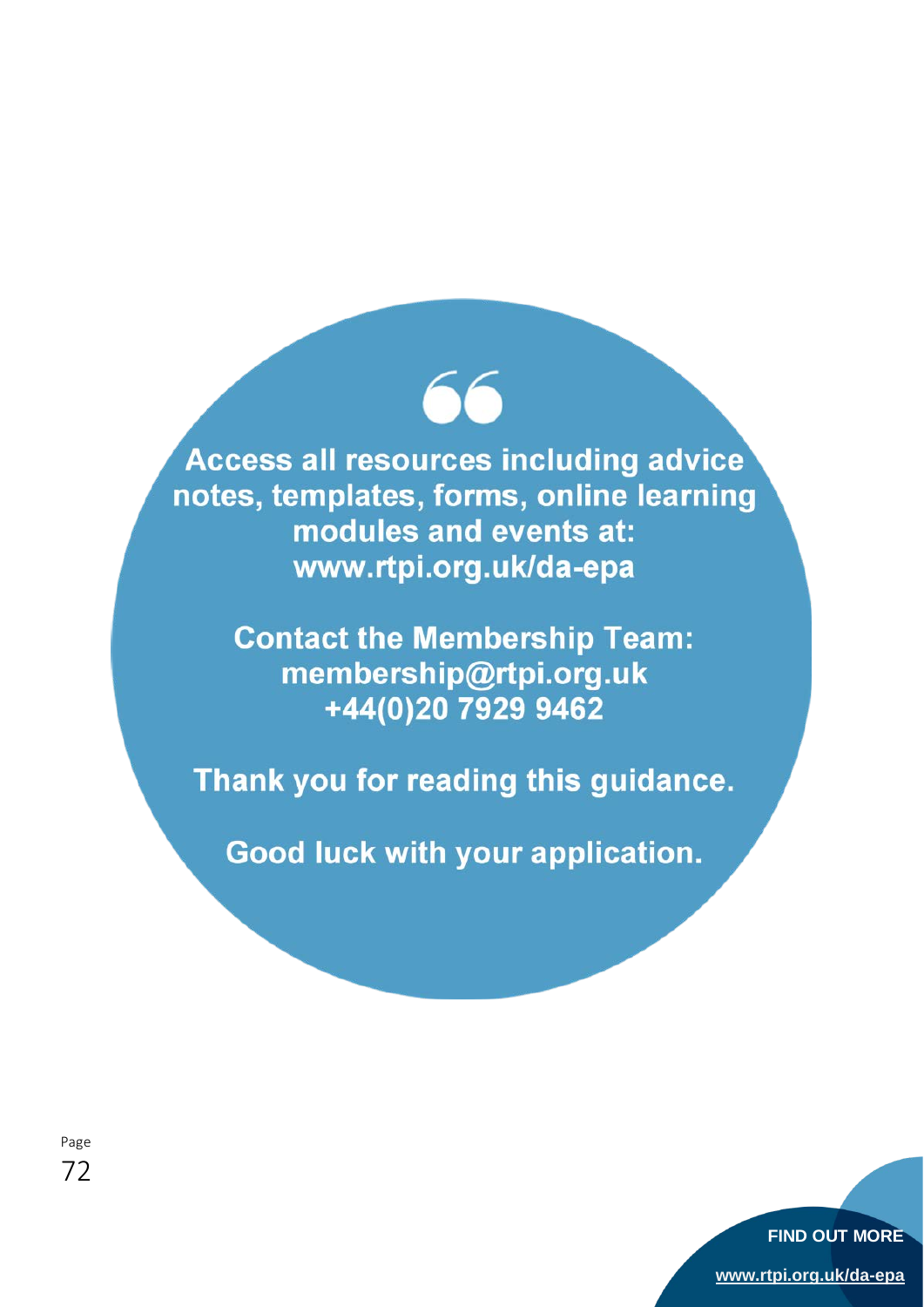**Access all resources including advice notes, templates, forms, online learning modules and events at: www.rtpi.org.uk/da-epa**

**Contact the Membership Team:**
**membership@rtpi.org.uk**
**+44(0)20 7929 9462**

**Thank you for reading this guidance.**

**Good luck with your application.**

**FIND OUT MORE**

**www.rtpi.org.uk/da-epa**